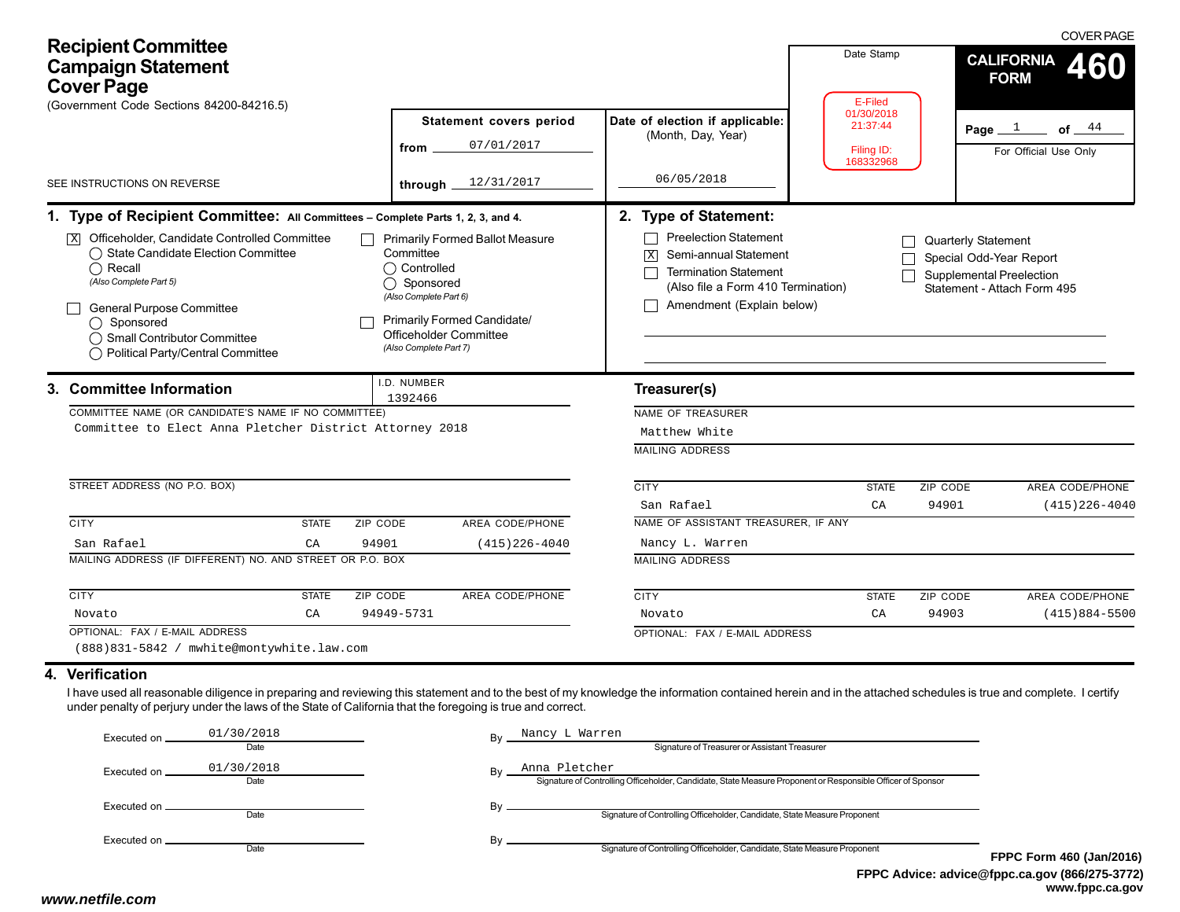# Recipient Committee Campaign Statement Cover Page

(Government Code Sections 84200-84216.5)

SEE INSTRUCTIONS ON REVERSE

**COVER PAGE**

**CALIFORNIA FORM 460**

| Statement covers period | Date of election if applicable: (Month, Day, Year) |
|---|---|
| from 07/01/2017 | |
| through 12/31/2017 | 06/05/2018 |

Date Stamp

E-Filed
01/30/2018
21:37:44

Filing ID:
168332968

Page 1 of 44

For Official Use Only

## 1. Type of Recipient Committee: All Committees – Complete Parts 1, 2, 3, and 4.

- [X] Officeholder, Candidate Controlled Committee
  - ◯ State Candidate Election Committee
  - ◯ Recall
  - *(Also Complete Part 5)*
- [ ] General Purpose Committee
  - ◯ Sponsored
  - ◯ Small Contributor Committee
  - ◯ Political Party/Central Committee
- [ ] Primarily Formed Ballot Measure Committee
  - ◯ Controlled
  - ◯ Sponsored
  - *(Also Complete Part 6)*
- [ ] Primarily Formed Candidate/ Officeholder Committee
  - *(Also Complete Part 7)*

## 2. Type of Statement:

- [ ] Preelection Statement
- [X] Semi-annual Statement
- [ ] Termination Statement (Also file a Form 410 Termination)
- [ ] Amendment (Explain below)
- [ ] Quarterly Statement
- [ ] Special Odd-Year Report
- [ ] Supplemental Preelection Statement - Attach Form 495

## 3. Committee Information

I.D. NUMBER: 1392466

COMMITTEE NAME (OR CANDIDATE'S NAME IF NO COMMITTEE)
Committee to Elect Anna Pletcher District Attorney 2018

STREET ADDRESS (NO P.O. BOX)

| CITY | STATE | ZIP CODE | AREA CODE/PHONE |
|---|---|---|---|
| San Rafael | CA | 94901 | (415)226-4040 |

MAILING ADDRESS (IF DIFFERENT) NO. AND STREET OR P.O. BOX

| CITY | STATE | ZIP CODE | AREA CODE/PHONE |
|---|---|---|---|
| Novato | CA | 94949-5731 | |

OPTIONAL: FAX / E-MAIL ADDRESS
(888)831-5842 / mwhite@montywhite.law.com

### Treasurer(s)

NAME OF TREASURER
Matthew White

MAILING ADDRESS

| CITY | STATE | ZIP CODE | AREA CODE/PHONE |
|---|---|---|---|
| San Rafael | CA | 94901 | (415)226-4040 |

NAME OF ASSISTANT TREASURER, IF ANY
Nancy L. Warren

MAILING ADDRESS

| CITY | STATE | ZIP CODE | AREA CODE/PHONE |
|---|---|---|---|
| Novato | CA | 94903 | (415)884-5500 |

OPTIONAL: FAX / E-MAIL ADDRESS

## 4. Verification

I have used all reasonable diligence in preparing and reviewing this statement and to the best of my knowledge the information contained herein and in the attached schedules is true and complete. I certify under penalty of perjury under the laws of the State of California that the foregoing is true and correct.

Executed on 01/30/2018 (Date) By Nancy L Warren (Signature of Treasurer or Assistant Treasurer)

Executed on 01/30/2018 (Date) By Anna Pletcher (Signature of Controlling Officeholder, Candidate, State Measure Proponent or Responsible Officer of Sponsor)

Executed on ________ (Date) By ________ (Signature of Controlling Officeholder, Candidate, State Measure Proponent)

Executed on ________ (Date) By ________ (Signature of Controlling Officeholder, Candidate, State Measure Proponent)

FPPC Form 460 (Jan/2016)
FPPC Advice: advice@fppc.ca.gov (866/275-3772)
www.fppc.ca.gov

www.netfile.com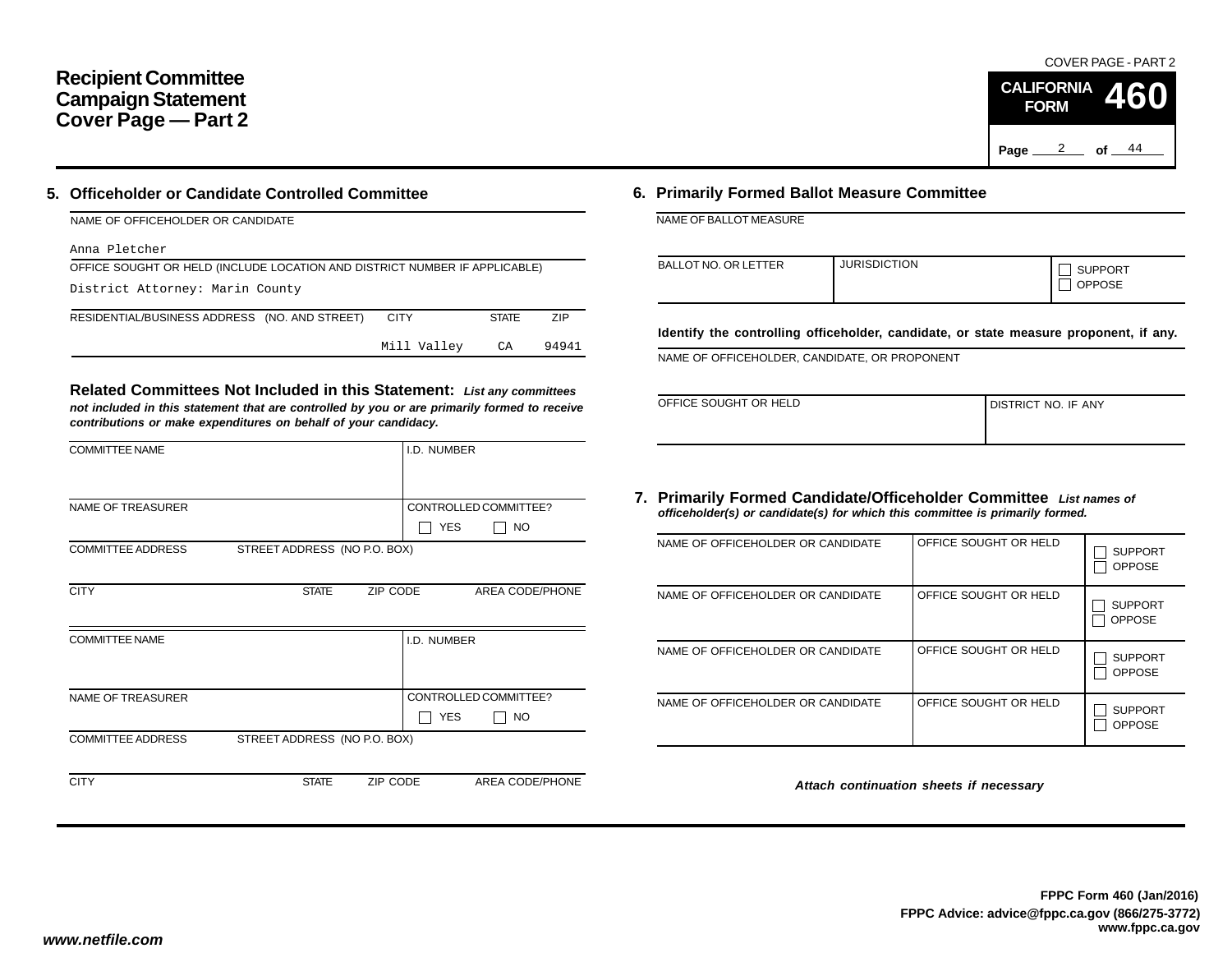# Recipient Committee Campaign Statement Cover Page — Part 2

COVER PAGE - PART 2

**CALIFORNIA FORM 460**

## 5. Officeholder or Candidate Controlled Committee

NAME OF OFFICEHOLDER OR CANDIDATE

Anna Pletcher

OFFICE SOUGHT OR HELD (INCLUDE LOCATION AND DISTRICT NUMBER IF APPLICABLE)

District Attorney: Marin County

| RESIDENTIAL/BUSINESS ADDRESS (NO. AND STREET) | CITY | STATE | ZIP |
| --- | --- | --- | --- |
| | Mill Valley | CA | 94941 |

### Related Committees Not Included in this Statement:

*List any committees not included in this statement that are controlled by you or are primarily formed to receive contributions or make expenditures on behalf of your candidacy.*

| COMMITTEE NAME | | | I.D. NUMBER |
| --- | --- | --- | --- |
| | | | |
| NAME OF TREASURER | | | CONTROLLED COMMITTEE? ☐ YES ☐ NO |
| COMMITTEE ADDRESS | STREET ADDRESS (NO P.O. BOX) | | |
| CITY | STATE | ZIP CODE | AREA CODE/PHONE |

| COMMITTEE NAME | | | I.D. NUMBER |
| --- | --- | --- | --- |
| | | | |
| NAME OF TREASURER | | | CONTROLLED COMMITTEE? ☐ YES ☐ NO |
| COMMITTEE ADDRESS | STREET ADDRESS (NO P.O. BOX) | | |
| CITY | STATE | ZIP CODE | AREA CODE/PHONE |

## 6. Primarily Formed Ballot Measure Committee

NAME OF BALLOT MEASURE

| BALLOT NO. OR LETTER | JURISDICTION | ☐ SUPPORT ☐ OPPOSE |
| --- | --- | --- |
| | | |

**Identify the controlling officeholder, candidate, or state measure proponent, if any.**

NAME OF OFFICEHOLDER, CANDIDATE, OR PROPONENT

| OFFICE SOUGHT OR HELD | DISTRICT NO. IF ANY |
| --- | --- |
| | |

## 7. Primarily Formed Candidate/Officeholder Committee

*List names of officeholder(s) or candidate(s) for which this committee is primarily formed.*

| NAME OF OFFICEHOLDER OR CANDIDATE | OFFICE SOUGHT OR HELD | |
| --- | --- | --- |
| | | ☐ SUPPORT ☐ OPPOSE |
| NAME OF OFFICEHOLDER OR CANDIDATE | OFFICE SOUGHT OR HELD | ☐ SUPPORT ☐ OPPOSE |
| NAME OF OFFICEHOLDER OR CANDIDATE | OFFICE SOUGHT OR HELD | ☐ SUPPORT ☐ OPPOSE |
| NAME OF OFFICEHOLDER OR CANDIDATE | OFFICE SOUGHT OR HELD | ☐ SUPPORT ☐ OPPOSE |

*Attach continuation sheets if necessary*

**FPPC Form 460 (Jan/2016)**
**FPPC Advice: advice@fppc.ca.gov (866/275-3772)**
**www.fppc.ca.gov**

*www.netfile.com*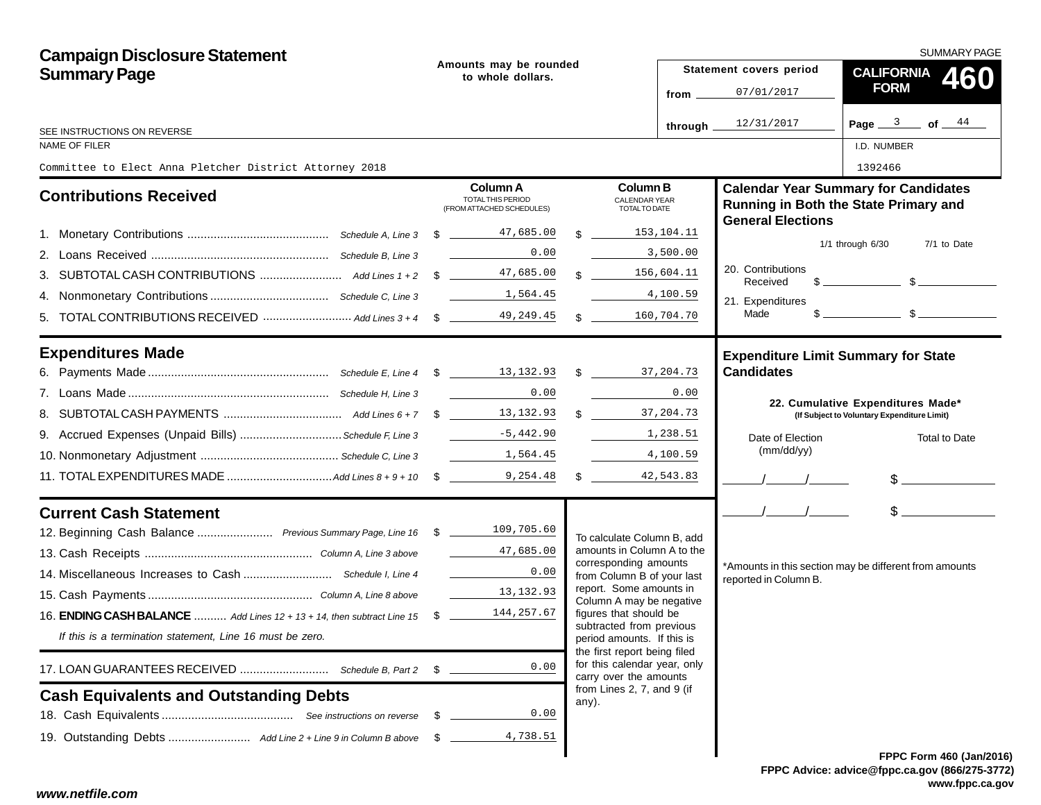# Campaign Disclosure Statement Summary Page

SUMMARY PAGE

**Amounts may be rounded to whole dollars.**

**Statement covers period**
from 07/01/2017
through 12/31/2017

**CALIFORNIA FORM 460**

SEE INSTRUCTIONS ON REVERSE

NAME OF FILER: Committee to Elect Anna Pletcher District Attorney 2018

I.D. NUMBER: 1392466

## Contributions Received

| | | Column A TOTAL THIS PERIOD (FROM ATTACHED SCHEDULES) | Column B CALENDAR YEAR TOTAL TO DATE |
|---|---|---|---|
| 1. Monetary Contributions | Schedule A, Line 3 | $ 47,685.00 | $ 153,104.11 |
| 2. Loans Received | Schedule B, Line 3 | 0.00 | 3,500.00 |
| 3. SUBTOTAL CASH CONTRIBUTIONS | Add Lines 1 + 2 | $ 47,685.00 | $ 156,604.11 |
| 4. Nonmonetary Contributions | Schedule C, Line 3 | 1,564.45 | 4,100.59 |
| 5. TOTAL CONTRIBUTIONS RECEIVED | Add Lines 3 + 4 | $ 49,249.45 | $ 160,704.70 |

## Expenditures Made

| | | Column A | Column B |
|---|---|---|---|
| 6. Payments Made | Schedule E, Line 4 | $ 13,132.93 | $ 37,204.73 |
| 7. Loans Made | Schedule H, Line 3 | 0.00 | 0.00 |
| 8. SUBTOTAL CASH PAYMENTS | Add Lines 6 + 7 | $ 13,132.93 | $ 37,204.73 |
| 9. Accrued Expenses (Unpaid Bills) | Schedule F, Line 3 | -5,442.90 | 1,238.51 |
| 10. Nonmonetary Adjustment | Schedule C, Line 3 | 1,564.45 | 4,100.59 |
| 11. TOTAL EXPENDITURES MADE | Add Lines 8 + 9 + 10 | $ 9,254.48 | $ 42,543.83 |

## Current Cash Statement

| | | |
|---|---|---|
| 12. Beginning Cash Balance | Previous Summary Page, Line 16 | $ 109,705.60 |
| 13. Cash Receipts | Column A, Line 3 above | 47,685.00 |
| 14. Miscellaneous Increases to Cash | Schedule I, Line 4 | 0.00 |
| 15. Cash Payments | Column A, Line 8 above | 13,132.93 |
| 16. **ENDING CASH BALANCE** | Add Lines 12 + 13 + 14, then subtract Line 15 | $ 144,257.67 |

*If this is a termination statement, Line 16 must be zero.*

| | | |
|---|---|---|
| 17. LOAN GUARANTEES RECEIVED | Schedule B, Part 2 | $ 0.00 |

## Cash Equivalents and Outstanding Debts

| | | |
|---|---|---|
| 18. Cash Equivalents | See instructions on reverse | $ 0.00 |
| 19. Outstanding Debts | Add Line 2 + Line 9 in Column B above | $ 4,738.51 |

To calculate Column B, add amounts in Column A to the corresponding amounts from Column B of your last report. Some amounts in Column A may be negative figures that should be subtracted from previous period amounts. If this is the first report being filed for this calendar year, only carry over the amounts from Lines 2, 7, and 9 (if any).

## Calendar Year Summary for Candidates Running in Both the State Primary and General Elections

| | 1/1 through 6/30 | 7/1 to Date |
|---|---|---|
| 20. Contributions Received | $ | $ |
| 21. Expenditures Made | $ | $ |

## Expenditure Limit Summary for State Candidates

**22. Cumulative Expenditures Made*** **(If Subject to Voluntary Expenditure Limit)**

| Date of Election (mm/dd/yy) | Total to Date |
|---|---|
| / / | $ |
| / / | $ |

*Amounts in this section may be different from amounts reported in Column B.

FPPC Form 460 (Jan/2016)
FPPC Advice: advice@fppc.ca.gov (866/275-3772)
www.fppc.ca.gov

www.netfile.com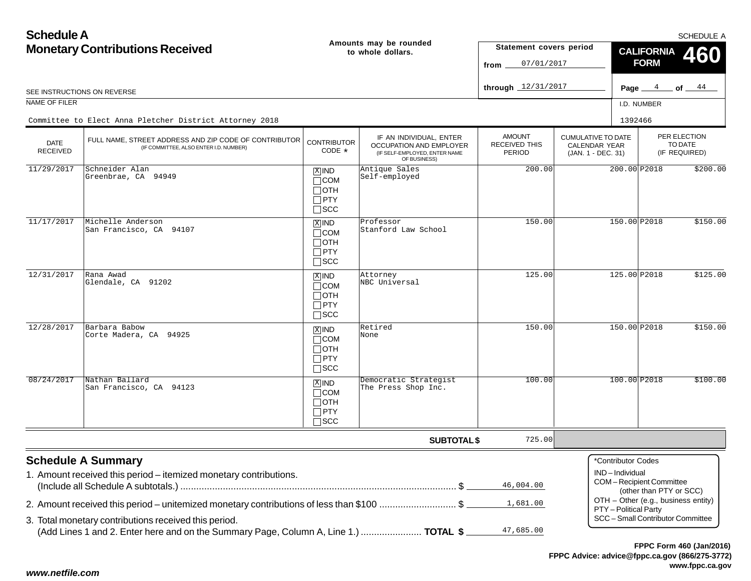# Schedule A
## Monetary Contributions Received

**Amounts may be rounded to whole dollars.**

SCHEDULE A

**Statement covers period**
from 07/01/2017
through 12/31/2017

**CALIFORNIA FORM 460**

SEE INSTRUCTIONS ON REVERSE

NAME OF FILER: Committee to Elect Anna Pletcher District Attorney 2018

I.D. NUMBER: 1392466

| DATE RECEIVED | FULL NAME, STREET ADDRESS AND ZIP CODE OF CONTRIBUTOR (IF COMMITTEE, ALSO ENTER I.D. NUMBER) | CONTRIBUTOR CODE * | IF AN INDIVIDUAL, ENTER OCCUPATION AND EMPLOYER (IF SELF-EMPLOYED, ENTER NAME OF BUSINESS) | AMOUNT RECEIVED THIS PERIOD | CUMULATIVE TO DATE CALENDAR YEAR (JAN. 1 - DEC. 31) | PER ELECTION TO DATE (IF REQUIRED) |
|---|---|---|---|---|---|---|
| 11/29/2017 | Schneider Alan<br>Greenbrae, CA 94949 | [X] IND [ ] COM [ ] OTH [ ] PTY [ ] SCC | Antique Sales<br>Self-employed | 200.00 | 200.00 | P2018 $200.00 |
| 11/17/2017 | Michelle Anderson<br>San Francisco, CA 94107 | [X] IND [ ] COM [ ] OTH [ ] PTY [ ] SCC | Professor<br>Stanford Law School | 150.00 | 150.00 | P2018 $150.00 |
| 12/31/2017 | Rana Awad<br>Glendale, CA 91202 | [X] IND [ ] COM [ ] OTH [ ] PTY [ ] SCC | Attorney<br>NBC Universal | 125.00 | 125.00 | P2018 $125.00 |
| 12/28/2017 | Barbara Babow<br>Corte Madera, CA 94925 | [X] IND [ ] COM [ ] OTH [ ] PTY [ ] SCC | Retired<br>None | 150.00 | 150.00 | P2018 $150.00 |
| 08/24/2017 | Nathan Ballard<br>San Francisco, CA 94123 | [X] IND [ ] COM [ ] OTH [ ] PTY [ ] SCC | Democratic Strategist<br>The Press Shop Inc. | 100.00 | 100.00 | P2018 $100.00 |
| | | | **SUBTOTAL $** | 725.00 | | |

## Schedule A Summary

1. Amount received this period – itemized monetary contributions. (Include all Schedule A subtotals.) ........ $ 46,004.00
2. Amount received this period – unitemized monetary contributions of less than $100 ........ $ 1,681.00
3. Total monetary contributions received this period. (Add Lines 1 and 2. Enter here and on the Summary Page, Column A, Line 1.) ........ **TOTAL $** 47,685.00

*Contributor Codes
- IND – Individual
- COM – Recipient Committee (other than PTY or SCC)
- OTH – Other (e.g., business entity)
- PTY – Political Party
- SCC – Small Contributor Committee

**FPPC Form 460 (Jan/2016)**
**FPPC Advice: advice@fppc.ca.gov (866/275-3772)**
**www.fppc.ca.gov**

***www.netfile.com***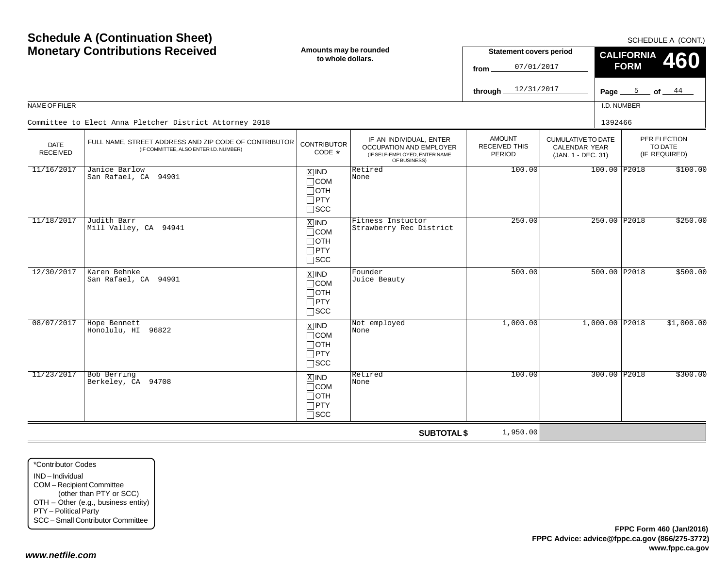# Schedule A (Continuation Sheet)
# Monetary Contributions Received

SCHEDULE A (CONT.)

**Amounts may be rounded to whole dollars.**

**Statement covers period**
from 07/01/2017
through 12/31/2017

**CALIFORNIA FORM 460**

Page 5 of 44

NAME OF FILER: Committee to Elect Anna Pletcher District Attorney 2018

I.D. NUMBER: 1392466

| DATE RECEIVED | FULL NAME, STREET ADDRESS AND ZIP CODE OF CONTRIBUTOR (IF COMMITTEE, ALSO ENTER I.D. NUMBER) | CONTRIBUTOR CODE * | IF AN INDIVIDUAL, ENTER OCCUPATION AND EMPLOYER (IF SELF-EMPLOYED, ENTER NAME OF BUSINESS) | AMOUNT RECEIVED THIS PERIOD | CUMULATIVE TO DATE CALENDAR YEAR (JAN. 1 - DEC. 31) | PER ELECTION TO DATE (IF REQUIRED) | |
|---|---|---|---|---|---|---|---|
| 11/16/2017 | Janice Barlow<br>San Rafael, CA 94901 | [X] IND [ ] COM [ ] OTH [ ] PTY [ ] SCC | Retired<br>None | 100.00 | 100.00 | P2018 | $100.00 |
| 11/18/2017 | Judith Barr<br>Mill Valley, CA 94941 | [X] IND [ ] COM [ ] OTH [ ] PTY [ ] SCC | Fitness Instuctor<br>Strawberry Rec District | 250.00 | 250.00 | P2018 | $250.00 |
| 12/30/2017 | Karen Behnke<br>San Rafael, CA 94901 | [X] IND [ ] COM [ ] OTH [ ] PTY [ ] SCC | Founder<br>Juice Beauty | 500.00 | 500.00 | P2018 | $500.00 |
| 08/07/2017 | Hope Bennett<br>Honolulu, HI 96822 | [X] IND [ ] COM [ ] OTH [ ] PTY [ ] SCC | Not employed<br>None | 1,000.00 | 1,000.00 | P2018 | $1,000.00 |
| 11/23/2017 | Bob Berring<br>Berkeley, CA 94708 | [X] IND [ ] COM [ ] OTH [ ] PTY [ ] SCC | Retired<br>None | 100.00 | 300.00 | P2018 | $300.00 |
| | | | **SUBTOTAL $** | 1,950.00 | | | |

*Contributor Codes
IND – Individual
COM – Recipient Committee (other than PTY or SCC)
OTH – Other (e.g., business entity)
PTY – Political Party
SCC – Small Contributor Committee

**FPPC Form 460 (Jan/2016)**
**FPPC Advice: advice@fppc.ca.gov (866/275-3772)**
**www.fppc.ca.gov**

***www.netfile.com***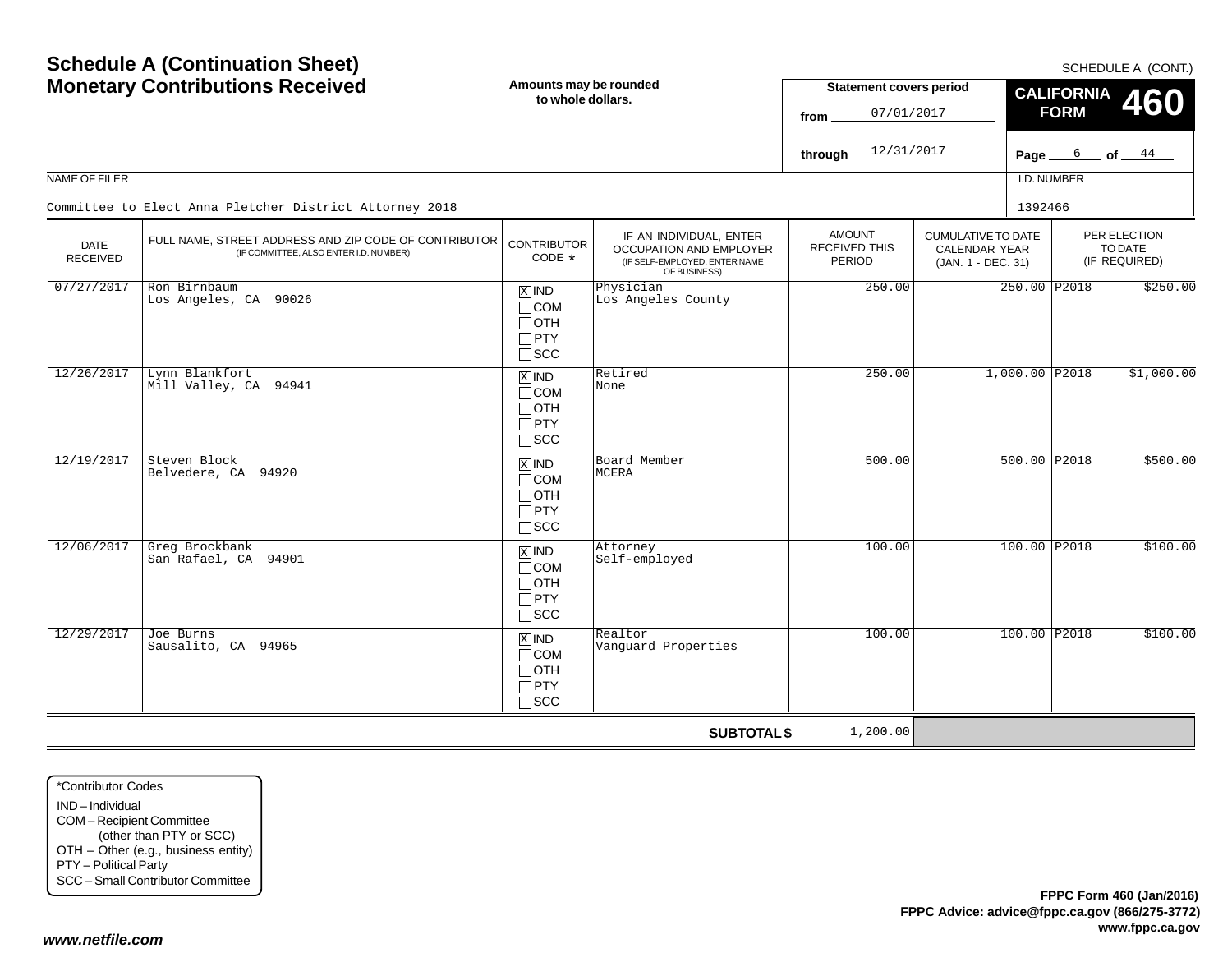# Schedule A (Continuation Sheet)
## Monetary Contributions Received

SCHEDULE A (CONT.)

**Amounts may be rounded to whole dollars.**

**Statement covers period**
from 07/01/2017
through 12/31/2017

**CALIFORNIA FORM 460**

Page 6 of 44

NAME OF FILER: Committee to Elect Anna Pletcher District Attorney 2018

I.D. NUMBER: 1392466

| DATE RECEIVED | FULL NAME, STREET ADDRESS AND ZIP CODE OF CONTRIBUTOR (IF COMMITTEE, ALSO ENTER I.D. NUMBER) | CONTRIBUTOR CODE * | IF AN INDIVIDUAL, ENTER OCCUPATION AND EMPLOYER (IF SELF-EMPLOYED, ENTER NAME OF BUSINESS) | AMOUNT RECEIVED THIS PERIOD | CUMULATIVE TO DATE CALENDAR YEAR (JAN. 1 - DEC. 31) | PER ELECTION TO DATE (IF REQUIRED) |
|---|---|---|---|---|---|---|
| 07/27/2017 | Ron Birnbaum<br>Los Angeles, CA 90026 | [X] IND<br>[ ] COM<br>[ ] OTH<br>[ ] PTY<br>[ ] SCC | Physician<br>Los Angeles County | 250.00 | 250.00 | P2018 $250.00 |
| 12/26/2017 | Lynn Blankfort<br>Mill Valley, CA 94941 | [X] IND<br>[ ] COM<br>[ ] OTH<br>[ ] PTY<br>[ ] SCC | Retired<br>None | 250.00 | 1,000.00 | P2018 $1,000.00 |
| 12/19/2017 | Steven Block<br>Belvedere, CA 94920 | [X] IND<br>[ ] COM<br>[ ] OTH<br>[ ] PTY<br>[ ] SCC | Board Member<br>MCERA | 500.00 | 500.00 | P2018 $500.00 |
| 12/06/2017 | Greg Brockbank<br>San Rafael, CA 94901 | [X] IND<br>[ ] COM<br>[ ] OTH<br>[ ] PTY<br>[ ] SCC | Attorney<br>Self-employed | 100.00 | 100.00 | P2018 $100.00 |
| 12/29/2017 | Joe Burns<br>Sausalito, CA 94965 | [X] IND<br>[ ] COM<br>[ ] OTH<br>[ ] PTY<br>[ ] SCC | Realtor<br>Vanguard Properties | 100.00 | 100.00 | P2018 $100.00 |
| | | | **SUBTOTAL $** | 1,200.00 | | |

*Contributor Codes
IND – Individual
COM – Recipient Committee (other than PTY or SCC)
OTH – Other (e.g., business entity)
PTY – Political Party
SCC – Small Contributor Committee

**FPPC Form 460 (Jan/2016)**
**FPPC Advice: advice@fppc.ca.gov (866/275-3772)**
**www.fppc.ca.gov**

***www.netfile.com***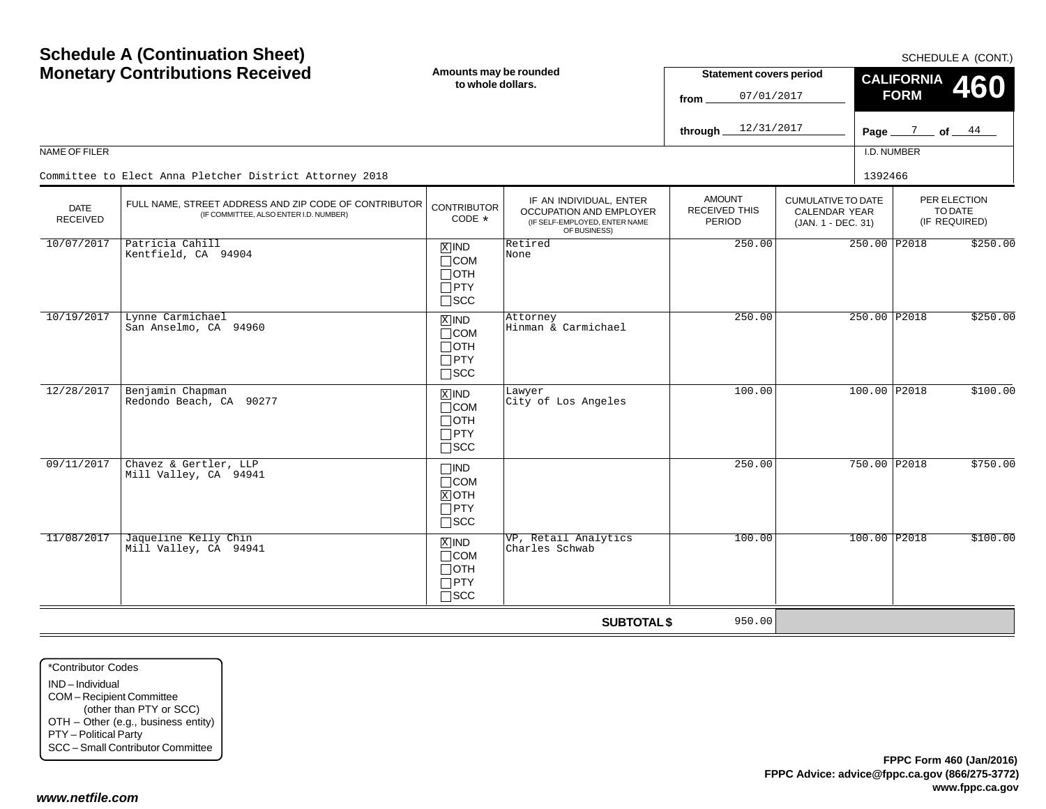# Schedule A (Continuation Sheet)
# Monetary Contributions Received

SCHEDULE A (CONT.)

Amounts may be rounded to whole dollars.

**Statement covers period**
from 07/01/2017
through 12/31/2017

**CALIFORNIA FORM 460**

NAME OF FILER: Committee to Elect Anna Pletcher District Attorney 2018

I.D. NUMBER: 1392466

| DATE RECEIVED | FULL NAME, STREET ADDRESS AND ZIP CODE OF CONTRIBUTOR (IF COMMITTEE, ALSO ENTER I.D. NUMBER) | CONTRIBUTOR CODE * | IF AN INDIVIDUAL, ENTER OCCUPATION AND EMPLOYER (IF SELF-EMPLOYED, ENTER NAME OF BUSINESS) | AMOUNT RECEIVED THIS PERIOD | CUMULATIVE TO DATE CALENDAR YEAR (JAN. 1 - DEC. 31) | PER ELECTION TO DATE (IF REQUIRED) |
|---|---|---|---|---|---|---|
| 10/07/2017 | Patricia Cahill<br>Kentfield, CA 94904 | [X] IND [ ] COM [ ] OTH [ ] PTY [ ] SCC | Retired<br>None | 250.00 | 250.00 | P2018 $250.00 |
| 10/19/2017 | Lynne Carmichael<br>San Anselmo, CA 94960 | [X] IND [ ] COM [ ] OTH [ ] PTY [ ] SCC | Attorney<br>Hinman & Carmichael | 250.00 | 250.00 | P2018 $250.00 |
| 12/28/2017 | Benjamin Chapman<br>Redondo Beach, CA 90277 | [X] IND [ ] COM [ ] OTH [ ] PTY [ ] SCC | Lawyer<br>City of Los Angeles | 100.00 | 100.00 | P2018 $100.00 |
| 09/11/2017 | Chavez & Gertler, LLP<br>Mill Valley, CA 94941 | [ ] IND [ ] COM [X] OTH [ ] PTY [ ] SCC | | 250.00 | 750.00 | P2018 $750.00 |
| 11/08/2017 | Jaqueline Kelly Chin<br>Mill Valley, CA 94941 | [X] IND [ ] COM [ ] OTH [ ] PTY [ ] SCC | VP, Retail Analytics<br>Charles Schwab | 100.00 | 100.00 | P2018 $100.00 |
| | | | **SUBTOTAL $** | 950.00 | | |

*Contributor Codes
IND – Individual
COM – Recipient Committee (other than PTY or SCC)
OTH – Other (e.g., business entity)
PTY – Political Party
SCC – Small Contributor Committee

FPPC Form 460 (Jan/2016)
FPPC Advice: advice@fppc.ca.gov (866/275-3772)
www.fppc.ca.gov

*www.netfile.com*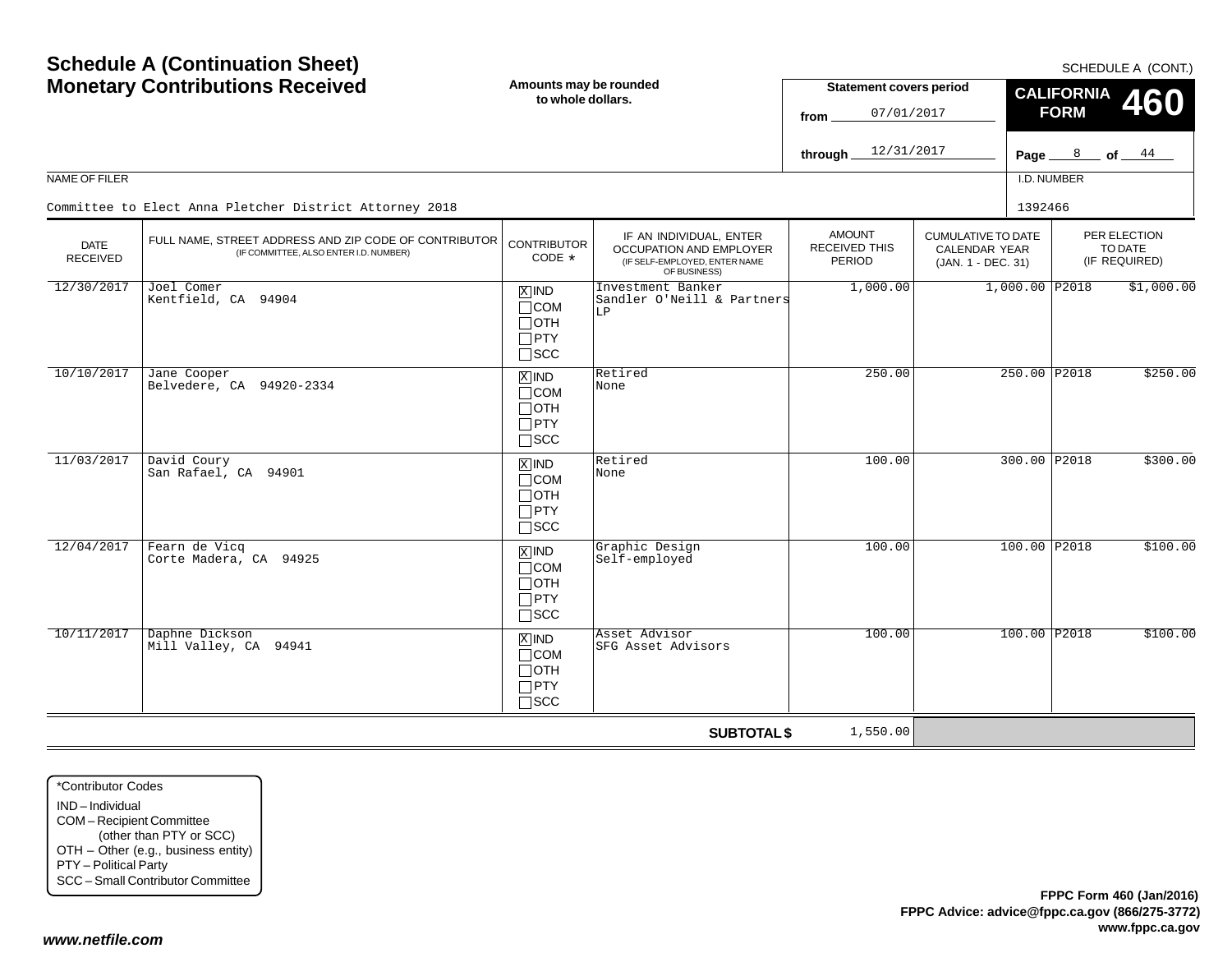# Schedule A (Continuation Sheet)
## Monetary Contributions Received

**Amounts may be rounded to whole dollars.**

SCHEDULE A (CONT.)

**Statement covers period**
from 07/01/2017
through 12/31/2017

**CALIFORNIA FORM 460**

Page 8 of 44

NAME OF FILER: Committee to Elect Anna Pletcher District Attorney 2018

I.D. NUMBER: 1392466

| DATE RECEIVED | FULL NAME, STREET ADDRESS AND ZIP CODE OF CONTRIBUTOR (IF COMMITTEE, ALSO ENTER I.D. NUMBER) | CONTRIBUTOR CODE * | IF AN INDIVIDUAL, ENTER OCCUPATION AND EMPLOYER (IF SELF-EMPLOYED, ENTER NAME OF BUSINESS) | AMOUNT RECEIVED THIS PERIOD | CUMULATIVE TO DATE CALENDAR YEAR (JAN. 1 - DEC. 31) | PER ELECTION TO DATE (IF REQUIRED) |
|---|---|---|---|---|---|---|
| 12/30/2017 | Joel Comer<br>Kentfield, CA 94904 | [X] IND<br>[ ] COM<br>[ ] OTH<br>[ ] PTY<br>[ ] SCC | Investment Banker<br>Sandler O'Neill & Partners LP | 1,000.00 | 1,000.00 | P2018 $1,000.00 |
| 10/10/2017 | Jane Cooper<br>Belvedere, CA 94920-2334 | [X] IND<br>[ ] COM<br>[ ] OTH<br>[ ] PTY<br>[ ] SCC | Retired<br>None | 250.00 | 250.00 | P2018 $250.00 |
| 11/03/2017 | David Coury<br>San Rafael, CA 94901 | [X] IND<br>[ ] COM<br>[ ] OTH<br>[ ] PTY<br>[ ] SCC | Retired<br>None | 100.00 | 300.00 | P2018 $300.00 |
| 12/04/2017 | Fearn de Vicq<br>Corte Madera, CA 94925 | [X] IND<br>[ ] COM<br>[ ] OTH<br>[ ] PTY<br>[ ] SCC | Graphic Design<br>Self-employed | 100.00 | 100.00 | P2018 $100.00 |
| 10/11/2017 | Daphne Dickson<br>Mill Valley, CA 94941 | [X] IND<br>[ ] COM<br>[ ] OTH<br>[ ] PTY<br>[ ] SCC | Asset Advisor<br>SFG Asset Advisors | 100.00 | 100.00 | P2018 $100.00 |
| | | | **SUBTOTAL $** | 1,550.00 | | |

*Contributor Codes
- IND – Individual
- COM – Recipient Committee (other than PTY or SCC)
- OTH – Other (e.g., business entity)
- PTY – Political Party
- SCC – Small Contributor Committee

**FPPC Form 460 (Jan/2016)**
**FPPC Advice: advice@fppc.ca.gov (866/275-3772)**
**www.fppc.ca.gov**

*www.netfile.com*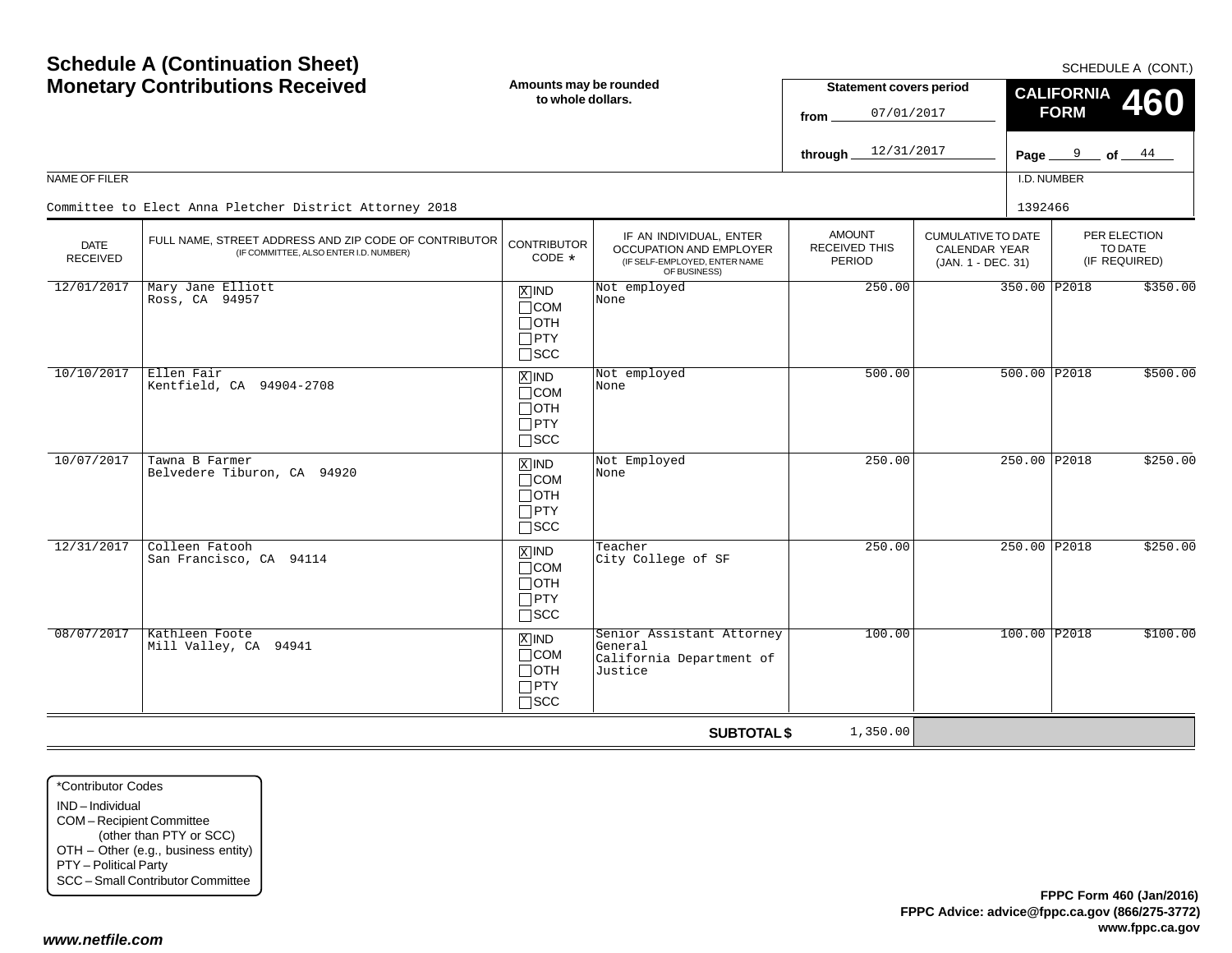# Schedule A (Continuation Sheet)
# Monetary Contributions Received

SCHEDULE A (CONT.)

**Amounts may be rounded to whole dollars.**

**Statement covers period**
from 07/01/2017
through 12/31/2017

**CALIFORNIA FORM 460**

NAME OF FILER: Committee to Elect Anna Pletcher District Attorney 2018

I.D. NUMBER: 1392466

| DATE RECEIVED | FULL NAME, STREET ADDRESS AND ZIP CODE OF CONTRIBUTOR (IF COMMITTEE, ALSO ENTER I.D. NUMBER) | CONTRIBUTOR CODE * | IF AN INDIVIDUAL, ENTER OCCUPATION AND EMPLOYER (IF SELF-EMPLOYED, ENTER NAME OF BUSINESS) | AMOUNT RECEIVED THIS PERIOD | CUMULATIVE TO DATE CALENDAR YEAR (JAN. 1 - DEC. 31) | PER ELECTION TO DATE (IF REQUIRED) |
|---|---|---|---|---|---|---|
| 12/01/2017 | Mary Jane Elliott<br>Ross, CA 94957 | [X] IND [ ] COM [ ] OTH [ ] PTY [ ] SCC | Not employed<br>None | 250.00 | 350.00 | P2018 $350.00 |
| 10/10/2017 | Ellen Fair<br>Kentfield, CA 94904-2708 | [X] IND [ ] COM [ ] OTH [ ] PTY [ ] SCC | Not employed<br>None | 500.00 | 500.00 | P2018 $500.00 |
| 10/07/2017 | Tawna B Farmer<br>Belvedere Tiburon, CA 94920 | [X] IND [ ] COM [ ] OTH [ ] PTY [ ] SCC | Not Employed<br>None | 250.00 | 250.00 | P2018 $250.00 |
| 12/31/2017 | Colleen Fatooh<br>San Francisco, CA 94114 | [X] IND [ ] COM [ ] OTH [ ] PTY [ ] SCC | Teacher<br>City College of SF | 250.00 | 250.00 | P2018 $250.00 |
| 08/07/2017 | Kathleen Foote<br>Mill Valley, CA 94941 | [X] IND [ ] COM [ ] OTH [ ] PTY [ ] SCC | Senior Assistant Attorney General<br>California Department of Justice | 100.00 | 100.00 | P2018 $100.00 |
| | | | **SUBTOTAL $** | 1,350.00 | | |

*Contributor Codes
- IND – Individual
- COM – Recipient Committee (other than PTY or SCC)
- OTH – Other (e.g., business entity)
- PTY – Political Party
- SCC – Small Contributor Committee

**FPPC Form 460 (Jan/2016)**
**FPPC Advice: advice@fppc.ca.gov (866/275-3772)**
**www.fppc.ca.gov**

***www.netfile.com***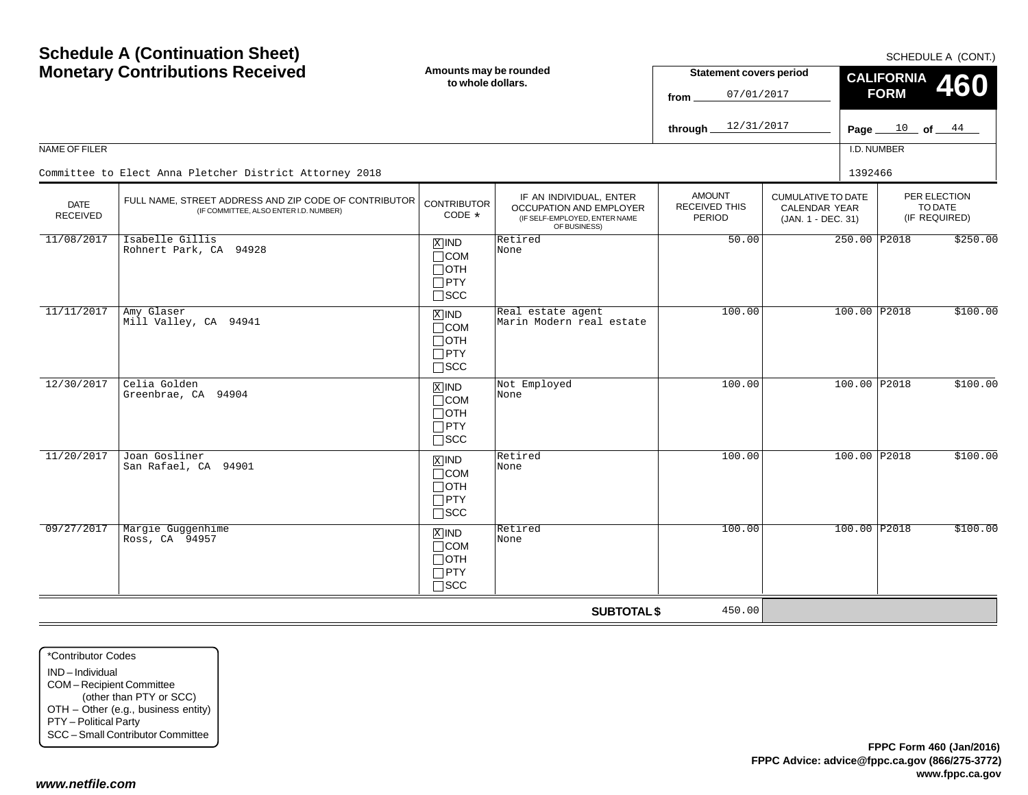# Schedule A (Continuation Sheet)
# Monetary Contributions Received

SCHEDULE A (CONT.)

**Amounts may be rounded to whole dollars.**

**Statement covers period**
from 07/01/2017
through 12/31/2017

**CALIFORNIA FORM 460**

NAME OF FILER: Committee to Elect Anna Pletcher District Attorney 2018

I.D. NUMBER: 1392466

| DATE RECEIVED | FULL NAME, STREET ADDRESS AND ZIP CODE OF CONTRIBUTOR (IF COMMITTEE, ALSO ENTER I.D. NUMBER) | CONTRIBUTOR CODE * | IF AN INDIVIDUAL, ENTER OCCUPATION AND EMPLOYER (IF SELF-EMPLOYED, ENTER NAME OF BUSINESS) | AMOUNT RECEIVED THIS PERIOD | CUMULATIVE TO DATE CALENDAR YEAR (JAN. 1 - DEC. 31) | PER ELECTION TO DATE (IF REQUIRED) |
|---|---|---|---|---|---|---|
| 11/08/2017 | Isabelle Gillis<br>Rohnert Park, CA 94928 | [X] IND [ ] COM [ ] OTH [ ] PTY [ ] SCC | Retired<br>None | 50.00 | 250.00 | P2018 $250.00 |
| 11/11/2017 | Amy Glaser<br>Mill Valley, CA 94941 | [X] IND [ ] COM [ ] OTH [ ] PTY [ ] SCC | Real estate agent<br>Marin Modern real estate | 100.00 | 100.00 | P2018 $100.00 |
| 12/30/2017 | Celia Golden<br>Greenbrae, CA 94904 | [X] IND [ ] COM [ ] OTH [ ] PTY [ ] SCC | Not Employed<br>None | 100.00 | 100.00 | P2018 $100.00 |
| 11/20/2017 | Joan Gosliner<br>San Rafael, CA 94901 | [X] IND [ ] COM [ ] OTH [ ] PTY [ ] SCC | Retired<br>None | 100.00 | 100.00 | P2018 $100.00 |
| 09/27/2017 | Margie Guggenhime<br>Ross, CA 94957 | [X] IND [ ] COM [ ] OTH [ ] PTY [ ] SCC | Retired<br>None | 100.00 | 100.00 | P2018 $100.00 |
| | | | **SUBTOTAL $** | 450.00 | | |

*Contributor Codes
- IND – Individual
- COM – Recipient Committee (other than PTY or SCC)
- OTH – Other (e.g., business entity)
- PTY – Political Party
- SCC – Small Contributor Committee

**FPPC Form 460 (Jan/2016)**
**FPPC Advice: advice@fppc.ca.gov (866/275-3772)**
**www.fppc.ca.gov**

***www.netfile.com***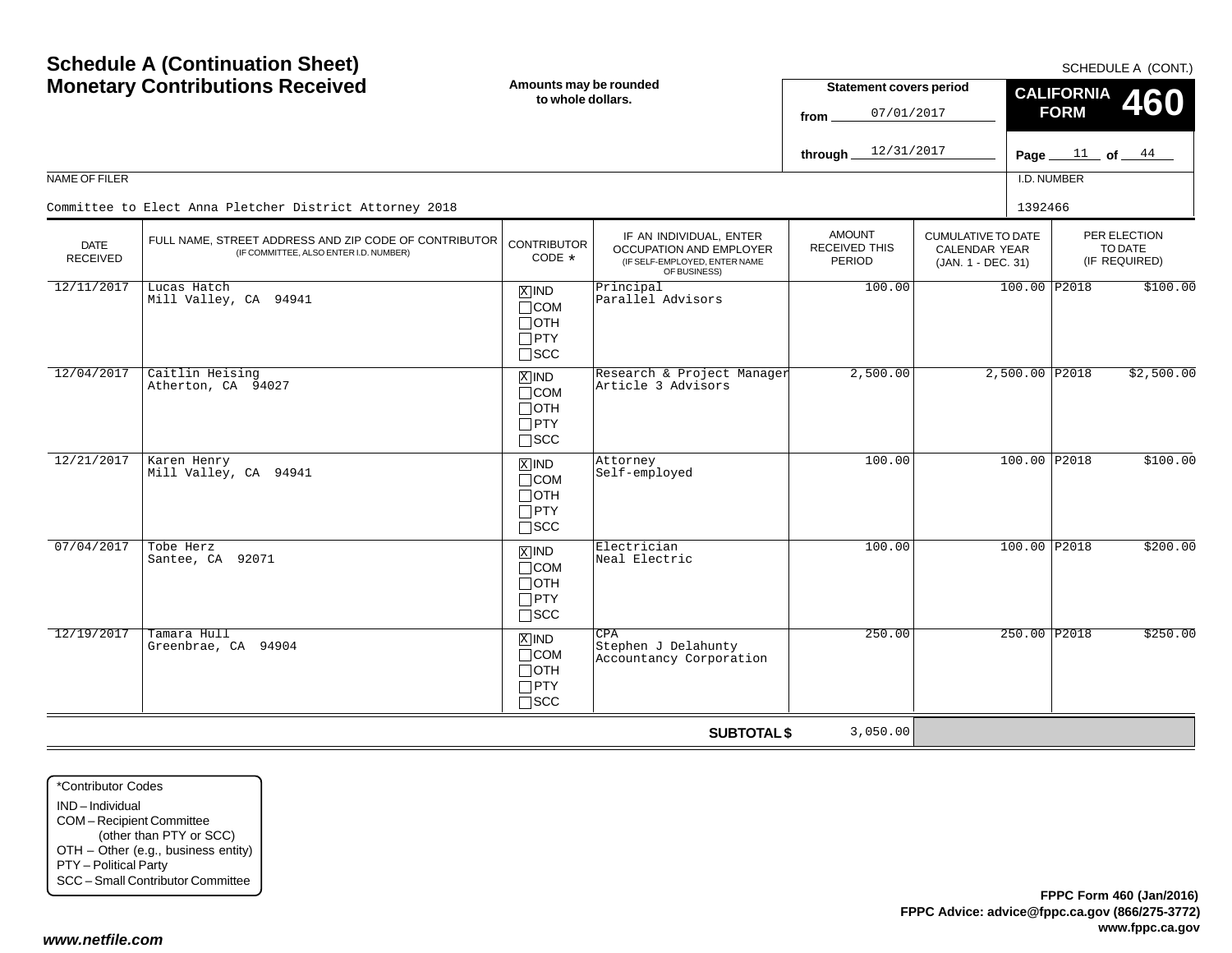# Schedule A (Continuation Sheet)
## Monetary Contributions Received

SCHEDULE A (CONT.)

**Amounts may be rounded to whole dollars.**

**Statement covers period**
from 07/01/2017
through 12/31/2017

**CALIFORNIA FORM 460**

Page 11 of 44

NAME OF FILER: Committee to Elect Anna Pletcher District Attorney 2018

I.D. NUMBER: 1392466

| DATE RECEIVED | FULL NAME, STREET ADDRESS AND ZIP CODE OF CONTRIBUTOR (IF COMMITTEE, ALSO ENTER I.D. NUMBER) | CONTRIBUTOR CODE * | IF AN INDIVIDUAL, ENTER OCCUPATION AND EMPLOYER (IF SELF-EMPLOYED, ENTER NAME OF BUSINESS) | AMOUNT RECEIVED THIS PERIOD | CUMULATIVE TO DATE CALENDAR YEAR (JAN. 1 - DEC. 31) | PER ELECTION TO DATE (IF REQUIRED) | |
|---|---|---|---|---|---|---|---|
| 12/11/2017 | Lucas Hatch<br>Mill Valley, CA 94941 | [X] IND<br>[ ] COM<br>[ ] OTH<br>[ ] PTY<br>[ ] SCC | Principal<br>Parallel Advisors | 100.00 | 100.00 | P2018 | $100.00 |
| 12/04/2017 | Caitlin Heising<br>Atherton, CA 94027 | [X] IND<br>[ ] COM<br>[ ] OTH<br>[ ] PTY<br>[ ] SCC | Research & Project Manager<br>Article 3 Advisors | 2,500.00 | 2,500.00 | P2018 | $2,500.00 |
| 12/21/2017 | Karen Henry<br>Mill Valley, CA 94941 | [X] IND<br>[ ] COM<br>[ ] OTH<br>[ ] PTY<br>[ ] SCC | Attorney<br>Self-employed | 100.00 | 100.00 | P2018 | $100.00 |
| 07/04/2017 | Tobe Herz<br>Santee, CA 92071 | [X] IND<br>[ ] COM<br>[ ] OTH<br>[ ] PTY<br>[ ] SCC | Electrician<br>Neal Electric | 100.00 | 100.00 | P2018 | $200.00 |
| 12/19/2017 | Tamara Hull<br>Greenbrae, CA 94904 | [X] IND<br>[ ] COM<br>[ ] OTH<br>[ ] PTY<br>[ ] SCC | CPA<br>Stephen J Delahunty Accountancy Corporation | 250.00 | 250.00 | P2018 | $250.00 |
| | | | **SUBTOTAL $** | 3,050.00 | | | |

*Contributor Codes
- IND – Individual
- COM – Recipient Committee (other than PTY or SCC)
- OTH – Other (e.g., business entity)
- PTY – Political Party
- SCC – Small Contributor Committee

**FPPC Form 460 (Jan/2016)**
**FPPC Advice: advice@fppc.ca.gov (866/275-3772)**
**www.fppc.ca.gov**

***www.netfile.com***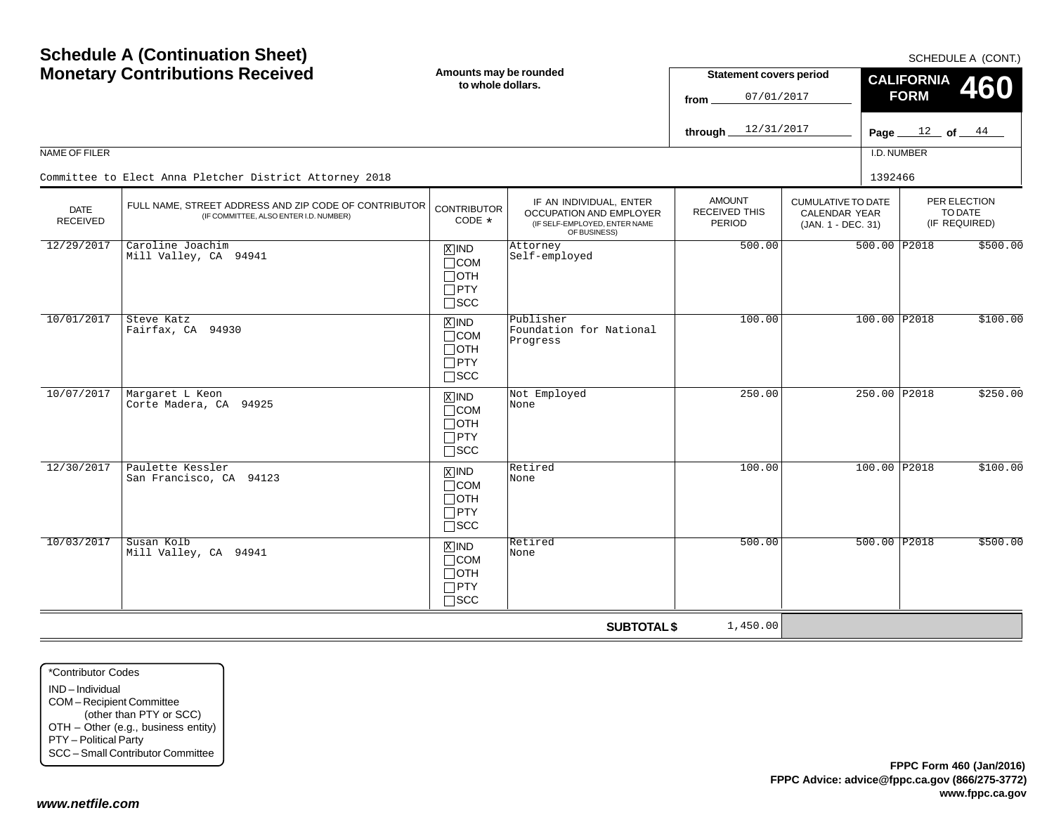# Schedule A (Continuation Sheet) Monetary Contributions Received

SCHEDULE A (CONT.)

**Amounts may be rounded to whole dollars.**

**Statement covers period**
from 07/01/2017
through 12/31/2017

**CALIFORNIA FORM 460**

Page 12 of 44

NAME OF FILER: Committee to Elect Anna Pletcher District Attorney 2018

I.D. NUMBER: 1392466

| DATE RECEIVED | FULL NAME, STREET ADDRESS AND ZIP CODE OF CONTRIBUTOR (IF COMMITTEE, ALSO ENTER I.D. NUMBER) | CONTRIBUTOR CODE * | IF AN INDIVIDUAL, ENTER OCCUPATION AND EMPLOYER (IF SELF-EMPLOYED, ENTER NAME OF BUSINESS) | AMOUNT RECEIVED THIS PERIOD | CUMULATIVE TO DATE CALENDAR YEAR (JAN. 1 - DEC. 31) | PER ELECTION TO DATE (IF REQUIRED) | |
|---|---|---|---|---|---|---|---|
| 12/29/2017 | Caroline Joachim<br>Mill Valley, CA 94941 | [X] IND [ ] COM [ ] OTH [ ] PTY [ ] SCC | Attorney<br>Self-employed | 500.00 | 500.00 | P2018 | $500.00 |
| 10/01/2017 | Steve Katz<br>Fairfax, CA 94930 | [X] IND [ ] COM [ ] OTH [ ] PTY [ ] SCC | Publisher<br>Foundation for National Progress | 100.00 | 100.00 | P2018 | $100.00 |
| 10/07/2017 | Margaret L Keon<br>Corte Madera, CA 94925 | [X] IND [ ] COM [ ] OTH [ ] PTY [ ] SCC | Not Employed<br>None | 250.00 | 250.00 | P2018 | $250.00 |
| 12/30/2017 | Paulette Kessler<br>San Francisco, CA 94123 | [X] IND [ ] COM [ ] OTH [ ] PTY [ ] SCC | Retired<br>None | 100.00 | 100.00 | P2018 | $100.00 |
| 10/03/2017 | Susan Kolb<br>Mill Valley, CA 94941 | [X] IND [ ] COM [ ] OTH [ ] PTY [ ] SCC | Retired<br>None | 500.00 | 500.00 | P2018 | $500.00 |
| | | | **SUBTOTAL $** | 1,450.00 | | | |

*Contributor Codes
- IND – Individual
- COM – Recipient Committee (other than PTY or SCC)
- OTH – Other (e.g., business entity)
- PTY – Political Party
- SCC – Small Contributor Committee

**FPPC Form 460 (Jan/2016)**
**FPPC Advice: advice@fppc.ca.gov (866/275-3772)**
**www.fppc.ca.gov**

*www.netfile.com*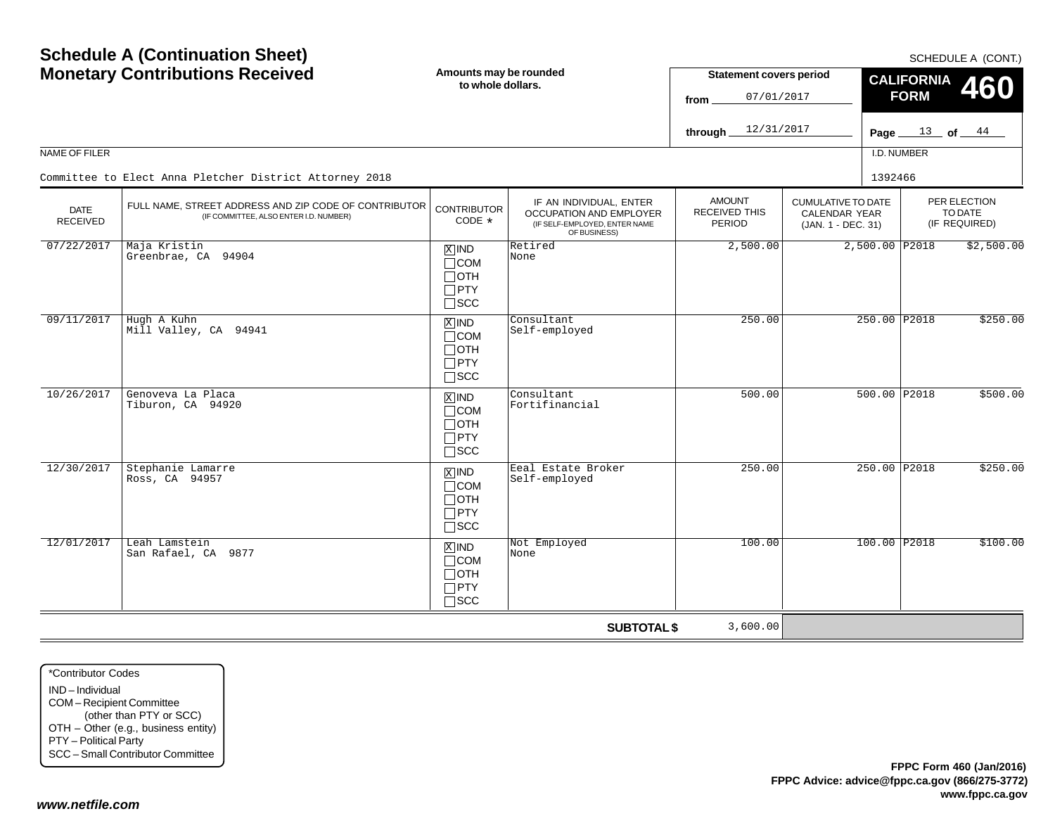# Schedule A (Continuation Sheet)
# Monetary Contributions Received

SCHEDULE A (CONT.)

**Amounts may be rounded to whole dollars.**

**Statement covers period**
from 07/01/2017
through 12/31/2017

**CALIFORNIA FORM 460**

NAME OF FILER
Committee to Elect Anna Pletcher District Attorney 2018

I.D. NUMBER
1392466

| DATE RECEIVED | FULL NAME, STREET ADDRESS AND ZIP CODE OF CONTRIBUTOR (IF COMMITTEE, ALSO ENTER I.D. NUMBER) | CONTRIBUTOR CODE * | IF AN INDIVIDUAL, ENTER OCCUPATION AND EMPLOYER (IF SELF-EMPLOYED, ENTER NAME OF BUSINESS) | AMOUNT RECEIVED THIS PERIOD | CUMULATIVE TO DATE CALENDAR YEAR (JAN. 1 - DEC. 31) | PER ELECTION TO DATE (IF REQUIRED) |
|---|---|---|---|---|---|---|
| 07/22/2017 | Maja Kristin<br>Greenbrae, CA 94904 | [X] IND [ ] COM [ ] OTH [ ] PTY [ ] SCC | Retired<br>None | 2,500.00 | 2,500.00 | P2018 $2,500.00 |
| 09/11/2017 | Hugh A Kuhn<br>Mill Valley, CA 94941 | [X] IND [ ] COM [ ] OTH [ ] PTY [ ] SCC | Consultant<br>Self-employed | 250.00 | 250.00 | P2018 $250.00 |
| 10/26/2017 | Genoveva La Placa<br>Tiburon, CA 94920 | [X] IND [ ] COM [ ] OTH [ ] PTY [ ] SCC | Consultant<br>Fortifinancial | 500.00 | 500.00 | P2018 $500.00 |
| 12/30/2017 | Stephanie Lamarre<br>Ross, CA 94957 | [X] IND [ ] COM [ ] OTH [ ] PTY [ ] SCC | Eeal Estate Broker<br>Self-employed | 250.00 | 250.00 | P2018 $250.00 |
| 12/01/2017 | Leah Lamstein<br>San Rafael, CA 9877 | [X] IND [ ] COM [ ] OTH [ ] PTY [ ] SCC | Not Employed<br>None | 100.00 | 100.00 | P2018 $100.00 |
| | | | **SUBTOTAL $** | 3,600.00 | | |

*Contributor Codes
IND – Individual
COM – Recipient Committee (other than PTY or SCC)
OTH – Other (e.g., business entity)
PTY – Political Party
SCC – Small Contributor Committee

**FPPC Form 460 (Jan/2016)**
**FPPC Advice: advice@fppc.ca.gov (866/275-3772)**
**www.fppc.ca.gov**

***www.netfile.com***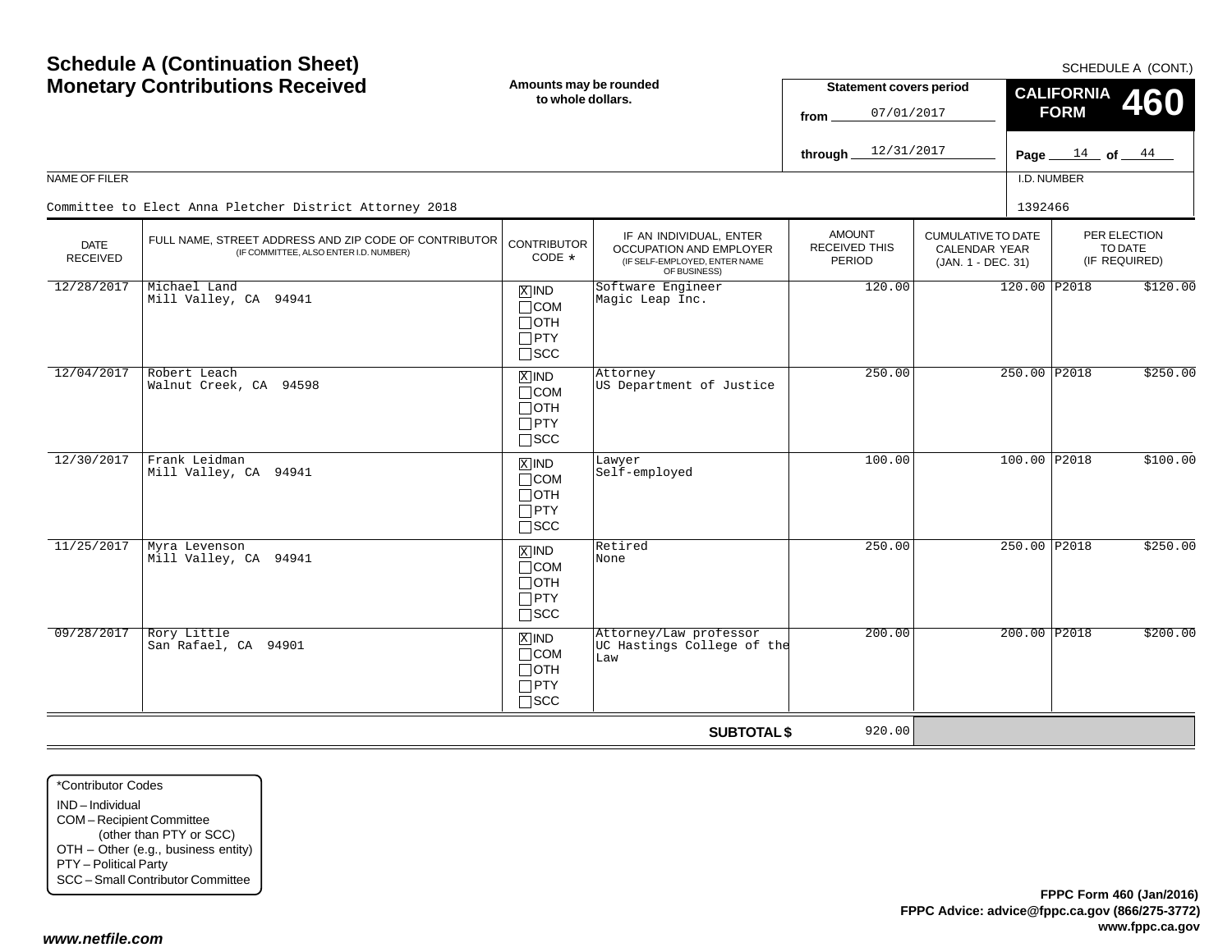# Schedule A (Continuation Sheet)
## Monetary Contributions Received

SCHEDULE A (CONT.)

**Amounts may be rounded to whole dollars.**

**Statement covers period**
from 07/01/2017
through 12/31/2017

**CALIFORNIA FORM 460**

NAME OF FILER: Committee to Elect Anna Pletcher District Attorney 2018

I.D. NUMBER: 1392466

| DATE RECEIVED | FULL NAME, STREET ADDRESS AND ZIP CODE OF CONTRIBUTOR (IF COMMITTEE, ALSO ENTER I.D. NUMBER) | CONTRIBUTOR CODE * | IF AN INDIVIDUAL, ENTER OCCUPATION AND EMPLOYER (IF SELF-EMPLOYED, ENTER NAME OF BUSINESS) | AMOUNT RECEIVED THIS PERIOD | CUMULATIVE TO DATE CALENDAR YEAR (JAN. 1 - DEC. 31) | PER ELECTION TO DATE (IF REQUIRED) |
|---|---|---|---|---|---|---|
| 12/28/2017 | Michael Land<br>Mill Valley, CA 94941 | [X] IND [ ] COM [ ] OTH [ ] PTY [ ] SCC | Software Engineer<br>Magic Leap Inc. | 120.00 | 120.00 | P2018 $120.00 |
| 12/04/2017 | Robert Leach<br>Walnut Creek, CA 94598 | [X] IND [ ] COM [ ] OTH [ ] PTY [ ] SCC | Attorney<br>US Department of Justice | 250.00 | 250.00 | P2018 $250.00 |
| 12/30/2017 | Frank Leidman<br>Mill Valley, CA 94941 | [X] IND [ ] COM [ ] OTH [ ] PTY [ ] SCC | Lawyer<br>Self-employed | 100.00 | 100.00 | P2018 $100.00 |
| 11/25/2017 | Myra Levenson<br>Mill Valley, CA 94941 | [X] IND [ ] COM [ ] OTH [ ] PTY [ ] SCC | Retired<br>None | 250.00 | 250.00 | P2018 $250.00 |
| 09/28/2017 | Rory Little<br>San Rafael, CA 94901 | [X] IND [ ] COM [ ] OTH [ ] PTY [ ] SCC | Attorney/Law professor<br>UC Hastings College of the Law | 200.00 | 200.00 | P2018 $200.00 |
| | | | **SUBTOTAL $** | 920.00 | | |

*Contributor Codes
- IND – Individual
- COM – Recipient Committee (other than PTY or SCC)
- OTH – Other (e.g., business entity)
- PTY – Political Party
- SCC – Small Contributor Committee

**FPPC Form 460 (Jan/2016)**
**FPPC Advice: advice@fppc.ca.gov (866/275-3772)**
**www.fppc.ca.gov**

***www.netfile.com***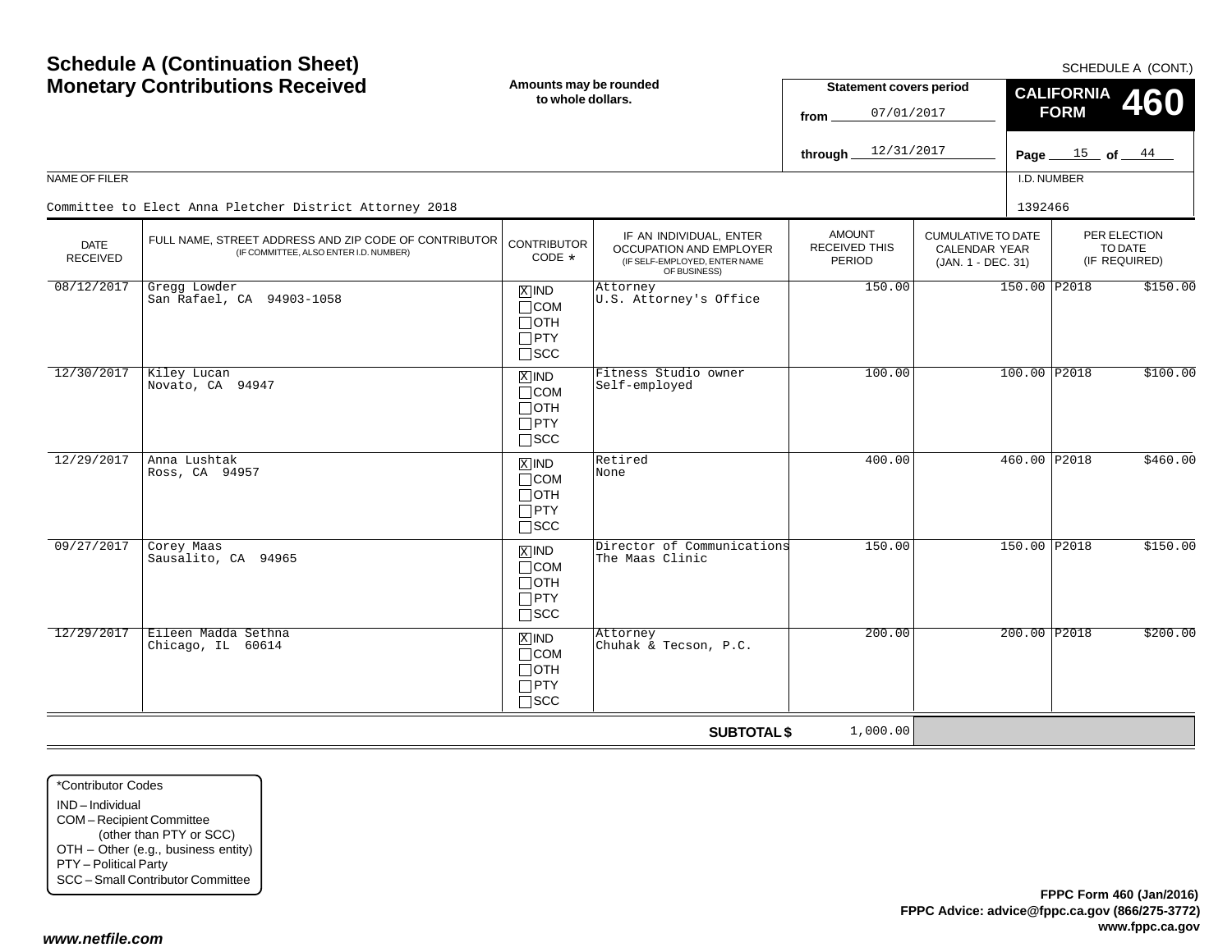# Schedule A (Continuation Sheet)
# Monetary Contributions Received

**Amounts may be rounded to whole dollars.**

SCHEDULE A (CONT.)

**Statement covers period**
from 07/01/2017
through 12/31/2017

**CALIFORNIA FORM 460**

NAME OF FILER: Committee to Elect Anna Pletcher District Attorney 2018

I.D. NUMBER: 1392466

| DATE RECEIVED | FULL NAME, STREET ADDRESS AND ZIP CODE OF CONTRIBUTOR (IF COMMITTEE, ALSO ENTER I.D. NUMBER) | CONTRIBUTOR CODE * | IF AN INDIVIDUAL, ENTER OCCUPATION AND EMPLOYER (IF SELF-EMPLOYED, ENTER NAME OF BUSINESS) | AMOUNT RECEIVED THIS PERIOD | CUMULATIVE TO DATE CALENDAR YEAR (JAN. 1 - DEC. 31) | PER ELECTION TO DATE (IF REQUIRED) |
|---|---|---|---|---|---|---|
| 08/12/2017 | Gregg Lowder<br>San Rafael, CA 94903-1058 | [X] IND [ ] COM [ ] OTH [ ] PTY [ ] SCC | Attorney<br>U.S. Attorney's Office | 150.00 | 150.00 | P2018 $150.00 |
| 12/30/2017 | Kiley Lucan<br>Novato, CA 94947 | [X] IND [ ] COM [ ] OTH [ ] PTY [ ] SCC | Fitness Studio owner<br>Self-employed | 100.00 | 100.00 | P2018 $100.00 |
| 12/29/2017 | Anna Lushtak<br>Ross, CA 94957 | [X] IND [ ] COM [ ] OTH [ ] PTY [ ] SCC | Retired<br>None | 400.00 | 460.00 | P2018 $460.00 |
| 09/27/2017 | Corey Maas<br>Sausalito, CA 94965 | [X] IND [ ] COM [ ] OTH [ ] PTY [ ] SCC | Director of Communications<br>The Maas Clinic | 150.00 | 150.00 | P2018 $150.00 |
| 12/29/2017 | Eileen Madda Sethna<br>Chicago, IL 60614 | [X] IND [ ] COM [ ] OTH [ ] PTY [ ] SCC | Attorney<br>Chuhak & Tecson, P.C. | 200.00 | 200.00 | P2018 $200.00 |
| | | | **SUBTOTAL $** | 1,000.00 | | |

*Contributor Codes
- IND – Individual
- COM – Recipient Committee (other than PTY or SCC)
- OTH – Other (e.g., business entity)
- PTY – Political Party
- SCC – Small Contributor Committee

**FPPC Form 460 (Jan/2016)**
**FPPC Advice: advice@fppc.ca.gov (866/275-3772)**
**www.fppc.ca.gov**

***www.netfile.com***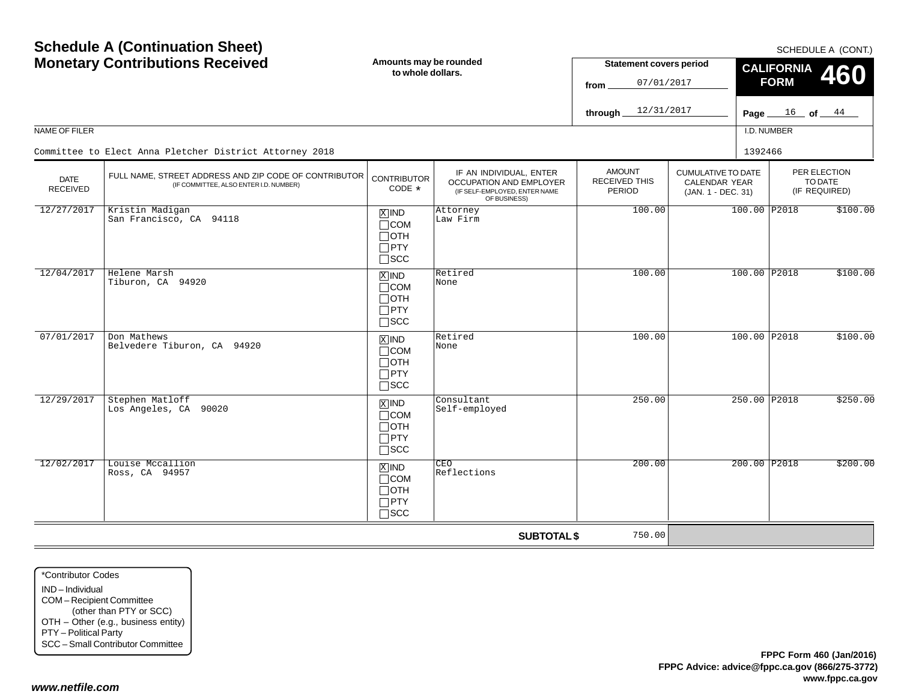# Schedule A (Continuation Sheet)
## Monetary Contributions Received

SCHEDULE A (CONT.)

**Amounts may be rounded to whole dollars.**

**Statement covers period**
from 07/01/2017
through 12/31/2017

**CALIFORNIA FORM 460**

NAME OF FILER: Committee to Elect Anna Pletcher District Attorney 2018

I.D. NUMBER: 1392466

| DATE RECEIVED | FULL NAME, STREET ADDRESS AND ZIP CODE OF CONTRIBUTOR (IF COMMITTEE, ALSO ENTER I.D. NUMBER) | CONTRIBUTOR CODE * | IF AN INDIVIDUAL, ENTER OCCUPATION AND EMPLOYER (IF SELF-EMPLOYED, ENTER NAME OF BUSINESS) | AMOUNT RECEIVED THIS PERIOD | CUMULATIVE TO DATE CALENDAR YEAR (JAN. 1 - DEC. 31) | PER ELECTION TO DATE (IF REQUIRED) |
|---|---|---|---|---|---|---|
| 12/27/2017 | Kristin Madigan<br>San Francisco, CA 94118 | [X] IND [ ] COM [ ] OTH [ ] PTY [ ] SCC | Attorney<br>Law Firm | 100.00 | 100.00 | P2018 $100.00 |
| 12/04/2017 | Helene Marsh<br>Tiburon, CA 94920 | [X] IND [ ] COM [ ] OTH [ ] PTY [ ] SCC | Retired<br>None | 100.00 | 100.00 | P2018 $100.00 |
| 07/01/2017 | Don Mathews<br>Belvedere Tiburon, CA 94920 | [X] IND [ ] COM [ ] OTH [ ] PTY [ ] SCC | Retired<br>None | 100.00 | 100.00 | P2018 $100.00 |
| 12/29/2017 | Stephen Matloff<br>Los Angeles, CA 90020 | [X] IND [ ] COM [ ] OTH [ ] PTY [ ] SCC | Consultant<br>Self-employed | 250.00 | 250.00 | P2018 $250.00 |
| 12/02/2017 | Louise Mccallion<br>Ross, CA 94957 | [X] IND [ ] COM [ ] OTH [ ] PTY [ ] SCC | CEO<br>Reflections | 200.00 | 200.00 | P2018 $200.00 |
| | | | **SUBTOTAL $** | 750.00 | | |

*Contributor Codes
- IND – Individual
- COM – Recipient Committee (other than PTY or SCC)
- OTH – Other (e.g., business entity)
- PTY – Political Party
- SCC – Small Contributor Committee

**FPPC Form 460 (Jan/2016)**
**FPPC Advice: advice@fppc.ca.gov (866/275-3772)**
**www.fppc.ca.gov**

***www.netfile.com***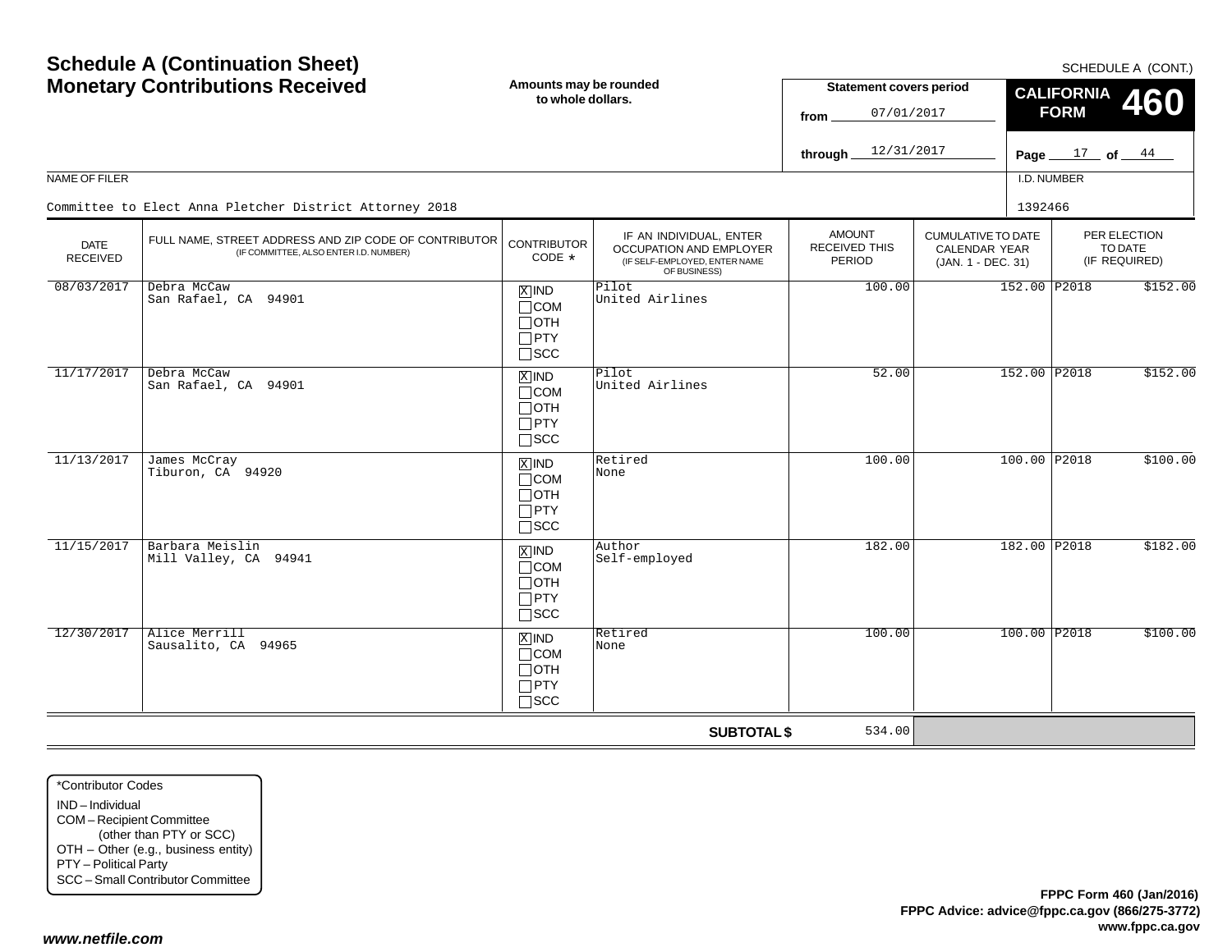# Schedule A (Continuation Sheet) Monetary Contributions Received

SCHEDULE A (CONT.)

**Amounts may be rounded to whole dollars.**

**Statement covers period**
from 07/01/2017
through 12/31/2017

**CALIFORNIA FORM 460**

NAME OF FILER: Committee to Elect Anna Pletcher District Attorney 2018

I.D. NUMBER: 1392466

| DATE RECEIVED | FULL NAME, STREET ADDRESS AND ZIP CODE OF CONTRIBUTOR (IF COMMITTEE, ALSO ENTER I.D. NUMBER) | CONTRIBUTOR CODE * | IF AN INDIVIDUAL, ENTER OCCUPATION AND EMPLOYER (IF SELF-EMPLOYED, ENTER NAME OF BUSINESS) | AMOUNT RECEIVED THIS PERIOD | CUMULATIVE TO DATE CALENDAR YEAR (JAN. 1 - DEC. 31) | PER ELECTION TO DATE (IF REQUIRED) |
|---|---|---|---|---|---|---|
| 08/03/2017 | Debra McCaw<br>San Rafael, CA 94901 | [X] IND [ ] COM [ ] OTH [ ] PTY [ ] SCC | Pilot<br>United Airlines | 100.00 | 152.00 | P2018 $152.00 |
| 11/17/2017 | Debra McCaw<br>San Rafael, CA 94901 | [X] IND [ ] COM [ ] OTH [ ] PTY [ ] SCC | Pilot<br>United Airlines | 52.00 | 152.00 | P2018 $152.00 |
| 11/13/2017 | James McCray<br>Tiburon, CA 94920 | [X] IND [ ] COM [ ] OTH [ ] PTY [ ] SCC | Retired<br>None | 100.00 | 100.00 | P2018 $100.00 |
| 11/15/2017 | Barbara Meislin<br>Mill Valley, CA 94941 | [X] IND [ ] COM [ ] OTH [ ] PTY [ ] SCC | Author<br>Self-employed | 182.00 | 182.00 | P2018 $182.00 |
| 12/30/2017 | Alice Merrill<br>Sausalito, CA 94965 | [X] IND [ ] COM [ ] OTH [ ] PTY [ ] SCC | Retired<br>None | 100.00 | 100.00 | P2018 $100.00 |
| | | | **SUBTOTAL $** | 534.00 | | |

*Contributor Codes
IND – Individual
COM – Recipient Committee (other than PTY or SCC)
OTH – Other (e.g., business entity)
PTY – Political Party
SCC – Small Contributor Committee

**FPPC Form 460 (Jan/2016)**
**FPPC Advice: advice@fppc.ca.gov (866/275-3772)**
**www.fppc.ca.gov**

***www.netfile.com***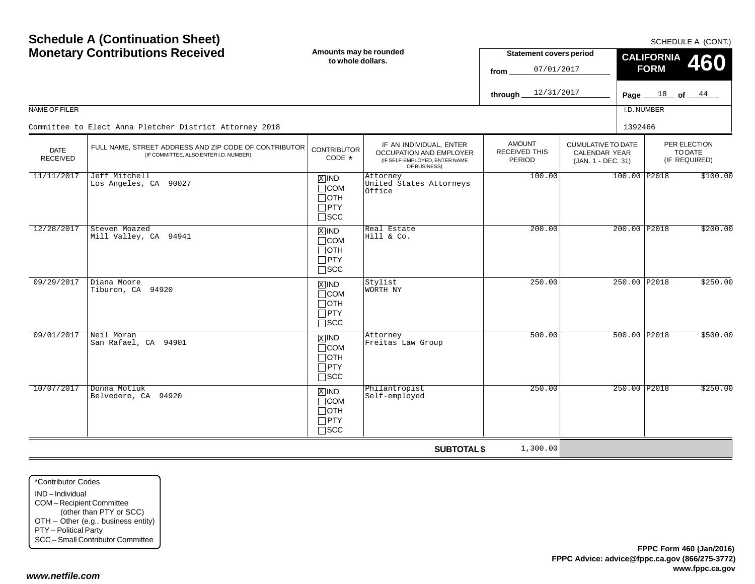# Schedule A (Continuation Sheet)
## Monetary Contributions Received

**Amounts may be rounded to whole dollars.**

SCHEDULE A (CONT.)

**CALIFORNIA FORM 460**

**Statement covers period**

from 07/01/2017

through 12/31/2017

NAME OF FILER

Committee to Elect Anna Pletcher District Attorney 2018

I.D. NUMBER

1392466

| DATE RECEIVED | FULL NAME, STREET ADDRESS AND ZIP CODE OF CONTRIBUTOR (IF COMMITTEE, ALSO ENTER I.D. NUMBER) | CONTRIBUTOR CODE * | IF AN INDIVIDUAL, ENTER OCCUPATION AND EMPLOYER (IF SELF-EMPLOYED, ENTER NAME OF BUSINESS) | AMOUNT RECEIVED THIS PERIOD | CUMULATIVE TO DATE CALENDAR YEAR (JAN. 1 - DEC. 31) | PER ELECTION TO DATE (IF REQUIRED) |
|---|---|---|---|---|---|---|
| 11/11/2017 | Jeff Mitchell<br>Los Angeles, CA 90027 | [X] IND<br>[ ] COM<br>[ ] OTH<br>[ ] PTY<br>[ ] SCC | Attorney<br>United States Attorneys Office | 100.00 | 100.00 | P2018 $100.00 |
| 12/28/2017 | Steven Moazed<br>Mill Valley, CA 94941 | [X] IND<br>[ ] COM<br>[ ] OTH<br>[ ] PTY<br>[ ] SCC | Real Estate<br>Hill & Co. | 200.00 | 200.00 | P2018 $200.00 |
| 09/29/2017 | Diana Moore<br>Tiburon, CA 94920 | [X] IND<br>[ ] COM<br>[ ] OTH<br>[ ] PTY<br>[ ] SCC | Stylist<br>WORTH NY | 250.00 | 250.00 | P2018 $250.00 |
| 09/01/2017 | Neil Moran<br>San Rafael, CA 94901 | [X] IND<br>[ ] COM<br>[ ] OTH<br>[ ] PTY<br>[ ] SCC | Attorney<br>Freitas Law Group | 500.00 | 500.00 | P2018 $500.00 |
| 10/07/2017 | Donna Motluk<br>Belvedere, CA 94920 | [X] IND<br>[ ] COM<br>[ ] OTH<br>[ ] PTY<br>[ ] SCC | Philantropist<br>Self-employed | 250.00 | 250.00 | P2018 $250.00 |
| | | | **SUBTOTAL $** | 1,300.00 | | |

*Contributor Codes
- IND – Individual
- COM – Recipient Committee (other than PTY or SCC)
- OTH – Other (e.g., business entity)
- PTY – Political Party
- SCC – Small Contributor Committee

**FPPC Form 460 (Jan/2016)**
**FPPC Advice: advice@fppc.ca.gov (866/275-3772)**
**www.fppc.ca.gov**

*www.netfile.com*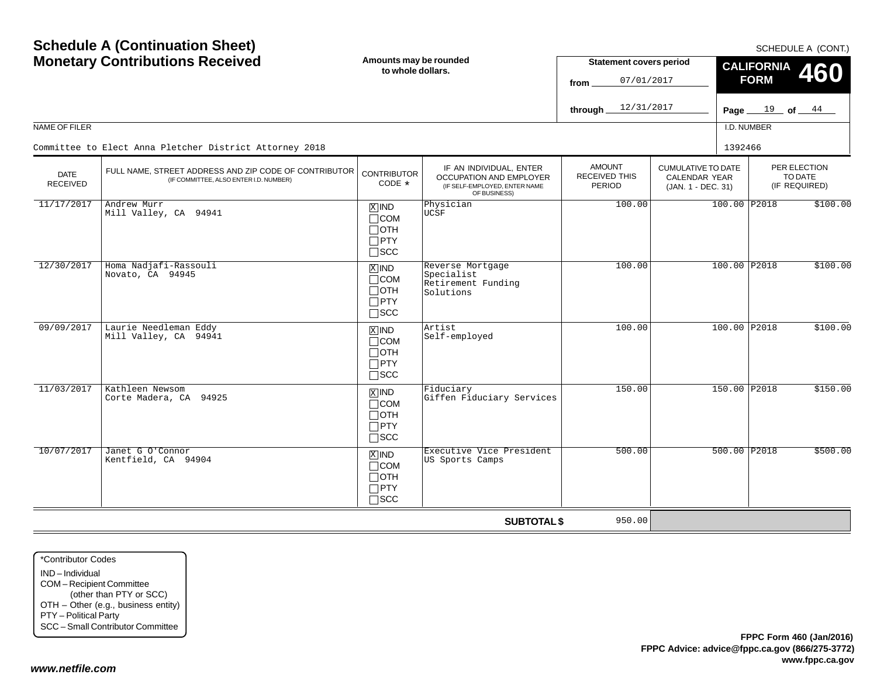# Schedule A (Continuation Sheet)
# Monetary Contributions Received

SCHEDULE A (CONT.)

**Amounts may be rounded to whole dollars.**

**Statement covers period**
from 07/01/2017
through 12/31/2017

**CALIFORNIA FORM 460**

NAME OF FILER: Committee to Elect Anna Pletcher District Attorney 2018

I.D. NUMBER: 1392466

| DATE RECEIVED | FULL NAME, STREET ADDRESS AND ZIP CODE OF CONTRIBUTOR (IF COMMITTEE, ALSO ENTER I.D. NUMBER) | CONTRIBUTOR CODE * | IF AN INDIVIDUAL, ENTER OCCUPATION AND EMPLOYER (IF SELF-EMPLOYED, ENTER NAME OF BUSINESS) | AMOUNT RECEIVED THIS PERIOD | CUMULATIVE TO DATE CALENDAR YEAR (JAN. 1 - DEC. 31) | PER ELECTION TO DATE (IF REQUIRED) |
|---|---|---|---|---|---|---|
| 11/17/2017 | Andrew Murr<br>Mill Valley, CA 94941 | [X] IND [ ] COM [ ] OTH [ ] PTY [ ] SCC | Physician<br>UCSF | 100.00 | 100.00 | P2018 $100.00 |
| 12/30/2017 | Homa Nadjafi-Rassouli<br>Novato, CA 94945 | [X] IND [ ] COM [ ] OTH [ ] PTY [ ] SCC | Reverse Mortgage Specialist<br>Retirement Funding Solutions | 100.00 | 100.00 | P2018 $100.00 |
| 09/09/2017 | Laurie Needleman Eddy<br>Mill Valley, CA 94941 | [X] IND [ ] COM [ ] OTH [ ] PTY [ ] SCC | Artist<br>Self-employed | 100.00 | 100.00 | P2018 $100.00 |
| 11/03/2017 | Kathleen Newsom<br>Corte Madera, CA 94925 | [X] IND [ ] COM [ ] OTH [ ] PTY [ ] SCC | Fiduciary<br>Giffen Fiduciary Services | 150.00 | 150.00 | P2018 $150.00 |
| 10/07/2017 | Janet G O'Connor<br>Kentfield, CA 94904 | [X] IND [ ] COM [ ] OTH [ ] PTY [ ] SCC | Executive Vice President<br>US Sports Camps | 500.00 | 500.00 | P2018 $500.00 |
| | | | **SUBTOTAL $** | 950.00 | | |

*Contributor Codes
IND – Individual
COM – Recipient Committee (other than PTY or SCC)
OTH – Other (e.g., business entity)
PTY – Political Party
SCC – Small Contributor Committee

**FPPC Form 460 (Jan/2016)**
**FPPC Advice: advice@fppc.ca.gov (866/275-3772)**
**www.fppc.ca.gov**

*www.netfile.com*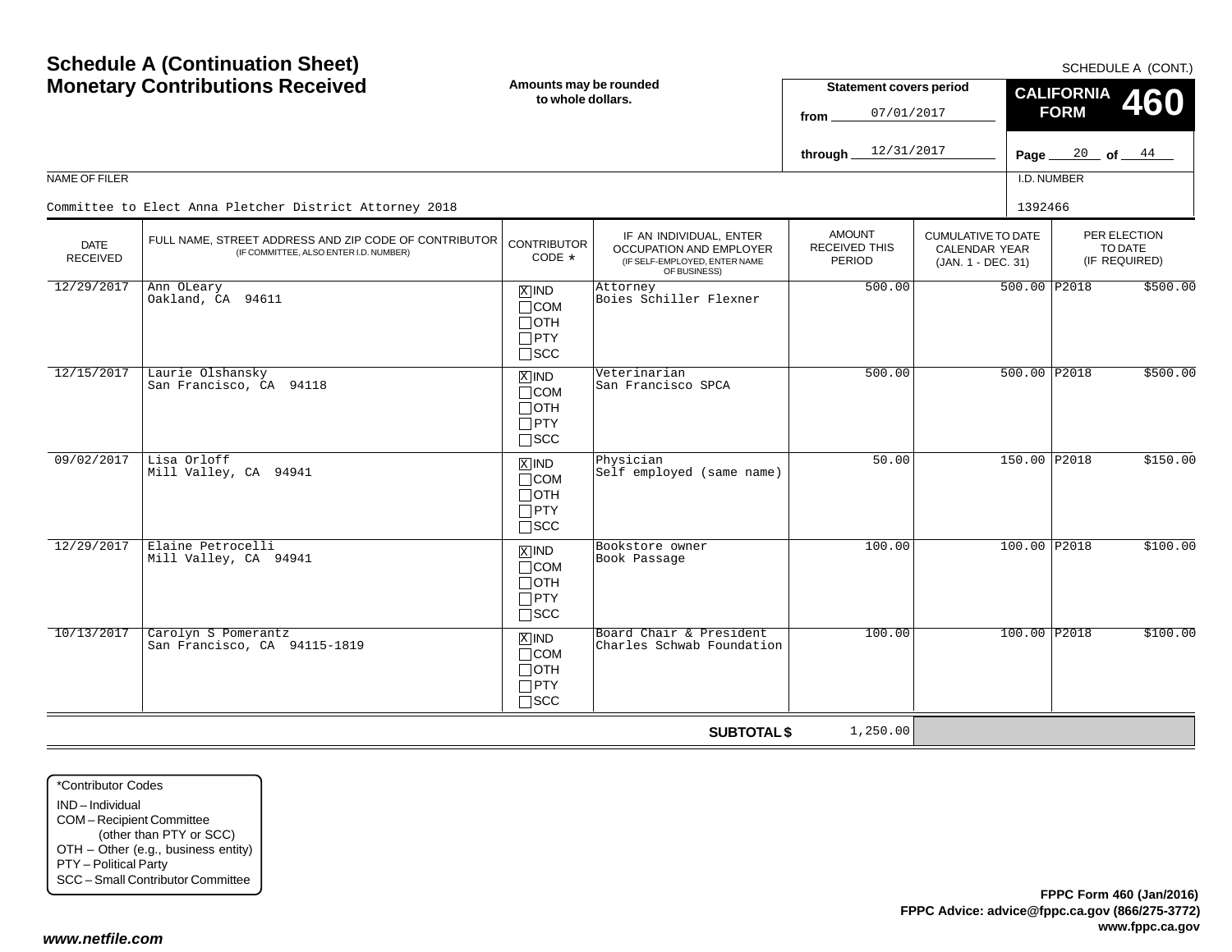# Schedule A (Continuation Sheet)
# Monetary Contributions Received

SCHEDULE A (CONT.)

**Amounts may be rounded to whole dollars.**

**Statement covers period**
from 07/01/2017
through 12/31/2017

**CALIFORNIA FORM 460**

NAME OF FILER: Committee to Elect Anna Pletcher District Attorney 2018

I.D. NUMBER: 1392466

| DATE RECEIVED | FULL NAME, STREET ADDRESS AND ZIP CODE OF CONTRIBUTOR (IF COMMITTEE, ALSO ENTER I.D. NUMBER) | CONTRIBUTOR CODE * | IF AN INDIVIDUAL, ENTER OCCUPATION AND EMPLOYER (IF SELF-EMPLOYED, ENTER NAME OF BUSINESS) | AMOUNT RECEIVED THIS PERIOD | CUMULATIVE TO DATE CALENDAR YEAR (JAN. 1 - DEC. 31) | PER ELECTION TO DATE (IF REQUIRED) | |
|---|---|---|---|---|---|---|---|
| 12/29/2017 | Ann OLeary<br>Oakland, CA 94611 | [X] IND<br>[ ] COM<br>[ ] OTH<br>[ ] PTY<br>[ ] SCC | Attorney<br>Boies Schiller Flexner | 500.00 | 500.00 | P2018 | $500.00 |
| 12/15/2017 | Laurie Olshansky<br>San Francisco, CA 94118 | [X] IND<br>[ ] COM<br>[ ] OTH<br>[ ] PTY<br>[ ] SCC | Veterinarian<br>San Francisco SPCA | 500.00 | 500.00 | P2018 | $500.00 |
| 09/02/2017 | Lisa Orloff<br>Mill Valley, CA 94941 | [X] IND<br>[ ] COM<br>[ ] OTH<br>[ ] PTY<br>[ ] SCC | Physician<br>Self employed (same name) | 50.00 | 150.00 | P2018 | $150.00 |
| 12/29/2017 | Elaine Petrocelli<br>Mill Valley, CA 94941 | [X] IND<br>[ ] COM<br>[ ] OTH<br>[ ] PTY<br>[ ] SCC | Bookstore owner<br>Book Passage | 100.00 | 100.00 | P2018 | $100.00 |
| 10/13/2017 | Carolyn S Pomerantz<br>San Francisco, CA 94115-1819 | [X] IND<br>[ ] COM<br>[ ] OTH<br>[ ] PTY<br>[ ] SCC | Board Chair & President<br>Charles Schwab Foundation | 100.00 | 100.00 | P2018 | $100.00 |
| | | | **SUBTOTAL $** | 1,250.00 | | | |

*Contributor Codes
- IND – Individual
- COM – Recipient Committee (other than PTY or SCC)
- OTH – Other (e.g., business entity)
- PTY – Political Party
- SCC – Small Contributor Committee

**FPPC Form 460 (Jan/2016)**
**FPPC Advice: advice@fppc.ca.gov (866/275-3772)**
**www.fppc.ca.gov**

*www.netfile.com*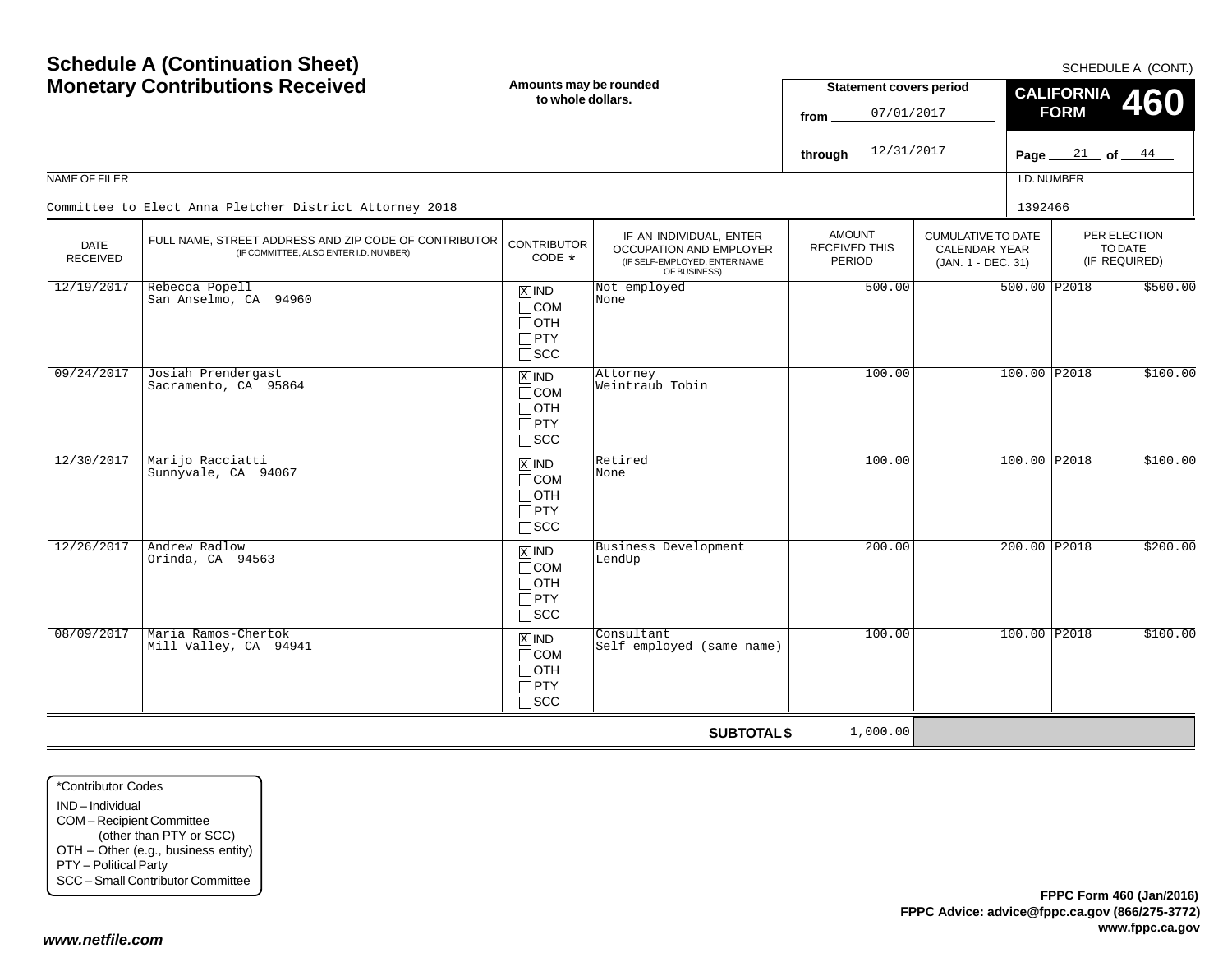# Schedule A (Continuation Sheet)
## Monetary Contributions Received

SCHEDULE A (CONT.)

Amounts may be rounded to whole dollars.

Statement covers period from 07/01/2017 through 12/31/2017

**CALIFORNIA FORM 460**

Page 21 of 44

NAME OF FILER: Committee to Elect Anna Pletcher District Attorney 2018

I.D. NUMBER: 1392466

| DATE RECEIVED | FULL NAME, STREET ADDRESS AND ZIP CODE OF CONTRIBUTOR (IF COMMITTEE, ALSO ENTER I.D. NUMBER) | CONTRIBUTOR CODE * | IF AN INDIVIDUAL, ENTER OCCUPATION AND EMPLOYER (IF SELF-EMPLOYED, ENTER NAME OF BUSINESS) | AMOUNT RECEIVED THIS PERIOD | CUMULATIVE TO DATE CALENDAR YEAR (JAN. 1 - DEC. 31) | PER ELECTION TO DATE (IF REQUIRED) | |
|---|---|---|---|---|---|---|---|
| 12/19/2017 | Rebecca Popell<br>San Anselmo, CA 94960 | [X] IND<br>[ ] COM<br>[ ] OTH<br>[ ] PTY<br>[ ] SCC | Not employed<br>None | 500.00 | 500.00 | P2018 | $500.00 |
| 09/24/2017 | Josiah Prendergast<br>Sacramento, CA 95864 | [X] IND<br>[ ] COM<br>[ ] OTH<br>[ ] PTY<br>[ ] SCC | Attorney<br>Weintraub Tobin | 100.00 | 100.00 | P2018 | $100.00 |
| 12/30/2017 | Marijo Racciatti<br>Sunnyvale, CA 94067 | [X] IND<br>[ ] COM<br>[ ] OTH<br>[ ] PTY<br>[ ] SCC | Retired<br>None | 100.00 | 100.00 | P2018 | $100.00 |
| 12/26/2017 | Andrew Radlow<br>Orinda, CA 94563 | [X] IND<br>[ ] COM<br>[ ] OTH<br>[ ] PTY<br>[ ] SCC | Business Development<br>LendUp | 200.00 | 200.00 | P2018 | $200.00 |
| 08/09/2017 | Maria Ramos-Chertok<br>Mill Valley, CA 94941 | [X] IND<br>[ ] COM<br>[ ] OTH<br>[ ] PTY<br>[ ] SCC | Consultant<br>Self employed (same name) | 100.00 | 100.00 | P2018 | $100.00 |
| | | | **SUBTOTAL $** | 1,000.00 | | | |

*Contributor Codes
- IND – Individual
- COM – Recipient Committee (other than PTY or SCC)
- OTH – Other (e.g., business entity)
- PTY – Political Party
- SCC – Small Contributor Committee

**FPPC Form 460 (Jan/2016)**
**FPPC Advice: advice@fppc.ca.gov (866/275-3772)**
**www.fppc.ca.gov**

*www.netfile.com*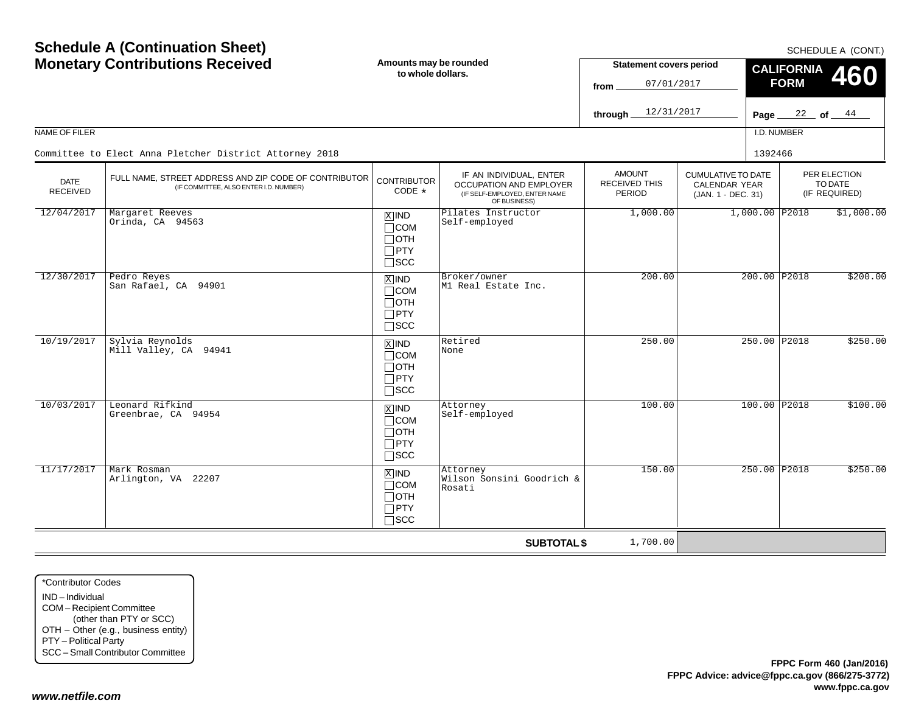# Schedule A (Continuation Sheet)
## Monetary Contributions Received

SCHEDULE A (CONT.)

**Amounts may be rounded to whole dollars.**

**Statement covers period**
from 07/01/2017
through 12/31/2017

**CALIFORNIA FORM 460**

Page 22 of 44

NAME OF FILER: Committee to Elect Anna Pletcher District Attorney 2018

I.D. NUMBER: 1392466

| DATE RECEIVED | FULL NAME, STREET ADDRESS AND ZIP CODE OF CONTRIBUTOR (IF COMMITTEE, ALSO ENTER I.D. NUMBER) | CONTRIBUTOR CODE * | IF AN INDIVIDUAL, ENTER OCCUPATION AND EMPLOYER (IF SELF-EMPLOYED, ENTER NAME OF BUSINESS) | AMOUNT RECEIVED THIS PERIOD | CUMULATIVE TO DATE CALENDAR YEAR (JAN. 1 - DEC. 31) | PER ELECTION TO DATE (IF REQUIRED) |
|---|---|---|---|---|---|---|
| 12/04/2017 | Margaret Reeves<br>Orinda, CA 94563 | [X] IND [ ] COM [ ] OTH [ ] PTY [ ] SCC | Pilates Instructor<br>Self-employed | 1,000.00 | 1,000.00 | P2018 $1,000.00 |
| 12/30/2017 | Pedro Reyes<br>San Rafael, CA 94901 | [X] IND [ ] COM [ ] OTH [ ] PTY [ ] SCC | Broker/owner<br>M1 Real Estate Inc. | 200.00 | 200.00 | P2018 $200.00 |
| 10/19/2017 | Sylvia Reynolds<br>Mill Valley, CA 94941 | [X] IND [ ] COM [ ] OTH [ ] PTY [ ] SCC | Retired<br>None | 250.00 | 250.00 | P2018 $250.00 |
| 10/03/2017 | Leonard Rifkind<br>Greenbrae, CA 94954 | [X] IND [ ] COM [ ] OTH [ ] PTY [ ] SCC | Attorney<br>Self-employed | 100.00 | 100.00 | P2018 $100.00 |
| 11/17/2017 | Mark Rosman<br>Arlington, VA 22207 | [X] IND [ ] COM [ ] OTH [ ] PTY [ ] SCC | Attorney<br>Wilson Sonsini Goodrich & Rosati | 150.00 | 250.00 | P2018 $250.00 |
| | | | **SUBTOTAL $** | 1,700.00 | | |

*Contributor Codes
IND – Individual
COM – Recipient Committee (other than PTY or SCC)
OTH – Other (e.g., business entity)
PTY – Political Party
SCC – Small Contributor Committee

**FPPC Form 460 (Jan/2016)**
**FPPC Advice: advice@fppc.ca.gov (866/275-3772)**
**www.fppc.ca.gov**

*www.netfile.com*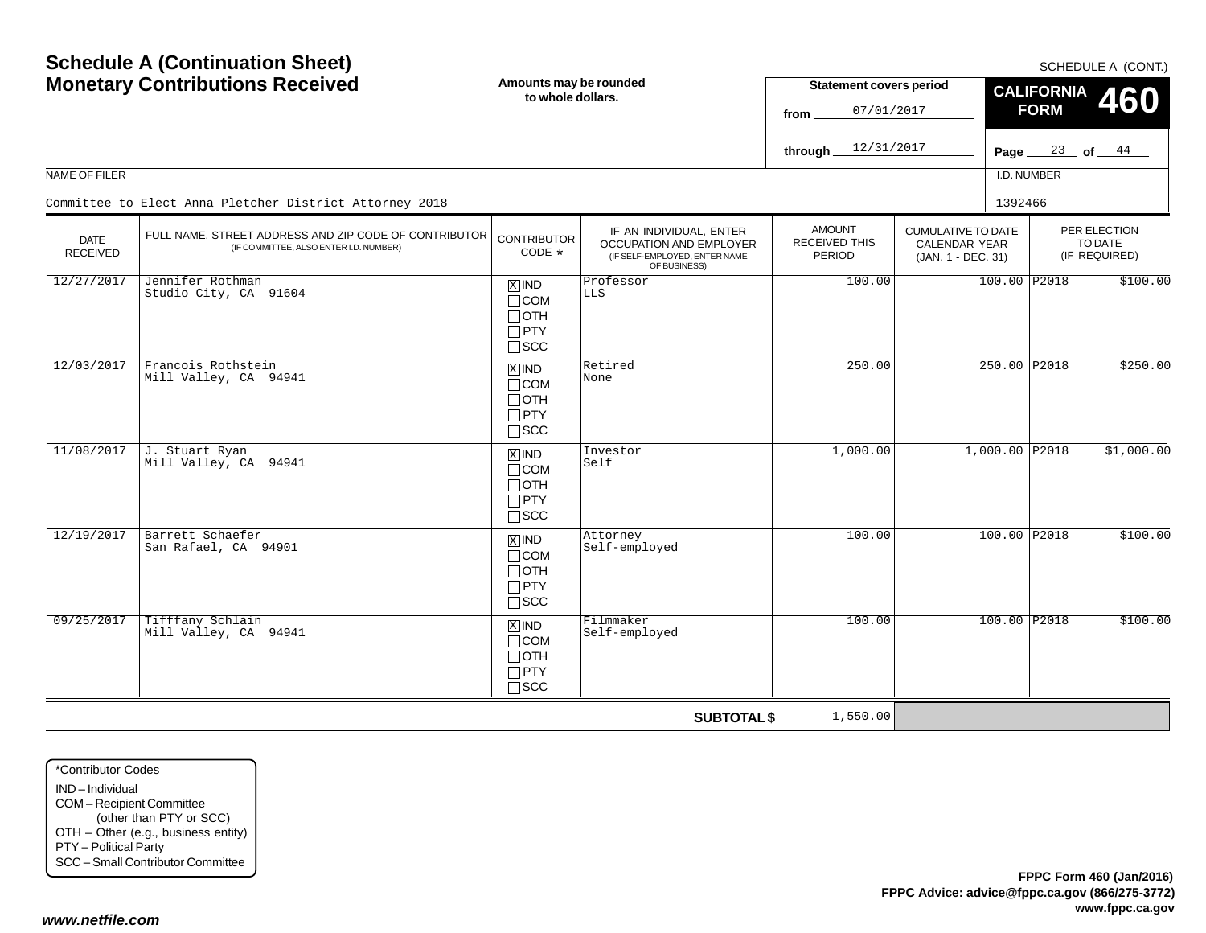# Schedule A (Continuation Sheet)
# Monetary Contributions Received

SCHEDULE A (CONT.)

**Amounts may be rounded to whole dollars.**

**Statement covers period**
from 07/01/2017
through 12/31/2017

**CALIFORNIA FORM 460**

Page 23 of 44

NAME OF FILER: Committee to Elect Anna Pletcher District Attorney 2018

I.D. NUMBER: 1392466

| DATE RECEIVED | FULL NAME, STREET ADDRESS AND ZIP CODE OF CONTRIBUTOR (IF COMMITTEE, ALSO ENTER I.D. NUMBER) | CONTRIBUTOR CODE * | IF AN INDIVIDUAL, ENTER OCCUPATION AND EMPLOYER (IF SELF-EMPLOYED, ENTER NAME OF BUSINESS) | AMOUNT RECEIVED THIS PERIOD | CUMULATIVE TO DATE CALENDAR YEAR (JAN. 1 - DEC. 31) | PER ELECTION TO DATE (IF REQUIRED) |
|---|---|---|---|---|---|---|
| 12/27/2017 | Jennifer Rothman<br>Studio City, CA 91604 | [X] IND [ ] COM [ ] OTH [ ] PTY [ ] SCC | Professor<br>LLS | 100.00 | 100.00 | P2018 $100.00 |
| 12/03/2017 | Francois Rothstein<br>Mill Valley, CA 94941 | [X] IND [ ] COM [ ] OTH [ ] PTY [ ] SCC | Retired<br>None | 250.00 | 250.00 | P2018 $250.00 |
| 11/08/2017 | J. Stuart Ryan<br>Mill Valley, CA 94941 | [X] IND [ ] COM [ ] OTH [ ] PTY [ ] SCC | Investor<br>Self | 1,000.00 | 1,000.00 | P2018 $1,000.00 |
| 12/19/2017 | Barrett Schaefer<br>San Rafael, CA 94901 | [X] IND [ ] COM [ ] OTH [ ] PTY [ ] SCC | Attorney<br>Self-employed | 100.00 | 100.00 | P2018 $100.00 |
| 09/25/2017 | Tifffany Schlain<br>Mill Valley, CA 94941 | [X] IND [ ] COM [ ] OTH [ ] PTY [ ] SCC | Filmmaker<br>Self-employed | 100.00 | 100.00 | P2018 $100.00 |
| | | | **SUBTOTAL $** | 1,550.00 | | |

*Contributor Codes
- IND – Individual
- COM – Recipient Committee (other than PTY or SCC)
- OTH – Other (e.g., business entity)
- PTY – Political Party
- SCC – Small Contributor Committee

**FPPC Form 460 (Jan/2016)**
**FPPC Advice: advice@fppc.ca.gov (866/275-3772)**
**www.fppc.ca.gov**

***www.netfile.com***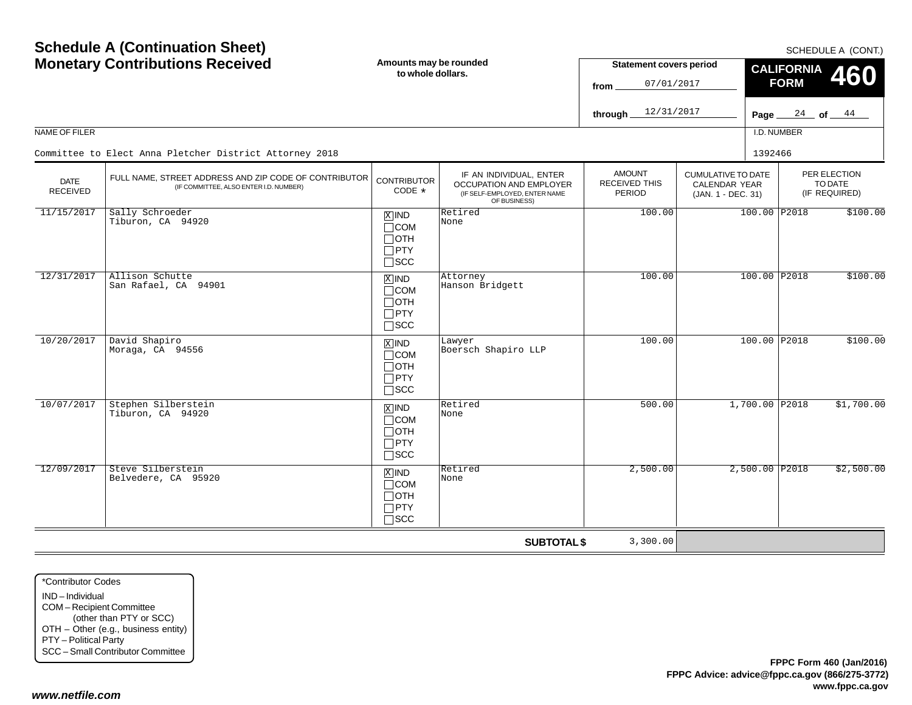# Schedule A (Continuation Sheet)
# Monetary Contributions Received

SCHEDULE A (CONT.)

**Amounts may be rounded to whole dollars.**

**Statement covers period**
from 07/01/2017
through 12/31/2017

**CALIFORNIA FORM 460**

Page 24 of 44

NAME OF FILER: Committee to Elect Anna Pletcher District Attorney 2018

I.D. NUMBER: 1392466

| DATE RECEIVED | FULL NAME, STREET ADDRESS AND ZIP CODE OF CONTRIBUTOR (IF COMMITTEE, ALSO ENTER I.D. NUMBER) | CONTRIBUTOR CODE * | IF AN INDIVIDUAL, ENTER OCCUPATION AND EMPLOYER (IF SELF-EMPLOYED, ENTER NAME OF BUSINESS) | AMOUNT RECEIVED THIS PERIOD | CUMULATIVE TO DATE CALENDAR YEAR (JAN. 1 - DEC. 31) | PER ELECTION TO DATE (IF REQUIRED) | |
|---|---|---|---|---|---|---|---|
| 11/15/2017 | Sally Schroeder<br>Tiburon, CA 94920 | [X] IND [ ] COM [ ] OTH [ ] PTY [ ] SCC | Retired<br>None | 100.00 | 100.00 | P2018 | $100.00 |
| 12/31/2017 | Allison Schutte<br>San Rafael, CA 94901 | [X] IND [ ] COM [ ] OTH [ ] PTY [ ] SCC | Attorney<br>Hanson Bridgett | 100.00 | 100.00 | P2018 | $100.00 |
| 10/20/2017 | David Shapiro<br>Moraga, CA 94556 | [X] IND [ ] COM [ ] OTH [ ] PTY [ ] SCC | Lawyer<br>Boersch Shapiro LLP | 100.00 | 100.00 | P2018 | $100.00 |
| 10/07/2017 | Stephen Silberstein<br>Tiburon, CA 94920 | [X] IND [ ] COM [ ] OTH [ ] PTY [ ] SCC | Retired<br>None | 500.00 | 1,700.00 | P2018 | $1,700.00 |
| 12/09/2017 | Steve Silberstein<br>Belvedere, CA 95920 | [X] IND [ ] COM [ ] OTH [ ] PTY [ ] SCC | Retired<br>None | 2,500.00 | 2,500.00 | P2018 | $2,500.00 |
| | | | **SUBTOTAL $** | 3,300.00 | | | |

*Contributor Codes
- IND – Individual
- COM – Recipient Committee (other than PTY or SCC)
- OTH – Other (e.g., business entity)
- PTY – Political Party
- SCC – Small Contributor Committee

**FPPC Form 460 (Jan/2016)**
**FPPC Advice: advice@fppc.ca.gov (866/275-3772)**
**www.fppc.ca.gov**

***www.netfile.com***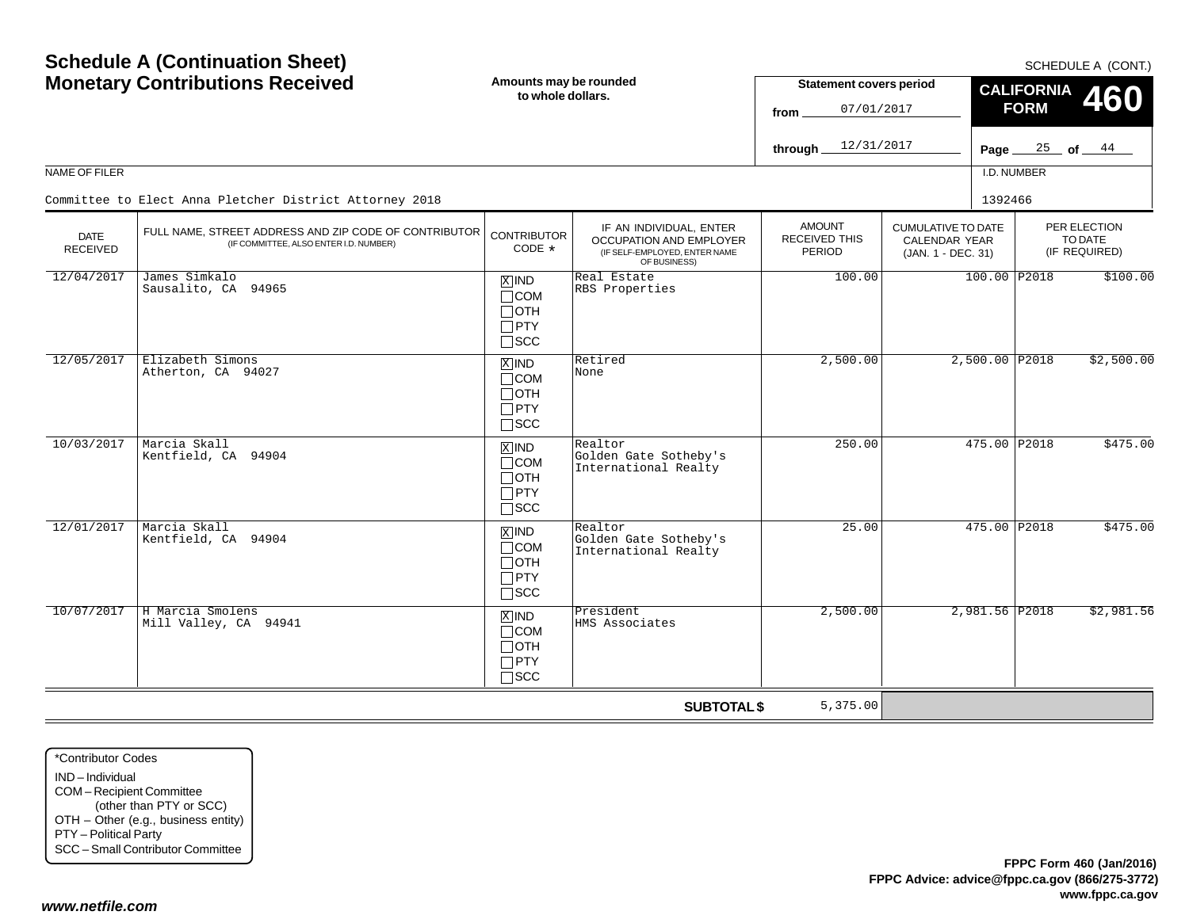# Schedule A (Continuation Sheet)
## Monetary Contributions Received

SCHEDULE A (CONT.)

**Amounts may be rounded to whole dollars.**

**Statement covers period**
from 07/01/2017
through 12/31/2017

**CALIFORNIA FORM 460**

Page 25 of 44

NAME OF FILER: Committee to Elect Anna Pletcher District Attorney 2018

I.D. NUMBER: 1392466

| DATE RECEIVED | FULL NAME, STREET ADDRESS AND ZIP CODE OF CONTRIBUTOR (IF COMMITTEE, ALSO ENTER I.D. NUMBER) | CONTRIBUTOR CODE * | IF AN INDIVIDUAL, ENTER OCCUPATION AND EMPLOYER (IF SELF-EMPLOYED, ENTER NAME OF BUSINESS) | AMOUNT RECEIVED THIS PERIOD | CUMULATIVE TO DATE CALENDAR YEAR (JAN. 1 - DEC. 31) | PER ELECTION TO DATE (IF REQUIRED) | |
|---|---|---|---|---|---|---|---|
| 12/04/2017 | James Simkalo<br>Sausalito, CA 94965 | [X] IND [ ] COM [ ] OTH [ ] PTY [ ] SCC | Real Estate<br>RBS Properties | 100.00 | 100.00 | P2018 | $100.00 |
| 12/05/2017 | Elizabeth Simons<br>Atherton, CA 94027 | [X] IND [ ] COM [ ] OTH [ ] PTY [ ] SCC | Retired<br>None | 2,500.00 | 2,500.00 | P2018 | $2,500.00 |
| 10/03/2017 | Marcia Skall<br>Kentfield, CA 94904 | [X] IND [ ] COM [ ] OTH [ ] PTY [ ] SCC | Realtor<br>Golden Gate Sotheby's International Realty | 250.00 | 475.00 | P2018 | $475.00 |
| 12/01/2017 | Marcia Skall<br>Kentfield, CA 94904 | [X] IND [ ] COM [ ] OTH [ ] PTY [ ] SCC | Realtor<br>Golden Gate Sotheby's International Realty | 25.00 | 475.00 | P2018 | $475.00 |
| 10/07/2017 | H Marcia Smolens<br>Mill Valley, CA 94941 | [X] IND [ ] COM [ ] OTH [ ] PTY [ ] SCC | President<br>HMS Associates | 2,500.00 | 2,981.56 | P2018 | $2,981.56 |
| | | | **SUBTOTAL $** | 5,375.00 | | | |

*Contributor Codes
- IND – Individual
- COM – Recipient Committee (other than PTY or SCC)
- OTH – Other (e.g., business entity)
- PTY – Political Party
- SCC – Small Contributor Committee

**FPPC Form 460 (Jan/2016)**
**FPPC Advice: advice@fppc.ca.gov (866/275-3772)**
**www.fppc.ca.gov**

***www.netfile.com***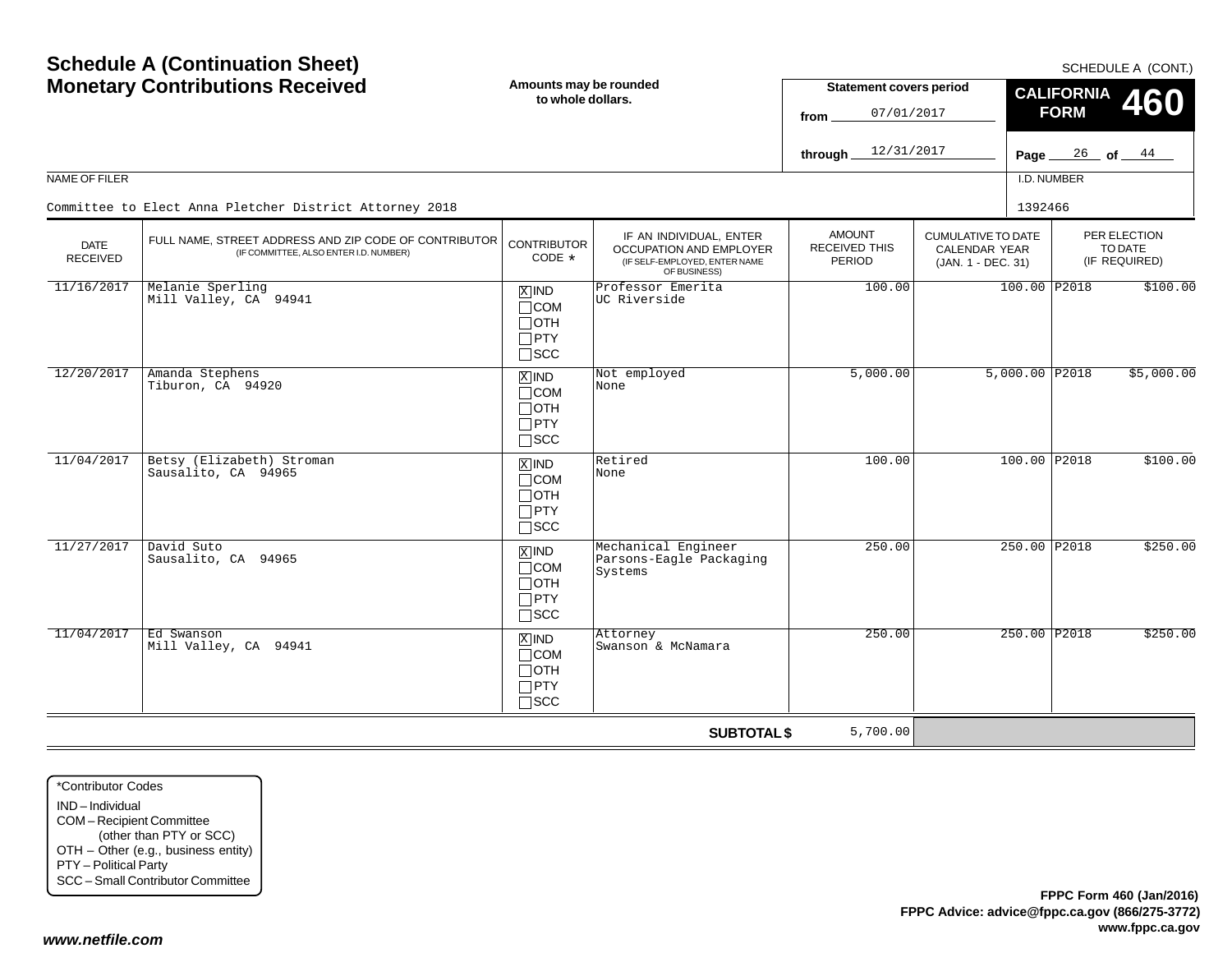# Schedule A (Continuation Sheet)
# Monetary Contributions Received

SCHEDULE A (CONT.)

**Amounts may be rounded to whole dollars.**

**Statement covers period**
from 07/01/2017
through 12/31/2017

**CALIFORNIA FORM 460**

Page 26 of 44

NAME OF FILER: Committee to Elect Anna Pletcher District Attorney 2018

I.D. NUMBER: 1392466

| DATE RECEIVED | FULL NAME, STREET ADDRESS AND ZIP CODE OF CONTRIBUTOR (IF COMMITTEE, ALSO ENTER I.D. NUMBER) | CONTRIBUTOR CODE * | IF AN INDIVIDUAL, ENTER OCCUPATION AND EMPLOYER (IF SELF-EMPLOYED, ENTER NAME OF BUSINESS) | AMOUNT RECEIVED THIS PERIOD | CUMULATIVE TO DATE CALENDAR YEAR (JAN. 1 - DEC. 31) | PER ELECTION TO DATE (IF REQUIRED) |
|---|---|---|---|---|---|---|
| 11/16/2017 | Melanie Sperling<br>Mill Valley, CA 94941 | [X] IND [ ] COM [ ] OTH [ ] PTY [ ] SCC | Professor Emerita<br>UC Riverside | 100.00 | 100.00 | P2018 $100.00 |
| 12/20/2017 | Amanda Stephens<br>Tiburon, CA 94920 | [X] IND [ ] COM [ ] OTH [ ] PTY [ ] SCC | Not employed<br>None | 5,000.00 | 5,000.00 | P2018 $5,000.00 |
| 11/04/2017 | Betsy (Elizabeth) Stroman<br>Sausalito, CA 94965 | [X] IND [ ] COM [ ] OTH [ ] PTY [ ] SCC | Retired<br>None | 100.00 | 100.00 | P2018 $100.00 |
| 11/27/2017 | David Suto<br>Sausalito, CA 94965 | [X] IND [ ] COM [ ] OTH [ ] PTY [ ] SCC | Mechanical Engineer<br>Parsons-Eagle Packaging Systems | 250.00 | 250.00 | P2018 $250.00 |
| 11/04/2017 | Ed Swanson<br>Mill Valley, CA 94941 | [X] IND [ ] COM [ ] OTH [ ] PTY [ ] SCC | Attorney<br>Swanson & McNamara | 250.00 | 250.00 | P2018 $250.00 |
| | | | **SUBTOTAL $** | 5,700.00 | | |

*Contributor Codes
- IND – Individual
- COM – Recipient Committee (other than PTY or SCC)
- OTH – Other (e.g., business entity)
- PTY – Political Party
- SCC – Small Contributor Committee

**FPPC Form 460 (Jan/2016)**
**FPPC Advice: advice@fppc.ca.gov (866/275-3772)**
**www.fppc.ca.gov**

*www.netfile.com*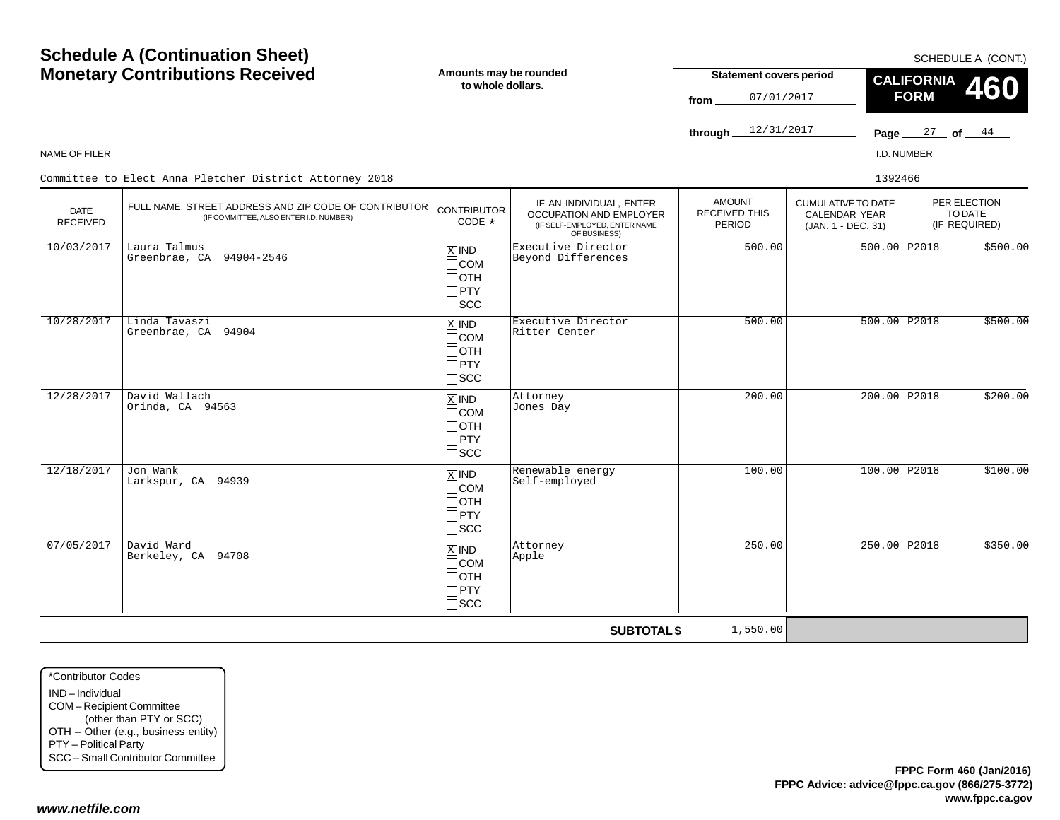# Schedule A (Continuation Sheet)
# Monetary Contributions Received

SCHEDULE A (CONT.)

**Amounts may be rounded to whole dollars.**

**Statement covers period**
from 07/01/2017
through 12/31/2017

**CALIFORNIA FORM 460**

NAME OF FILER: Committee to Elect Anna Pletcher District Attorney 2018

I.D. NUMBER: 1392466

| DATE RECEIVED | FULL NAME, STREET ADDRESS AND ZIP CODE OF CONTRIBUTOR (IF COMMITTEE, ALSO ENTER I.D. NUMBER) | CONTRIBUTOR CODE * | IF AN INDIVIDUAL, ENTER OCCUPATION AND EMPLOYER (IF SELF-EMPLOYED, ENTER NAME OF BUSINESS) | AMOUNT RECEIVED THIS PERIOD | CUMULATIVE TO DATE CALENDAR YEAR (JAN. 1 - DEC. 31) | PER ELECTION TO DATE (IF REQUIRED) | |
|---|---|---|---|---|---|---|---|
| 10/03/2017 | Laura Talmus<br>Greenbrae, CA 94904-2546 | [X] IND | Executive Director<br>Beyond Differences | 500.00 | 500.00 | P2018 | $500.00 |
| 10/28/2017 | Linda Tavaszi<br>Greenbrae, CA 94904 | [X] IND | Executive Director<br>Ritter Center | 500.00 | 500.00 | P2018 | $500.00 |
| 12/28/2017 | David Wallach<br>Orinda, CA 94563 | [X] IND | Attorney<br>Jones Day | 200.00 | 200.00 | P2018 | $200.00 |
| 12/18/2017 | Jon Wank<br>Larkspur, CA 94939 | [X] IND | Renewable energy<br>Self-employed | 100.00 | 100.00 | P2018 | $100.00 |
| 07/05/2017 | David Ward<br>Berkeley, CA 94708 | [X] IND | Attorney<br>Apple | 250.00 | 250.00 | P2018 | $350.00 |
| | | | **SUBTOTAL $** | 1,550.00 | | | |

*Contributor Codes
- IND – Individual
- COM – Recipient Committee (other than PTY or SCC)
- OTH – Other (e.g., business entity)
- PTY – Political Party
- SCC – Small Contributor Committee

**FPPC Form 460 (Jan/2016)**
**FPPC Advice: advice@fppc.ca.gov (866/275-3772)**
**www.fppc.ca.gov**

***www.netfile.com***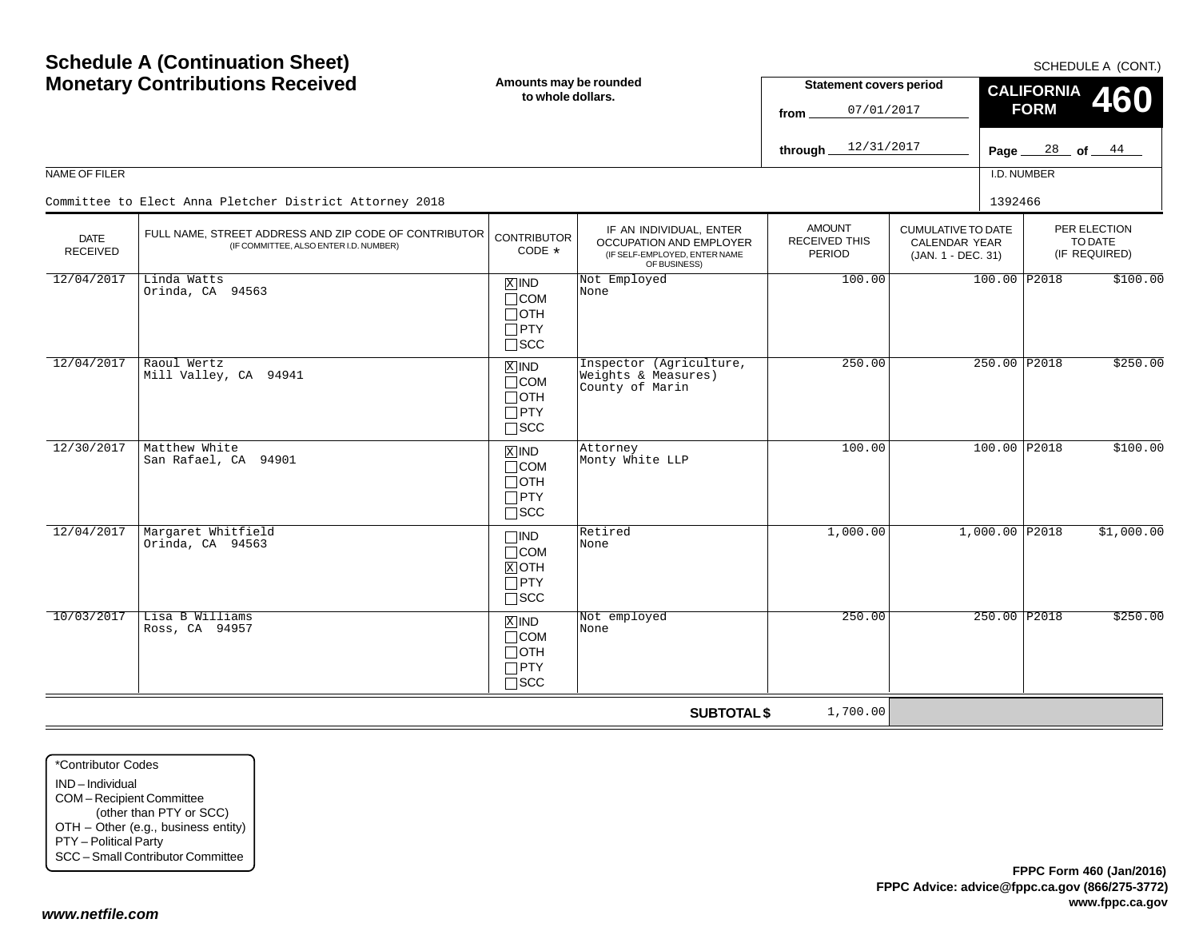# Schedule A (Continuation Sheet)
# Monetary Contributions Received

SCHEDULE A (CONT.)

Amounts may be rounded to whole dollars.

**Statement covers period**

from 07/01/2017

through 12/31/2017

**CALIFORNIA FORM 460**

Page 28 of 44

NAME OF FILER

Committee to Elect Anna Pletcher District Attorney 2018

I.D. NUMBER

1392466

| DATE RECEIVED | FULL NAME, STREET ADDRESS AND ZIP CODE OF CONTRIBUTOR (IF COMMITTEE, ALSO ENTER I.D. NUMBER) | CONTRIBUTOR CODE * | IF AN INDIVIDUAL, ENTER OCCUPATION AND EMPLOYER (IF SELF-EMPLOYED, ENTER NAME OF BUSINESS) | AMOUNT RECEIVED THIS PERIOD | CUMULATIVE TO DATE CALENDAR YEAR (JAN. 1 - DEC. 31) | PER ELECTION TO DATE (IF REQUIRED) | |
|---|---|---|---|---|---|---|---|
| 12/04/2017 | Linda Watts<br>Orinda, CA 94563 | [X] IND [ ] COM [ ] OTH [ ] PTY [ ] SCC | Not Employed<br>None | 100.00 | 100.00 | P2018 | $100.00 |
| 12/04/2017 | Raoul Wertz<br>Mill Valley, CA 94941 | [X] IND [ ] COM [ ] OTH [ ] PTY [ ] SCC | Inspector (Agriculture, Weights & Measures)<br>County of Marin | 250.00 | 250.00 | P2018 | $250.00 |
| 12/30/2017 | Matthew White<br>San Rafael, CA 94901 | [X] IND [ ] COM [ ] OTH [ ] PTY [ ] SCC | Attorney<br>Monty White LLP | 100.00 | 100.00 | P2018 | $100.00 |
| 12/04/2017 | Margaret Whitfield<br>Orinda, CA 94563 | [ ] IND [ ] COM [X] OTH [ ] PTY [ ] SCC | Retired<br>None | 1,000.00 | 1,000.00 | P2018 | $1,000.00 |
| 10/03/2017 | Lisa B Williams<br>Ross, CA 94957 | [X] IND [ ] COM [ ] OTH [ ] PTY [ ] SCC | Not employed<br>None | 250.00 | 250.00 | P2018 | $250.00 |
| | | | **SUBTOTAL $** | 1,700.00 | | | |

*Contributor Codes
- IND – Individual
- COM – Recipient Committee (other than PTY or SCC)
- OTH – Other (e.g., business entity)
- PTY – Political Party
- SCC – Small Contributor Committee

**FPPC Form 460 (Jan/2016)**
**FPPC Advice: advice@fppc.ca.gov (866/275-3772)**
**www.fppc.ca.gov**

*www.netfile.com*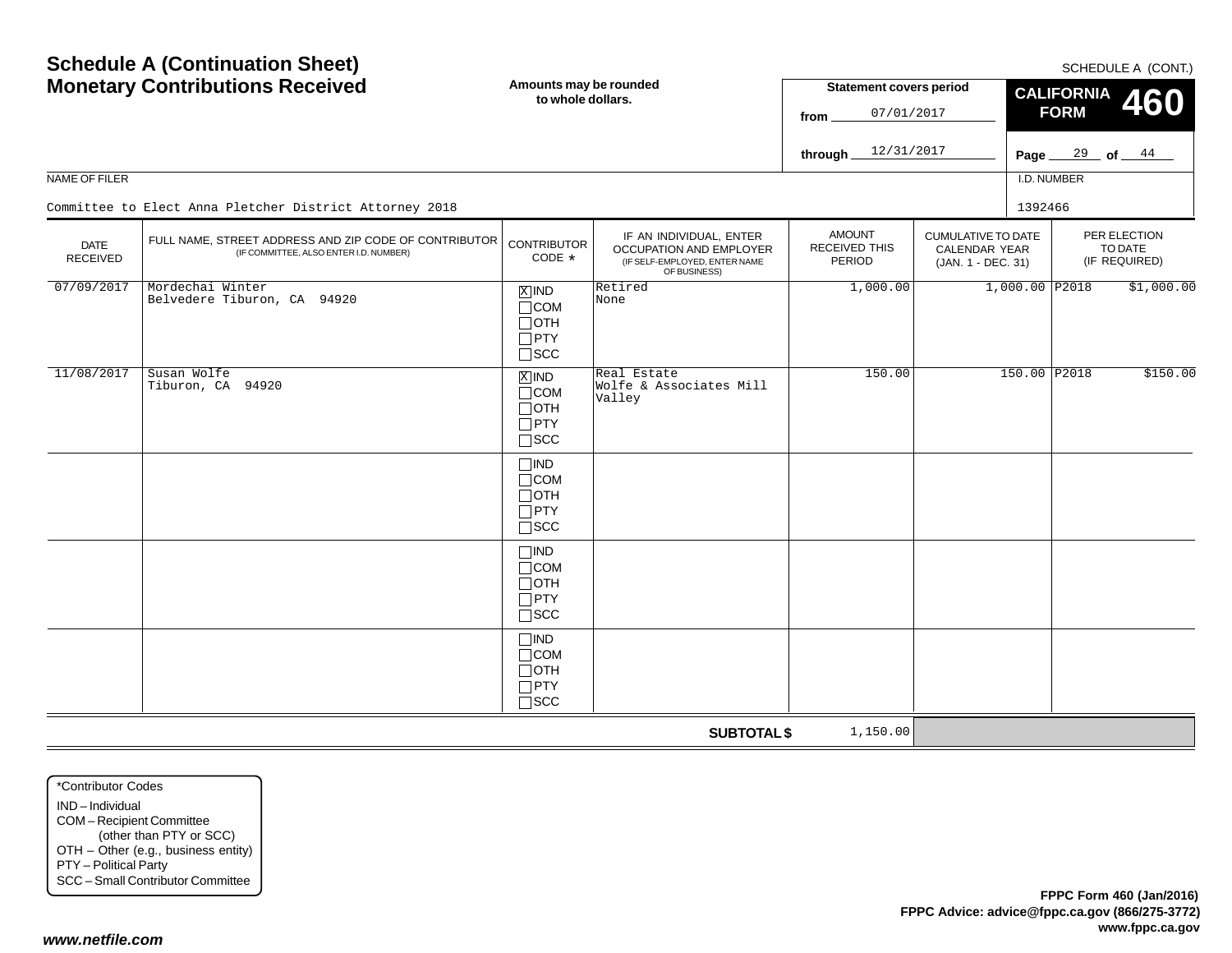# Schedule A (Continuation Sheet)
# Monetary Contributions Received

SCHEDULE A (CONT.)

**Amounts may be rounded to whole dollars.**

**Statement covers period**
from 07/01/2017
through 12/31/2017

**CALIFORNIA FORM 460**

NAME OF FILER: Committee to Elect Anna Pletcher District Attorney 2018

I.D. NUMBER: 1392466

| DATE RECEIVED | FULL NAME, STREET ADDRESS AND ZIP CODE OF CONTRIBUTOR (IF COMMITTEE, ALSO ENTER I.D. NUMBER) | CONTRIBUTOR CODE * | IF AN INDIVIDUAL, ENTER OCCUPATION AND EMPLOYER (IF SELF-EMPLOYED, ENTER NAME OF BUSINESS) | AMOUNT RECEIVED THIS PERIOD | CUMULATIVE TO DATE CALENDAR YEAR (JAN. 1 - DEC. 31) | PER ELECTION TO DATE (IF REQUIRED) |
|---|---|---|---|---|---|---|
| 07/09/2017 | Mordechai Winter<br>Belvedere Tiburon, CA 94920 | [X] IND<br>[ ] COM<br>[ ] OTH<br>[ ] PTY<br>[ ] SCC | Retired<br>None | 1,000.00 | 1,000.00 | P2018 $1,000.00 |
| 11/08/2017 | Susan Wolfe<br>Tiburon, CA 94920 | [X] IND<br>[ ] COM<br>[ ] OTH<br>[ ] PTY<br>[ ] SCC | Real Estate<br>Wolfe & Associates Mill Valley | 150.00 | 150.00 | P2018 $150.00 |
| | | [ ] IND<br>[ ] COM<br>[ ] OTH<br>[ ] PTY<br>[ ] SCC | | | | |
| | | [ ] IND<br>[ ] COM<br>[ ] OTH<br>[ ] PTY<br>[ ] SCC | | | | |
| | | [ ] IND<br>[ ] COM<br>[ ] OTH<br>[ ] PTY<br>[ ] SCC | | | | |
| | | | **SUBTOTAL $** | 1,150.00 | | |

*Contributor Codes
- IND – Individual
- COM – Recipient Committee (other than PTY or SCC)
- OTH – Other (e.g., business entity)
- PTY – Political Party
- SCC – Small Contributor Committee

**FPPC Form 460 (Jan/2016)**
**FPPC Advice: advice@fppc.ca.gov (866/275-3772)**
**www.fppc.ca.gov**

*www.netfile.com*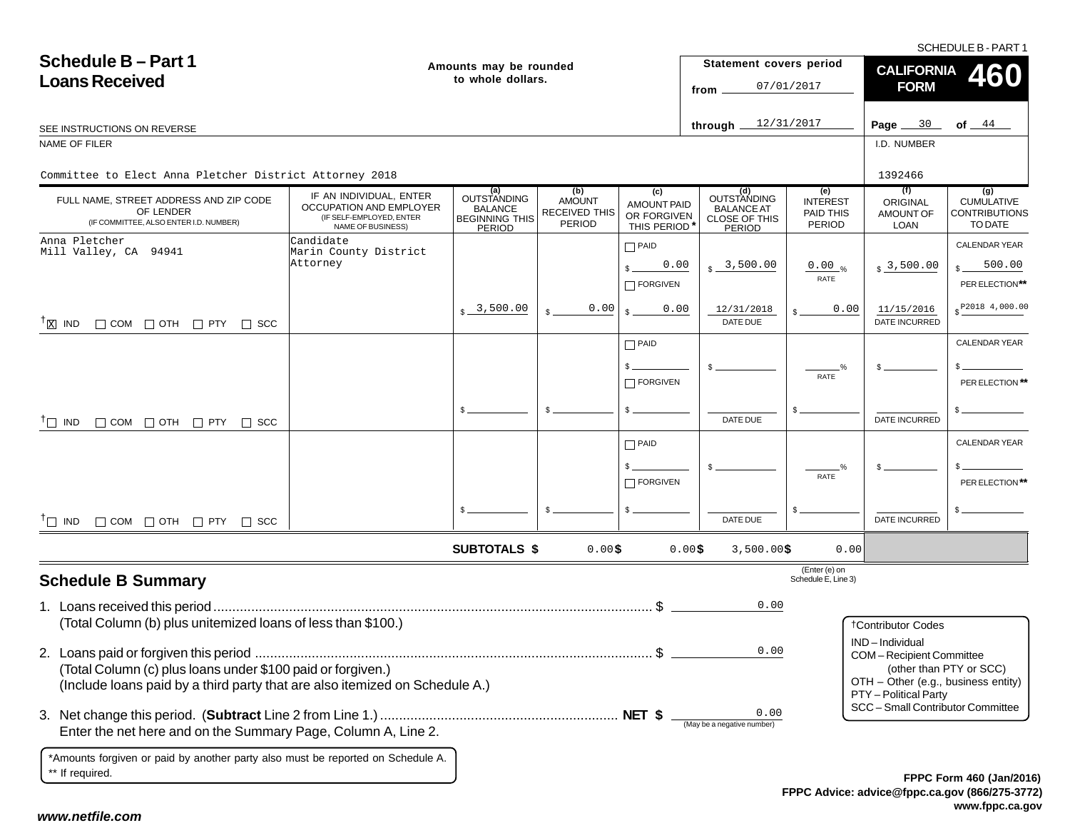SCHEDULE B - PART 1

# Schedule B – Part 1
## Loans Received

Amounts may be rounded to whole dollars.

Statement covers period from 07/01/2017 through 12/31/2017

**CALIFORNIA FORM 460**

SEE INSTRUCTIONS ON REVERSE

NAME OF FILER: Committee to Elect Anna Pletcher District Attorney 2018

I.D. NUMBER: 1392466

| FULL NAME, STREET ADDRESS AND ZIP CODE OF LENDER (IF COMMITTEE, ALSO ENTER I.D. NUMBER) | IF AN INDIVIDUAL, ENTER OCCUPATION AND EMPLOYER (IF SELF-EMPLOYED, ENTER NAME OF BUSINESS) | (a) OUTSTANDING BALANCE BEGINNING THIS PERIOD | (b) AMOUNT RECEIVED THIS PERIOD | (c) AMOUNT PAID OR FORGIVEN THIS PERIOD * | (d) OUTSTANDING BALANCE AT CLOSE OF THIS PERIOD | (e) INTEREST PAID THIS PERIOD | (f) ORIGINAL AMOUNT OF LOAN | (g) CUMULATIVE CONTRIBUTIONS TO DATE |
|---|---|---|---|---|---|---|---|---|
| Anna Pletcher<br>Mill Valley, CA 94941<br>† [X] IND [ ] COM [ ] OTH [ ] PTY [ ] SCC | Candidate<br>Marin County District Attorney | $ 3,500.00 | $ 0.00 | [ ] PAID $ 0.00<br>[ ] FORGIVEN $ 0.00 | $ 3,500.00<br>12/31/2018 DATE DUE | 0.00 % RATE<br>$ 0.00 | $ 3,500.00<br>11/15/2016 DATE INCURRED | CALENDAR YEAR $ 500.00<br>PER ELECTION** $ P2018 4,000.00 |
| † [ ] IND [ ] COM [ ] OTH [ ] PTY [ ] SCC | | $ | $ | [ ] PAID $<br>[ ] FORGIVEN $ | $<br>DATE DUE | % RATE<br>$ | $<br>DATE INCURRED | CALENDAR YEAR $<br>PER ELECTION** $ |
| † [ ] IND [ ] COM [ ] OTH [ ] PTY [ ] SCC | | $ | $ | [ ] PAID $<br>[ ] FORGIVEN $ | $<br>DATE DUE | % RATE<br>$ | $<br>DATE INCURRED | CALENDAR YEAR $<br>PER ELECTION** $ |
| | SUBTOTALS $ | | 0.00 | 0.00 | 3,500.00 | 0.00 | | |

(Enter (e) on Schedule E, Line 3)

## Schedule B Summary

1. Loans received this period ........ $ 0.00
   (Total Column (b) plus unitemized loans of less than $100.)
2. Loans paid or forgiven this period ........ $ 0.00
   (Total Column (c) plus loans under $100 paid or forgiven.)
   (Include loans paid by a third party that are also itemized on Schedule A.)
3. Net change this period. (**Subtract** Line 2 from Line 1.) ........ **NET $** 0.00 (May be a negative number)
   Enter the net here and on the Summary Page, Column A, Line 2.

†Contributor Codes
- IND – Individual
- COM – Recipient Committee (other than PTY or SCC)
- OTH – Other (e.g., business entity)
- PTY – Political Party
- SCC – Small Contributor Committee

*Amounts forgiven or paid by another party also must be reported on Schedule A.
** If required.

FPPC Form 460 (Jan/2016)
FPPC Advice: advice@fppc.ca.gov (866/275-3772)
www.fppc.ca.gov

www.netfile.com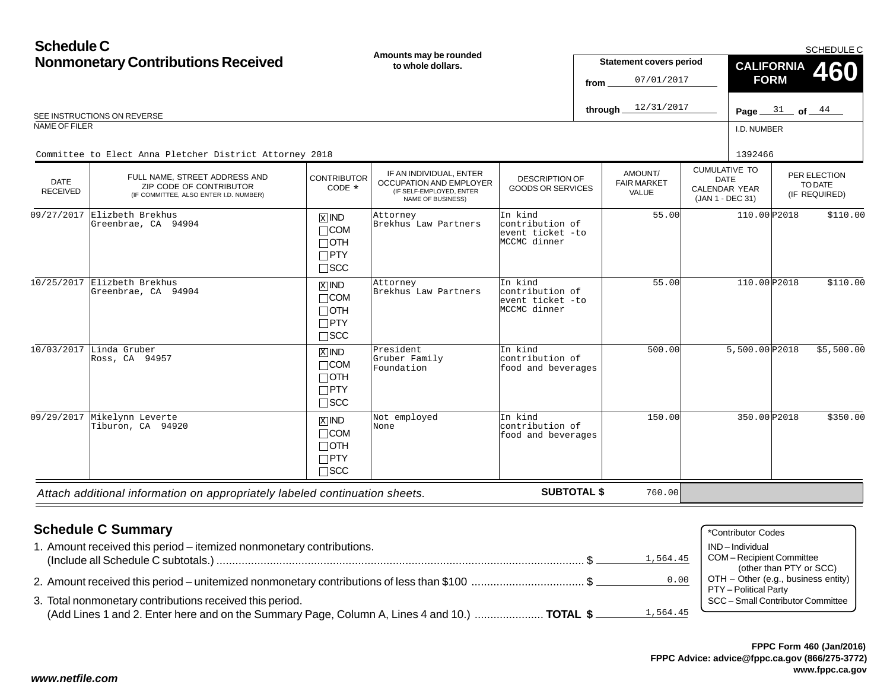# Schedule C
# Nonmonetary Contributions Received

**Amounts may be rounded to whole dollars.**

SCHEDULE C

**CALIFORNIA FORM 460**

**Statement covers period**

from 07/01/2017

through 12/31/2017

Page 31 of 44

SEE INSTRUCTIONS ON REVERSE

NAME OF FILER: Committee to Elect Anna Pletcher District Attorney 2018

I.D. NUMBER: 1392466

| DATE RECEIVED | FULL NAME, STREET ADDRESS AND ZIP CODE OF CONTRIBUTOR (IF COMMITTEE, ALSO ENTER I.D. NUMBER) | CONTRIBUTOR CODE * | IF AN INDIVIDUAL, ENTER OCCUPATION AND EMPLOYER (IF SELF-EMPLOYED, ENTER NAME OF BUSINESS) | DESCRIPTION OF GOODS OR SERVICES | AMOUNT/ FAIR MARKET VALUE | CUMULATIVE TO DATE CALENDAR YEAR (JAN 1 - DEC 31) | PER ELECTION TO DATE (IF REQUIRED) |
|---|---|---|---|---|---|---|---|
| 09/27/2017 | Elizbeth Brekhus<br>Greenbrae, CA 94904 | [X] IND<br>[ ] COM<br>[ ] OTH<br>[ ] PTY<br>[ ] SCC | Attorney<br>Brekhus Law Partners | In kind contribution of event ticket -to MCCMC dinner | 55.00 | 110.00 | P2018 $110.00 |
| 10/25/2017 | Elizbeth Brekhus<br>Greenbrae, CA 94904 | [X] IND<br>[ ] COM<br>[ ] OTH<br>[ ] PTY<br>[ ] SCC | Attorney<br>Brekhus Law Partners | In kind contribution of event ticket -to MCCMC dinner | 55.00 | 110.00 | P2018 $110.00 |
| 10/03/2017 | Linda Gruber<br>Ross, CA 94957 | [X] IND<br>[ ] COM<br>[ ] OTH<br>[ ] PTY<br>[ ] SCC | President<br>Gruber Family Foundation | In kind contribution of food and beverages | 500.00 | 5,500.00 | P2018 $5,500.00 |
| 09/29/2017 | Mikelynn Leverte<br>Tiburon, CA 94920 | [X] IND<br>[ ] COM<br>[ ] OTH<br>[ ] PTY<br>[ ] SCC | Not employed<br>None | In kind contribution of food and beverages | 150.00 | 350.00 | P2018 $350.00 |

*Attach additional information on appropriately labeled continuation sheets.*

**SUBTOTAL $** 760.00

## Schedule C Summary

1. Amount received this period – itemized nonmonetary contributions. (Include all Schedule C subtotals.) ..... $ 1,564.45
2. Amount received this period – unitemized nonmonetary contributions of less than $100 ..... $ 0.00
3. Total nonmonetary contributions received this period. (Add Lines 1 and 2. Enter here and on the Summary Page, Column A, Lines 4 and 10.) ..... **TOTAL $** 1,564.45

*Contributor Codes
- IND – Individual
- COM – Recipient Committee (other than PTY or SCC)
- OTH – Other (e.g., business entity)
- PTY – Political Party
- SCC – Small Contributor Committee

**FPPC Form 460 (Jan/2016)**
**FPPC Advice: advice@fppc.ca.gov (866/275-3772)**
**www.fppc.ca.gov**

*www.netfile.com*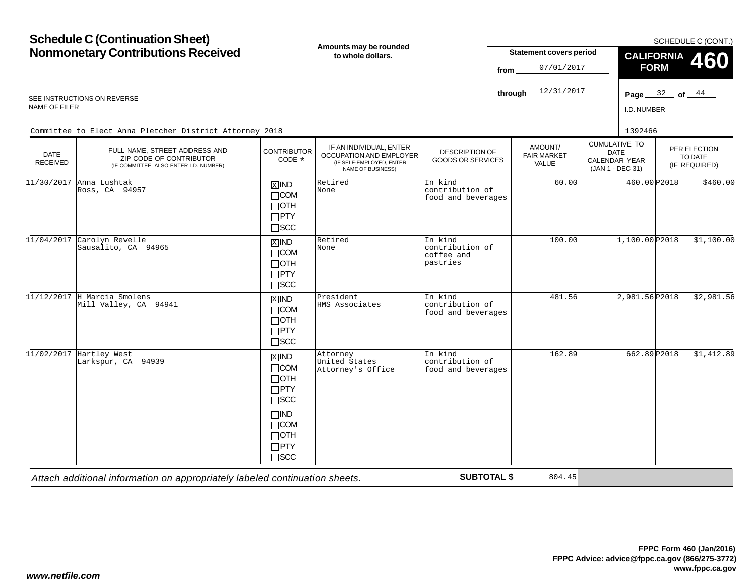# Schedule C (Continuation Sheet)
# Nonmonetary Contributions Received

**Amounts may be rounded to whole dollars.**

SCHEDULE C (CONT.)

**Statement covers period**

from 07/01/2017

through 12/31/2017

**CALIFORNIA FORM 460**

SEE INSTRUCTIONS ON REVERSE

NAME OF FILER

Committee to Elect Anna Pletcher District Attorney 2018

I.D. NUMBER

1392466

| DATE RECEIVED | FULL NAME, STREET ADDRESS AND ZIP CODE OF CONTRIBUTOR (IF COMMITTEE, ALSO ENTER I.D. NUMBER) | CONTRIBUTOR CODE * | IF AN INDIVIDUAL, ENTER OCCUPATION AND EMPLOYER (IF SELF-EMPLOYED, ENTER NAME OF BUSINESS) | DESCRIPTION OF GOODS OR SERVICES | AMOUNT/ FAIR MARKET VALUE | CUMULATIVE TO DATE CALENDAR YEAR (JAN 1 - DEC 31) | PER ELECTION TO DATE (IF REQUIRED) |
|---|---|---|---|---|---|---|---|
| 11/30/2017 | Anna Lushtak<br>Ross, CA 94957 | [X] IND<br>[ ] COM<br>[ ] OTH<br>[ ] PTY<br>[ ] SCC | Retired<br>None | In kind contribution of food and beverages | 60.00 | 460.00 | P2018 $460.00 |
| 11/04/2017 | Carolyn Revelle<br>Sausalito, CA 94965 | [X] IND<br>[ ] COM<br>[ ] OTH<br>[ ] PTY<br>[ ] SCC | Retired<br>None | In kind contribution of coffee and pastries | 100.00 | 1,100.00 | P2018 $1,100.00 |
| 11/12/2017 | H Marcia Smolens<br>Mill Valley, CA 94941 | [X] IND<br>[ ] COM<br>[ ] OTH<br>[ ] PTY<br>[ ] SCC | President<br>HMS Associates | In kind contribution of food and beverages | 481.56 | 2,981.56 | P2018 $2,981.56 |
| 11/02/2017 | Hartley West<br>Larkspur, CA 94939 | [X] IND<br>[ ] COM<br>[ ] OTH<br>[ ] PTY<br>[ ] SCC | Attorney<br>United States Attorney's Office | In kind contribution of food and beverages | 162.89 | 662.89 | P2018 $1,412.89 |
| | | [ ] IND<br>[ ] COM<br>[ ] OTH<br>[ ] PTY<br>[ ] SCC | | | | | |

*Attach additional information on appropriately labeled continuation sheets.*

**SUBTOTAL $** 804.45

**FPPC Form 460 (Jan/2016)**
**FPPC Advice: advice@fppc.ca.gov (866/275-3772)**
**www.fppc.ca.gov**

***www.netfile.com***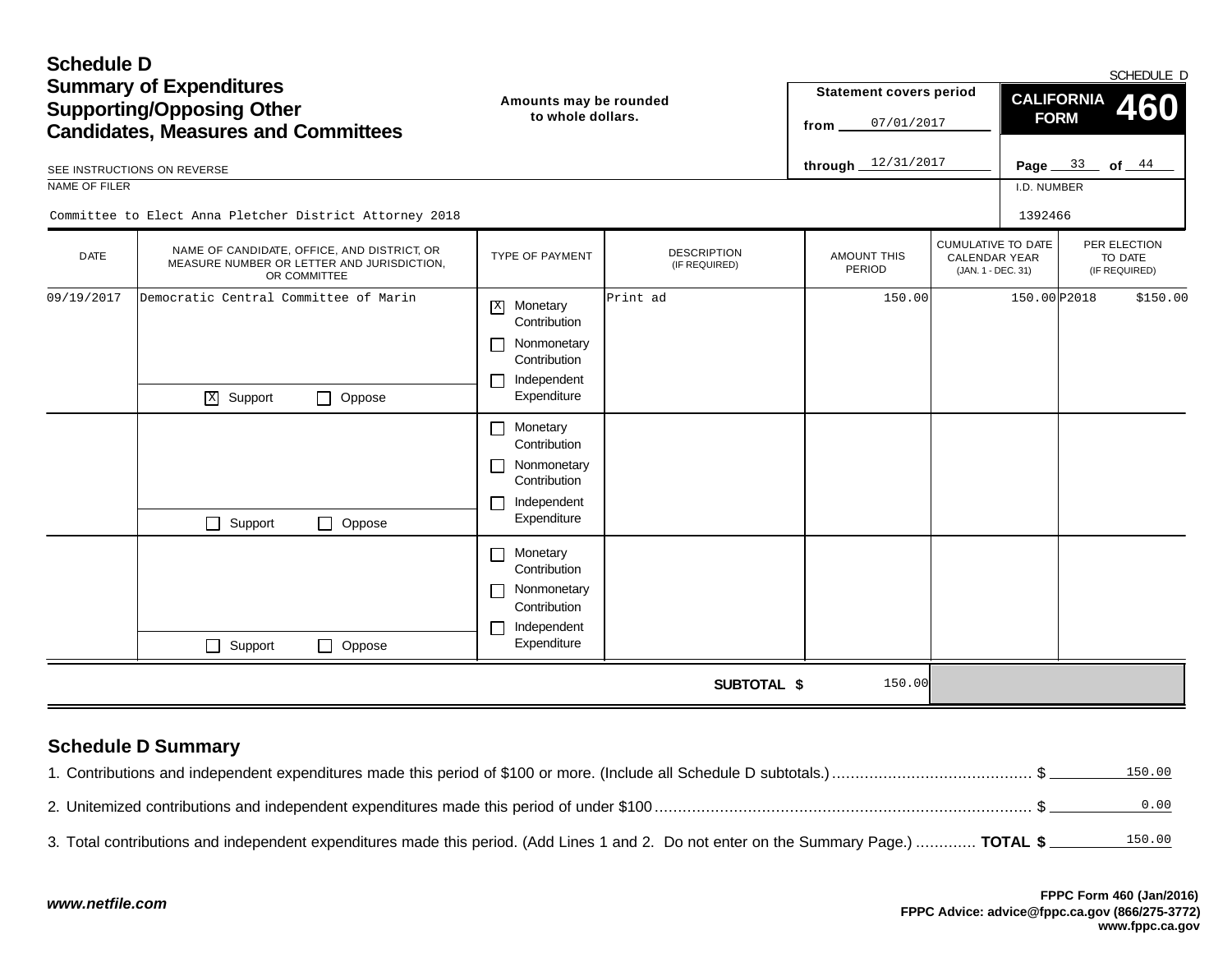# Schedule D
## Summary of Expenditures Supporting/Opposing Other Candidates, Measures and Committees

SCHEDULE D

**Amounts may be rounded to whole dollars.**

**Statement covers period**
from 07/01/2017
through 12/31/2017

**CALIFORNIA FORM 460**

Page 33 of 44

SEE INSTRUCTIONS ON REVERSE

NAME OF FILER: Committee to Elect Anna Pletcher District Attorney 2018

I.D. NUMBER: 1392466

| DATE | NAME OF CANDIDATE, OFFICE, AND DISTRICT, OR MEASURE NUMBER OR LETTER AND JURISDICTION, OR COMMITTEE | TYPE OF PAYMENT | DESCRIPTION (IF REQUIRED) | AMOUNT THIS PERIOD | CUMULATIVE TO DATE CALENDAR YEAR (JAN. 1 - DEC. 31) | PER ELECTION TO DATE (IF REQUIRED) |
|---|---|---|---|---|---|---|
| 09/19/2017 | Democratic Central Committee of Marin<br>[X] Support [ ] Oppose | [X] Monetary Contribution<br>[ ] Nonmonetary Contribution<br>[ ] Independent Expenditure | Print ad | 150.00 | 150.00 | P2018 $150.00 |
| | [ ] Support [ ] Oppose | [ ] Monetary Contribution<br>[ ] Nonmonetary Contribution<br>[ ] Independent Expenditure | | | | |
| | [ ] Support [ ] Oppose | [ ] Monetary Contribution<br>[ ] Nonmonetary Contribution<br>[ ] Independent Expenditure | | | | |
| | | | **SUBTOTAL $** | 150.00 | | |

## Schedule D Summary

1. Contributions and independent expenditures made this period of $100 or more. (Include all Schedule D subtotals.) .......... $ 150.00

2. Unitemized contributions and independent expenditures made this period of under $100 .......... $ 0.00

3. Total contributions and independent expenditures made this period. (Add Lines 1 and 2. Do not enter on the Summary Page.) .......... **TOTAL $** 150.00

*www.netfile.com*

**FPPC Form 460 (Jan/2016)**
**FPPC Advice: advice@fppc.ca.gov (866/275-3772)**
**www.fppc.ca.gov**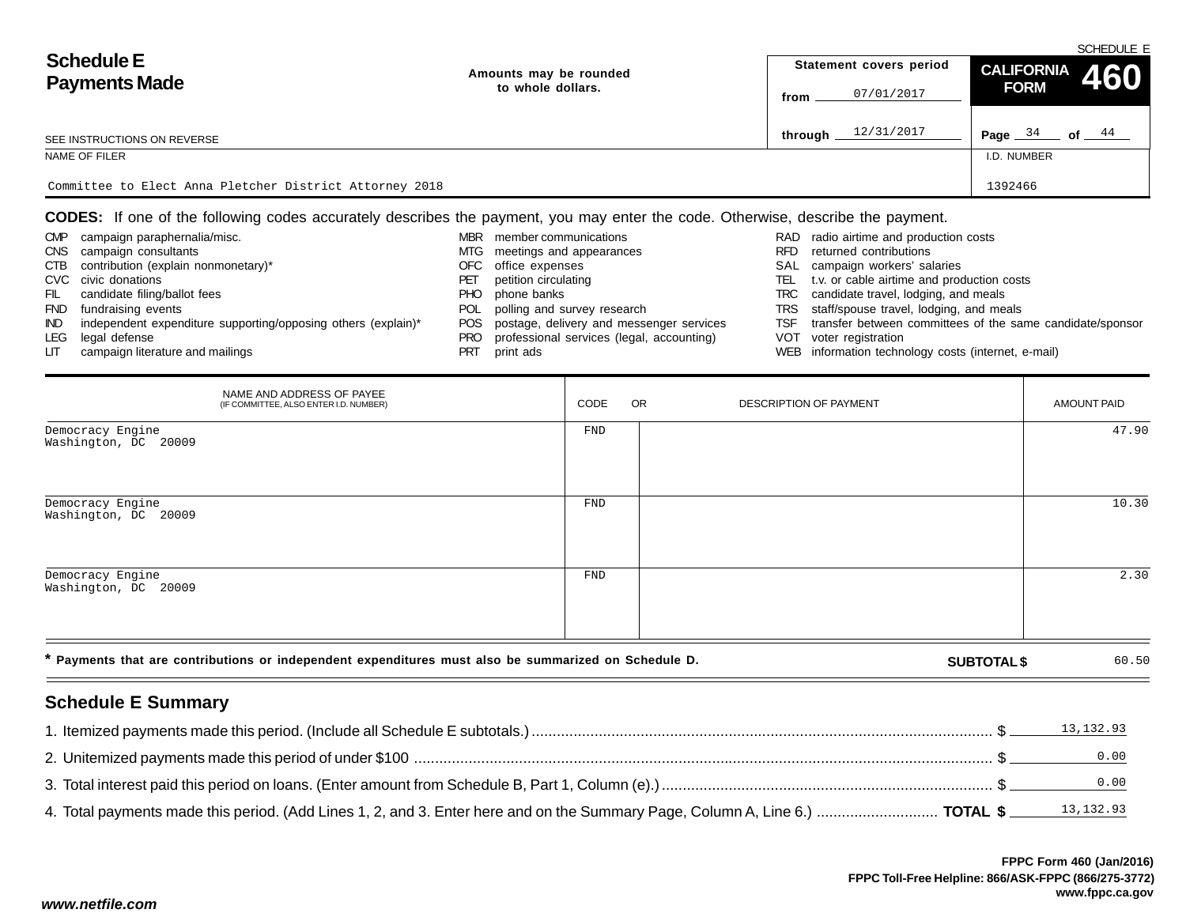SCHEDULE E

# Schedule E Payments Made

Amounts may be rounded to whole dollars.

Statement covers period from 07/01/2017 through 12/31/2017

**CALIFORNIA FORM 460**

Page 34 of 44

SEE INSTRUCTIONS ON REVERSE

NAME OF FILER: Committee to Elect Anna Pletcher District Attorney 2018

I.D. NUMBER: 1392466

**CODES:** If one of the following codes accurately describes the payment, you may enter the code. Otherwise, describe the payment.

| | | | | | |
|---|---|---|---|---|---|
| CMP | campaign paraphernalia/misc. | MBR | member communications | RAD | radio airtime and production costs |
| CNS | campaign consultants | MTG | meetings and appearances | RFD | returned contributions |
| CTB | contribution (explain nonmonetary)* | OFC | office expenses | SAL | campaign workers' salaries |
| CVC | civic donations | PET | petition circulating | TEL | t.v. or cable airtime and production costs |
| FIL | candidate filing/ballot fees | PHO | phone banks | TRC | candidate travel, lodging, and meals |
| FND | fundraising events | POL | polling and survey research | TRS | staff/spouse travel, lodging, and meals |
| IND | independent expenditure supporting/opposing others (explain)* | POS | postage, delivery and messenger services | TSF | transfer between committees of the same candidate/sponsor |
| LEG | legal defense | PRO | professional services (legal, accounting) | VOT | voter registration |
| LIT | campaign literature and mailings | PRT | print ads | WEB | information technology costs (internet, e-mail) |

| NAME AND ADDRESS OF PAYEE (IF COMMITTEE, ALSO ENTER I.D. NUMBER) | CODE | OR DESCRIPTION OF PAYMENT | AMOUNT PAID |
|---|---|---|---|
| Democracy Engine<br>Washington, DC 20009 | FND | | 47.90 |
| Democracy Engine<br>Washington, DC 20009 | FND | | 10.30 |
| Democracy Engine<br>Washington, DC 20009 | FND | | 2.30 |

\* **Payments that are contributions or independent expenditures must also be summarized on Schedule D.**

**SUBTOTAL $** 60.50

## Schedule E Summary

1. Itemized payments made this period. (Include all Schedule E subtotals.) $ 13,132.93
2. Unitemized payments made this period of under $100 $ 0.00
3. Total interest paid this period on loans. (Enter amount from Schedule B, Part 1, Column (e).) $ 0.00
4. Total payments made this period. (Add Lines 1, 2, and 3. Enter here and on the Summary Page, Column A, Line 6.) **TOTAL $** 13,132.93

FPPC Form 460 (Jan/2016)
FPPC Toll-Free Helpline: 866/ASK-FPPC (866/275-3772)
www.fppc.ca.gov

*www.netfile.com*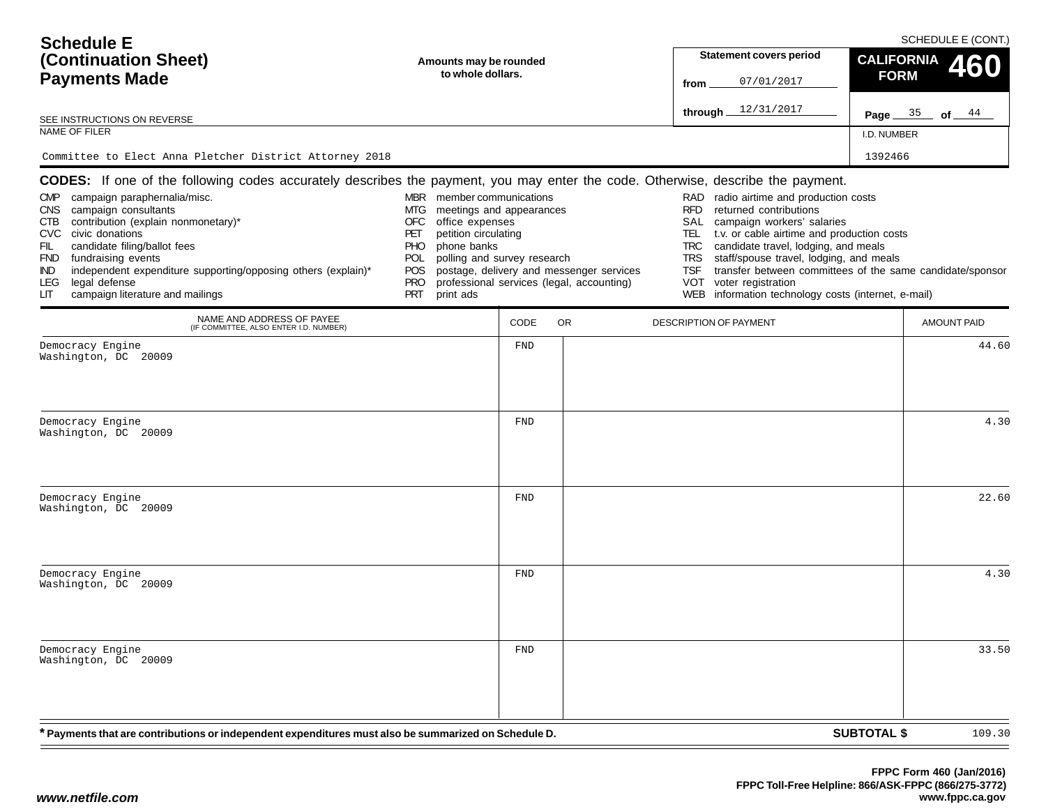SCHEDULE E (CONT.)

# Schedule E (Continuation Sheet) Payments Made

**Amounts may be rounded to whole dollars.**

**Statement covers period**

from 07/01/2017

through 12/31/2017

**CALIFORNIA FORM 460**

Page 35 of 44

SEE INSTRUCTIONS ON REVERSE

NAME OF FILER: Committee to Elect Anna Pletcher District Attorney 2018

I.D. NUMBER: 1392466

**CODES:** If one of the following codes accurately describes the payment, you may enter the code. Otherwise, describe the payment.

- CMP campaign paraphernalia/misc.
- CNS campaign consultants
- CTB contribution (explain nonmonetary)*
- CVC civic donations
- FIL candidate filing/ballot fees
- FND fundraising events
- IND independent expenditure supporting/opposing others (explain)*
- LEG legal defense
- LIT campaign literature and mailings
- MBR member communications
- MTG meetings and appearances
- OFC office expenses
- PET petition circulating
- PHO phone banks
- POL polling and survey research
- POS postage, delivery and messenger services
- PRO professional services (legal, accounting)
- PRT print ads
- RAD radio airtime and production costs
- RFD returned contributions
- SAL campaign workers' salaries
- TEL t.v. or cable airtime and production costs
- TRC candidate travel, lodging, and meals
- TRS staff/spouse travel, lodging, and meals
- TSF transfer between committees of the same candidate/sponsor
- VOT voter registration
- WEB information technology costs (internet, e-mail)

| NAME AND ADDRESS OF PAYEE (IF COMMITTEE, ALSO ENTER I.D. NUMBER) | CODE | DESCRIPTION OF PAYMENT | AMOUNT PAID |
|---|---|---|---|
| Democracy Engine Washington, DC 20009 | FND | | 44.60 |
| Democracy Engine Washington, DC 20009 | FND | | 4.30 |
| Democracy Engine Washington, DC 20009 | FND | | 22.60 |
| Democracy Engine Washington, DC 20009 | FND | | 4.30 |
| Democracy Engine Washington, DC 20009 | FND | | 33.50 |

*** Payments that are contributions or independent expenditures must also be summarized on Schedule D.** **SUBTOTAL $** 109.30

FPPC Form 460 (Jan/2016)
FPPC Toll-Free Helpline: 866/ASK-FPPC (866/275-3772)
www.fppc.ca.gov

www.netfile.com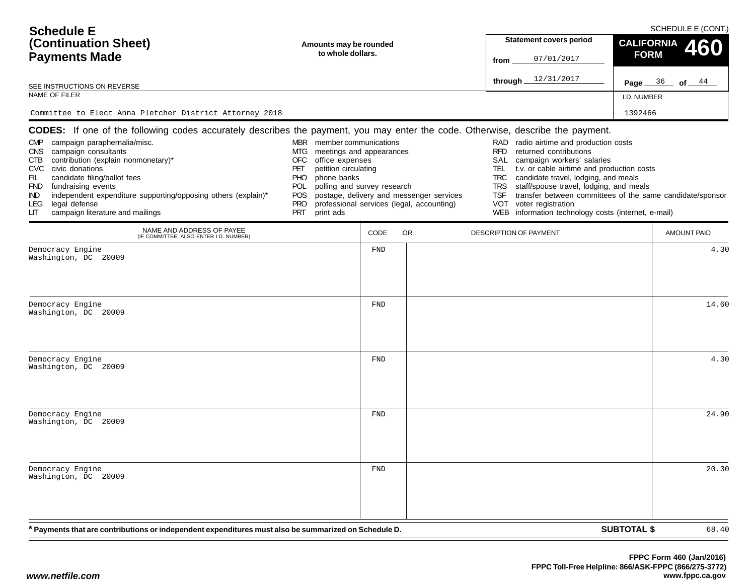# Schedule E (Continuation Sheet) Payments Made

SCHEDULE E (CONT.)

**Amounts may be rounded to whole dollars.**

SEE INSTRUCTIONS ON REVERSE

**Statement covers period**
from 07/01/2017
through 12/31/2017

**CALIFORNIA FORM 460**

Page 36 of 44

NAME OF FILER: Committee to Elect Anna Pletcher District Attorney 2018

I.D. NUMBER: 1392466

**CODES:** If one of the following codes accurately describes the payment, you may enter the code. Otherwise, describe the payment.

- CMP campaign paraphernalia/misc.
- CNS campaign consultants
- CTB contribution (explain nonmonetary)*
- CVC civic donations
- FIL candidate filing/ballot fees
- FND fundraising events
- IND independent expenditure supporting/opposing others (explain)*
- LEG legal defense
- LIT campaign literature and mailings
- MBR member communications
- MTG meetings and appearances
- OFC office expenses
- PET petition circulating
- PHO phone banks
- POL polling and survey research
- POS postage, delivery and messenger services
- PRO professional services (legal, accounting)
- PRT print ads
- RAD radio airtime and production costs
- RFD returned contributions
- SAL campaign workers' salaries
- TEL t.v. or cable airtime and production costs
- TRC candidate travel, lodging, and meals
- TRS staff/spouse travel, lodging, and meals
- TSF transfer between committees of the same candidate/sponsor
- VOT voter registration
- WEB information technology costs (internet, e-mail)

| NAME AND ADDRESS OF PAYEE (IF COMMITTEE, ALSO ENTER I.D. NUMBER) | CODE | DESCRIPTION OF PAYMENT | AMOUNT PAID |
|---|---|---|---|
| Democracy Engine Washington, DC 20009 | FND | | 4.30 |
| Democracy Engine Washington, DC 20009 | FND | | 14.60 |
| Democracy Engine Washington, DC 20009 | FND | | 4.30 |
| Democracy Engine Washington, DC 20009 | FND | | 24.90 |
| Democracy Engine Washington, DC 20009 | FND | | 20.30 |

**\* Payments that are contributions or independent expenditures must also be summarized on Schedule D.**

**SUBTOTAL $** 68.40

FPPC Form 460 (Jan/2016)
FPPC Toll-Free Helpline: 866/ASK-FPPC (866/275-3772)
www.fppc.ca.gov

*www.netfile.com*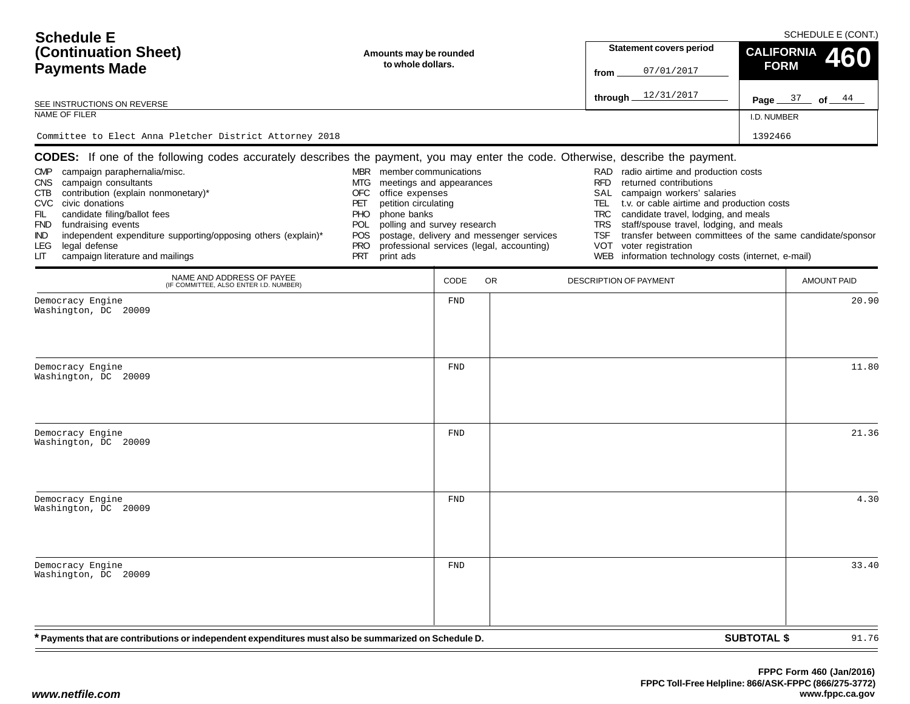# Schedule E (Continuation Sheet) Payments Made

SCHEDULE E (CONT.)

Amounts may be rounded to whole dollars.

Statement covers period from 07/01/2017 through 12/31/2017

**CALIFORNIA FORM 460**

Page 37 of 44

SEE INSTRUCTIONS ON REVERSE

NAME OF FILER: Committee to Elect Anna Pletcher District Attorney 2018

I.D. NUMBER: 1392466

**CODES:** If one of the following codes accurately describes the payment, you may enter the code. Otherwise, describe the payment.

- CMP campaign paraphernalia/misc.
- CNS campaign consultants
- CTB contribution (explain nonmonetary)*
- CVC civic donations
- FIL candidate filing/ballot fees
- FND fundraising events
- IND independent expenditure supporting/opposing others (explain)*
- LEG legal defense
- LIT campaign literature and mailings
- MBR member communications
- MTG meetings and appearances
- OFC office expenses
- PET petition circulating
- PHO phone banks
- POL polling and survey research
- POS postage, delivery and messenger services
- PRO professional services (legal, accounting)
- PRT print ads
- RAD radio airtime and production costs
- RFD returned contributions
- SAL campaign workers' salaries
- TEL t.v. or cable airtime and production costs
- TRC candidate travel, lodging, and meals
- TRS staff/spouse travel, lodging, and meals
- TSF transfer between committees of the same candidate/sponsor
- VOT voter registration
- WEB information technology costs (internet, e-mail)

| NAME AND ADDRESS OF PAYEE (IF COMMITTEE, ALSO ENTER I.D. NUMBER) | CODE | DESCRIPTION OF PAYMENT | AMOUNT PAID |
|---|---|---|---|
| Democracy Engine Washington, DC 20009 | FND | | 20.90 |
| Democracy Engine Washington, DC 20009 | FND | | 11.80 |
| Democracy Engine Washington, DC 20009 | FND | | 21.36 |
| Democracy Engine Washington, DC 20009 | FND | | 4.30 |
| Democracy Engine Washington, DC 20009 | FND | | 33.40 |

\* Payments that are contributions or independent expenditures must also be summarized on Schedule D.

**SUBTOTAL $** 91.76

FPPC Form 460 (Jan/2016)
FPPC Toll-Free Helpline: 866/ASK-FPPC (866/275-3772)
www.fppc.ca.gov

www.netfile.com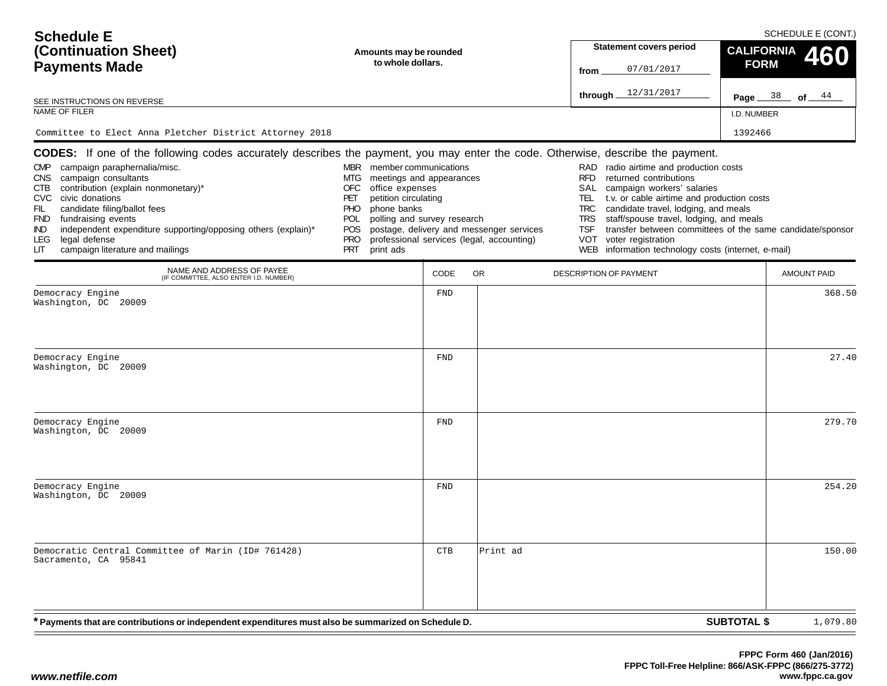SCHEDULE E (CONT.)

# Schedule E (Continuation Sheet) Payments Made

**Amounts may be rounded to whole dollars.**

| Statement covers period | |
|---|---|
| from | 07/01/2017 |
| through | 12/31/2017 |

**CALIFORNIA FORM 460**

Page 38 of 44

SEE INSTRUCTIONS ON REVERSE

NAME OF FILER: Committee to Elect Anna Pletcher District Attorney 2018

I.D. NUMBER: 1392466

**CODES:** If one of the following codes accurately describes the payment, you may enter the code. Otherwise, describe the payment.

- CMP campaign paraphernalia/misc.
- CNS campaign consultants
- CTB contribution (explain nonmonetary)*
- CVC civic donations
- FIL candidate filing/ballot fees
- FND fundraising events
- IND independent expenditure supporting/opposing others (explain)*
- LEG legal defense
- LIT campaign literature and mailings
- MBR member communications
- MTG meetings and appearances
- OFC office expenses
- PET petition circulating
- PHO phone banks
- POL polling and survey research
- POS postage, delivery and messenger services
- PRO professional services (legal, accounting)
- PRT print ads
- RAD radio airtime and production costs
- RFD returned contributions
- SAL campaign workers' salaries
- TEL t.v. or cable airtime and production costs
- TRC candidate travel, lodging, and meals
- TRS staff/spouse travel, lodging, and meals
- TSF transfer between committees of the same candidate/sponsor
- VOT voter registration
- WEB information technology costs (internet, e-mail)

| NAME AND ADDRESS OF PAYEE (IF COMMITTEE, ALSO ENTER I.D. NUMBER) | CODE | OR DESCRIPTION OF PAYMENT | AMOUNT PAID |
|---|---|---|---|
| Democracy Engine<br>Washington, DC 20009 | FND | | 368.50 |
| Democracy Engine<br>Washington, DC 20009 | FND | | 27.40 |
| Democracy Engine<br>Washington, DC 20009 | FND | | 279.70 |
| Democracy Engine<br>Washington, DC 20009 | FND | | 254.20 |
| Democratic Central Committee of Marin (ID# 761428)<br>Sacramento, CA 95841 | CTB | Print ad | 150.00 |

**\* Payments that are contributions or independent expenditures must also be summarized on Schedule D.**

**SUBTOTAL $** 1,079.80

FPPC Form 460 (Jan/2016)
FPPC Toll-Free Helpline: 866/ASK-FPPC (866/275-3772)
www.fppc.ca.gov

www.netfile.com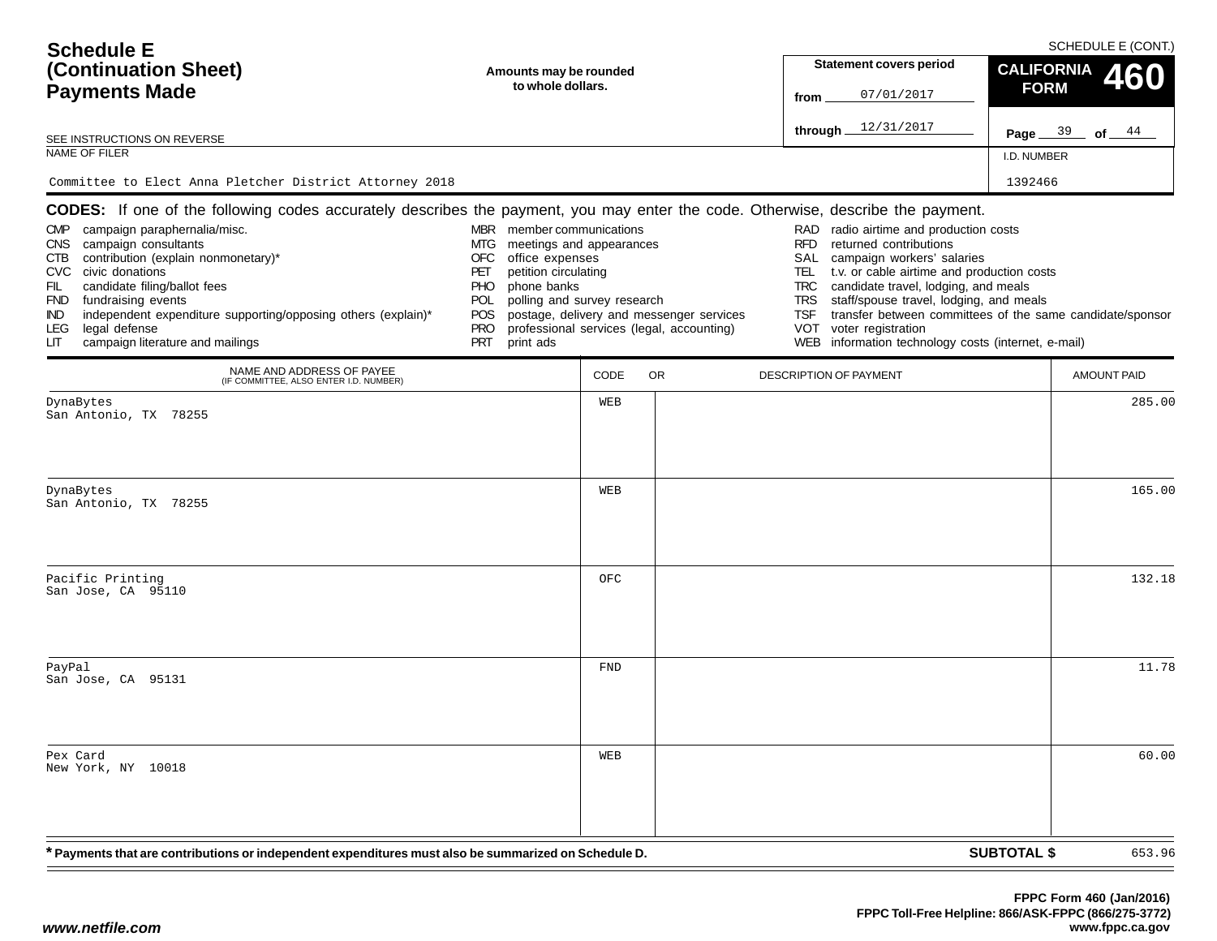# Schedule E (Continuation Sheet) Payments Made

SCHEDULE E (CONT.)

**Amounts may be rounded to whole dollars.**

| Statement covers period | |
|---|---|
| from | 07/01/2017 |
| through | 12/31/2017 |

**CALIFORNIA FORM 460**

Page 39 of 44

SEE INSTRUCTIONS ON REVERSE

NAME OF FILER: Committee to Elect Anna Pletcher District Attorney 2018

I.D. NUMBER: 1392466

**CODES:** If one of the following codes accurately describes the payment, you may enter the code. Otherwise, describe the payment.

- CMP campaign paraphernalia/misc.
- CNS campaign consultants
- CTB contribution (explain nonmonetary)*
- CVC civic donations
- FIL candidate filing/ballot fees
- FND fundraising events
- IND independent expenditure supporting/opposing others (explain)*
- LEG legal defense
- LIT campaign literature and mailings
- MBR member communications
- MTG meetings and appearances
- OFC office expenses
- PET petition circulating
- PHO phone banks
- POL polling and survey research
- POS postage, delivery and messenger services
- PRO professional services (legal, accounting)
- PRT print ads
- RAD radio airtime and production costs
- RFD returned contributions
- SAL campaign workers' salaries
- TEL t.v. or cable airtime and production costs
- TRC candidate travel, lodging, and meals
- TRS staff/spouse travel, lodging, and meals
- TSF transfer between committees of the same candidate/sponsor
- VOT voter registration
- WEB information technology costs (internet, e-mail)

| NAME AND ADDRESS OF PAYEE (IF COMMITTEE, ALSO ENTER I.D. NUMBER) | CODE | OR DESCRIPTION OF PAYMENT | AMOUNT PAID |
|---|---|---|---|
| DynaBytes<br>San Antonio, TX 78255 | WEB | | 285.00 |
| DynaBytes<br>San Antonio, TX 78255 | WEB | | 165.00 |
| Pacific Printing<br>San Jose, CA 95110 | OFC | | 132.18 |
| PayPal<br>San Jose, CA 95131 | FND | | 11.78 |
| Pex Card<br>New York, NY 10018 | WEB | | 60.00 |

**\* Payments that are contributions or independent expenditures must also be summarized on Schedule D.**

**SUBTOTAL $** 653.96

FPPC Form 460 (Jan/2016)
FPPC Toll-Free Helpline: 866/ASK-FPPC (866/275-3772)
www.fppc.ca.gov

www.netfile.com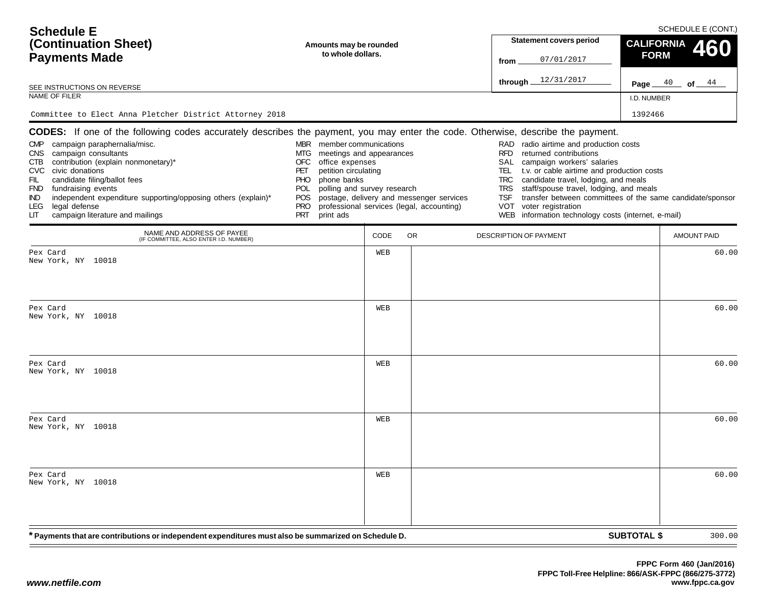# Schedule E (Continuation Sheet) Payments Made

SCHEDULE E (CONT.)

**Amounts may be rounded to whole dollars.**

SEE INSTRUCTIONS ON REVERSE

| Statement covers period | |
|---|---|
| from | 07/01/2017 |
| through | 12/31/2017 |

**CALIFORNIA FORM 460**

Page 40 of 44

| NAME OF FILER | I.D. NUMBER |
|---|---|
| Committee to Elect Anna Pletcher District Attorney 2018 | 1392466 |

**CODES:** If one of the following codes accurately describes the payment, you may enter the code. Otherwise, describe the payment.

| | | | | | |
|---|---|---|---|---|---|
| CMP | campaign paraphernalia/misc. | MBR | member communications | RAD | radio airtime and production costs |
| CNS | campaign consultants | MTG | meetings and appearances | RFD | returned contributions |
| CTB | contribution (explain nonmonetary)* | OFC | office expenses | SAL | campaign workers' salaries |
| CVC | civic donations | PET | petition circulating | TEL | t.v. or cable airtime and production costs |
| FIL | candidate filing/ballot fees | PHO | phone banks | TRC | candidate travel, lodging, and meals |
| FND | fundraising events | POL | polling and survey research | TRS | staff/spouse travel, lodging, and meals |
| IND | independent expenditure supporting/opposing others (explain)* | POS | postage, delivery and messenger services | TSF | transfer between committees of the same candidate/sponsor |
| LEG | legal defense | PRO | professional services (legal, accounting) | VOT | voter registration |
| LIT | campaign literature and mailings | PRT | print ads | WEB | information technology costs (internet, e-mail) |

| NAME AND ADDRESS OF PAYEE (IF COMMITTEE, ALSO ENTER I.D. NUMBER) | CODE | DESCRIPTION OF PAYMENT | AMOUNT PAID |
|---|---|---|---|
| Pex Card<br>New York, NY 10018 | WEB | | 60.00 |
| Pex Card<br>New York, NY 10018 | WEB | | 60.00 |
| Pex Card<br>New York, NY 10018 | WEB | | 60.00 |
| Pex Card<br>New York, NY 10018 | WEB | | 60.00 |
| Pex Card<br>New York, NY 10018 | WEB | | 60.00 |
| | | **SUBTOTAL $** | 300.00 |

**\* Payments that are contributions or independent expenditures must also be summarized on Schedule D.**

**FPPC Form 460 (Jan/2016)**
**FPPC Toll-Free Helpline: 866/ASK-FPPC (866/275-3772)**
**www.fppc.ca.gov**

***www.netfile.com***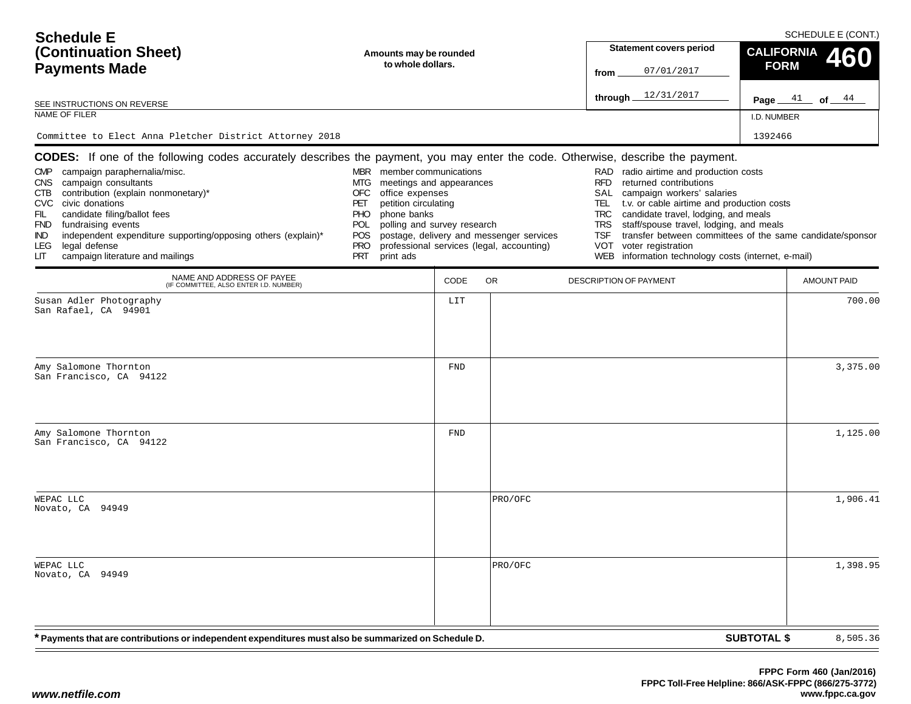# Schedule E (Continuation Sheet) Payments Made

SCHEDULE E (CONT.)

Amounts may be rounded to whole dollars.

Statement covers period from 07/01/2017 through 12/31/2017

CALIFORNIA FORM 460

Page 41 of 44

SEE INSTRUCTIONS ON REVERSE

NAME OF FILER: Committee to Elect Anna Pletcher District Attorney 2018

I.D. NUMBER: 1392466

**CODES:** If one of the following codes accurately describes the payment, you may enter the code. Otherwise, describe the payment.

| | | | | | |
|---|---|---|---|---|---|
| CMP | campaign paraphernalia/misc. | MBR | member communications | RAD | radio airtime and production costs |
| CNS | campaign consultants | MTG | meetings and appearances | RFD | returned contributions |
| CTB | contribution (explain nonmonetary)* | OFC | office expenses | SAL | campaign workers' salaries |
| CVC | civic donations | PET | petition circulating | TEL | t.v. or cable airtime and production costs |
| FIL | candidate filing/ballot fees | PHO | phone banks | TRC | candidate travel, lodging, and meals |
| FND | fundraising events | POL | polling and survey research | TRS | staff/spouse travel, lodging, and meals |
| IND | independent expenditure supporting/opposing others (explain)* | POS | postage, delivery and messenger services | TSF | transfer between committees of the same candidate/sponsor |
| LEG | legal defense | PRO | professional services (legal, accounting) | VOT | voter registration |
| LIT | campaign literature and mailings | PRT | print ads | WEB | information technology costs (internet, e-mail) |

| NAME AND ADDRESS OF PAYEE (IF COMMITTEE, ALSO ENTER I.D. NUMBER) | CODE | DESCRIPTION OF PAYMENT | AMOUNT PAID |
|---|---|---|---|
| Susan Adler Photography<br>San Rafael, CA 94901 | LIT | | 700.00 |
| Amy Salomone Thornton<br>San Francisco, CA 94122 | FND | | 3,375.00 |
| Amy Salomone Thornton<br>San Francisco, CA 94122 | FND | | 1,125.00 |
| WEPAC LLC<br>Novato, CA 94949 | | PRO/OFC | 1,906.41 |
| WEPAC LLC<br>Novato, CA 94949 | | PRO/OFC | 1,398.95 |

* Payments that are contributions or independent expenditures must also be summarized on Schedule D.

**SUBTOTAL $** 8,505.36

FPPC Form 460 (Jan/2016)
FPPC Toll-Free Helpline: 866/ASK-FPPC (866/275-3772)
www.fppc.ca.gov

www.netfile.com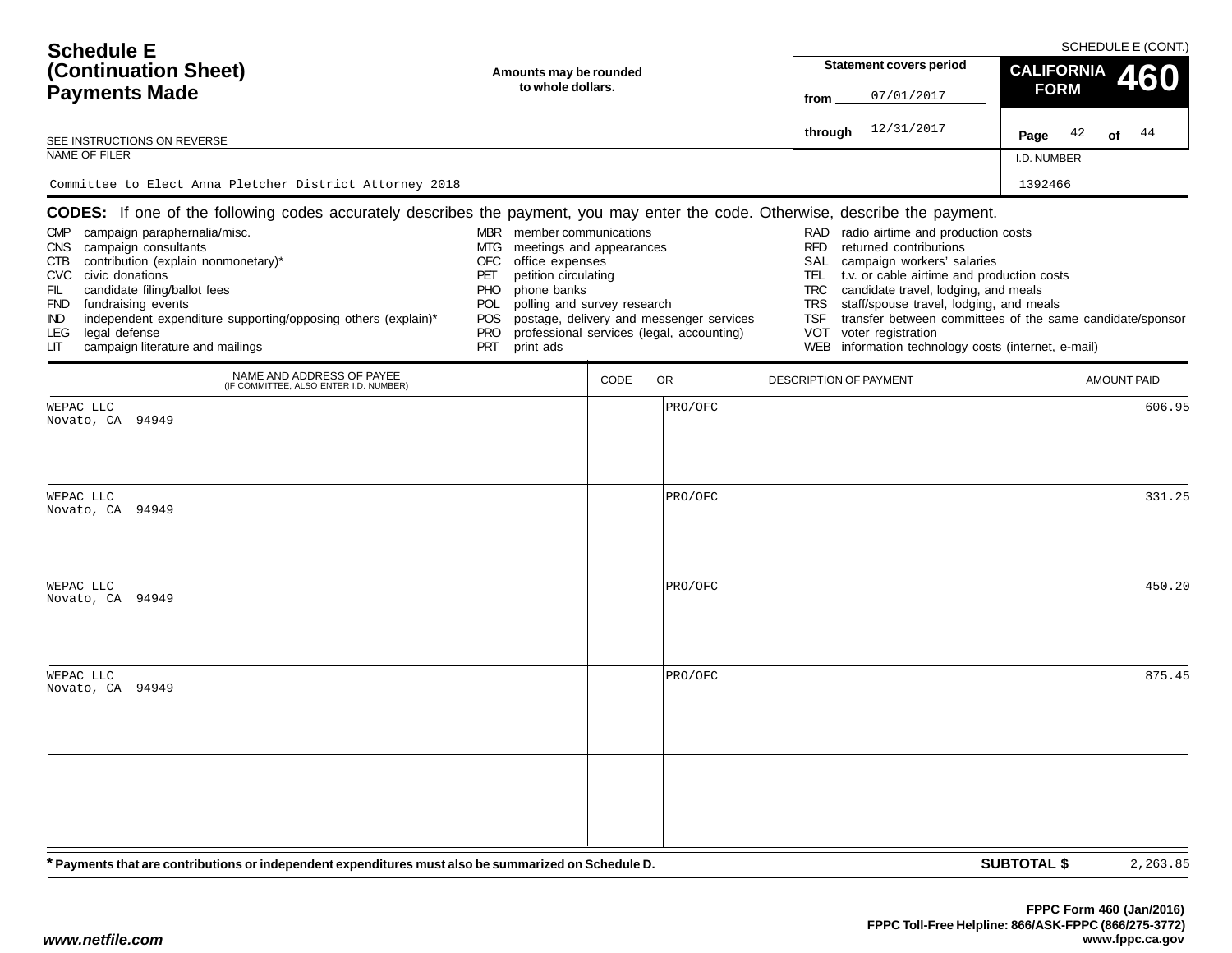# Schedule E (Continuation Sheet) Payments Made

SCHEDULE E (CONT.)

**Amounts may be rounded to whole dollars.**

SEE INSTRUCTIONS ON REVERSE

| Statement covers period | CALIFORNIA FORM 460 |
|---|---|
| from 07/01/2017 | |
| through 12/31/2017 | Page 42 of 44 |

| NAME OF FILER | I.D. NUMBER |
|---|---|
| Committee to Elect Anna Pletcher District Attorney 2018 | 1392466 |

**CODES:** If one of the following codes accurately describes the payment, you may enter the code. Otherwise, describe the payment.

- CMP campaign paraphernalia/misc.
- CNS campaign consultants
- CTB contribution (explain nonmonetary)*
- CVC civic donations
- FIL candidate filing/ballot fees
- FND fundraising events
- IND independent expenditure supporting/opposing others (explain)*
- LEG legal defense
- LIT campaign literature and mailings
- MBR member communications
- MTG meetings and appearances
- OFC office expenses
- PET petition circulating
- PHO phone banks
- POL polling and survey research
- POS postage, delivery and messenger services
- PRO professional services (legal, accounting)
- PRT print ads
- RAD radio airtime and production costs
- RFD returned contributions
- SAL campaign workers' salaries
- TEL t.v. or cable airtime and production costs
- TRC candidate travel, lodging, and meals
- TRS staff/spouse travel, lodging, and meals
- TSF transfer between committees of the same candidate/sponsor
- VOT voter registration
- WEB information technology costs (internet, e-mail)

| NAME AND ADDRESS OF PAYEE (IF COMMITTEE, ALSO ENTER I.D. NUMBER) | CODE | OR DESCRIPTION OF PAYMENT | AMOUNT PAID |
|---|---|---|---|
| WEPAC LLC<br>Novato, CA 94949 | | PRO/OFC | 606.95 |
| WEPAC LLC<br>Novato, CA 94949 | | PRO/OFC | 331.25 |
| WEPAC LLC<br>Novato, CA 94949 | | PRO/OFC | 450.20 |
| WEPAC LLC<br>Novato, CA 94949 | | PRO/OFC | 875.45 |
| | | | |

**\* Payments that are contributions or independent expenditures must also be summarized on Schedule D.**

**SUBTOTAL $** 2,263.85

**FPPC Form 460 (Jan/2016)**
**FPPC Toll-Free Helpline: 866/ASK-FPPC (866/275-3772)**
**www.fppc.ca.gov**

*www.netfile.com*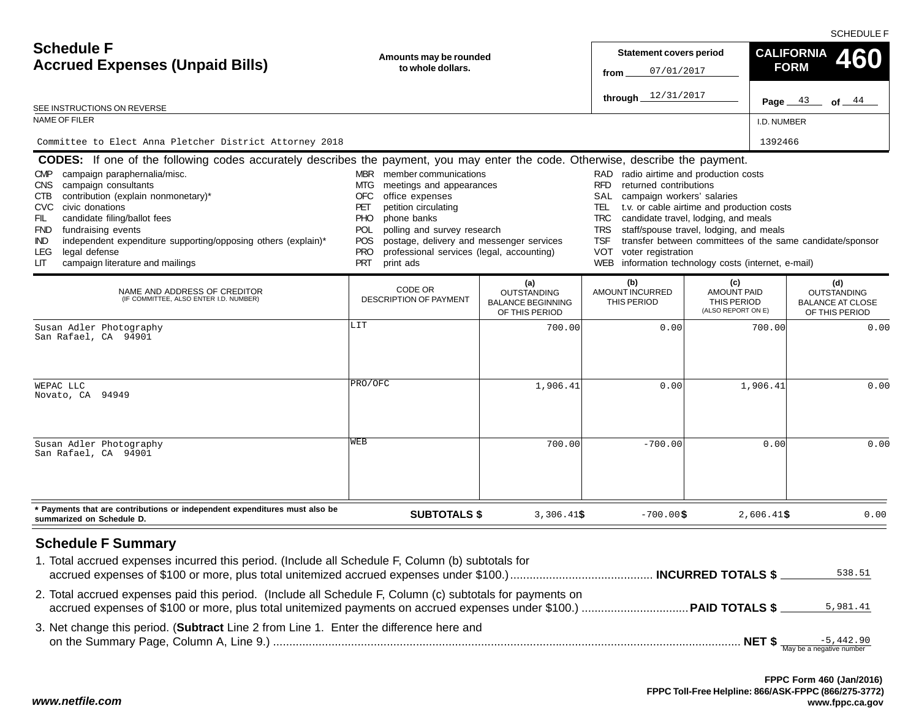SCHEDULE F

# Schedule F
## Accrued Expenses (Unpaid Bills)

**Amounts may be rounded to whole dollars.**

**Statement covers period**
from 07/01/2017
through 12/31/2017

**CALIFORNIA FORM 460**

Page 43 of 44

SEE INSTRUCTIONS ON REVERSE

NAME OF FILER: Committee to Elect Anna Pletcher District Attorney 2018

I.D. NUMBER: 1392466

**CODES:** If one of the following codes accurately describes the payment, you may enter the code. Otherwise, describe the payment.

- CMP campaign paraphernalia/misc.
- CNS campaign consultants
- CTB contribution (explain nonmonetary)*
- CVC civic donations
- FIL candidate filing/ballot fees
- FND fundraising events
- IND independent expenditure supporting/opposing others (explain)*
- LEG legal defense
- LIT campaign literature and mailings
- MBR member communications
- MTG meetings and appearances
- OFC office expenses
- PET petition circulating
- PHO phone banks
- POL polling and survey research
- POS postage, delivery and messenger services
- PRO professional services (legal, accounting)
- PRT print ads
- RAD radio airtime and production costs
- RFD returned contributions
- SAL campaign workers' salaries
- TEL t.v. or cable airtime and production costs
- TRC candidate travel, lodging, and meals
- TRS staff/spouse travel, lodging, and meals
- TSF transfer between committees of the same candidate/sponsor
- VOT voter registration
- WEB information technology costs (internet, e-mail)

| NAME AND ADDRESS OF CREDITOR (IF COMMITTEE, ALSO ENTER I.D. NUMBER) | CODE OR DESCRIPTION OF PAYMENT | (a) OUTSTANDING BALANCE BEGINNING OF THIS PERIOD | (b) AMOUNT INCURRED THIS PERIOD | (c) AMOUNT PAID THIS PERIOD (ALSO REPORT ON E) | (d) OUTSTANDING BALANCE AT CLOSE OF THIS PERIOD |
|---|---|---|---|---|---|
| Susan Adler Photography<br>San Rafael, CA 94901 | LIT | 700.00 | 0.00 | 700.00 | 0.00 |
| WEPAC LLC<br>Novato, CA 94949 | PRO/OFC | 1,906.41 | 0.00 | 1,906.41 | 0.00 |
| Susan Adler Photography<br>San Rafael, CA 94901 | WEB | 700.00 | -700.00 | 0.00 | 0.00 |
| * Payments that are contributions or independent expenditures must also be summarized on Schedule D. | **SUBTOTALS $** | 3,306.41 | $ -700.00 | $ 2,606.41 | $ 0.00 |

## Schedule F Summary

1. Total accrued expenses incurred this period. (Include all Schedule F, Column (b) subtotals for accrued expenses of $100 or more, plus total unitemized accrued expenses under $100.) ............ **INCURRED TOTALS $** 538.51
2. Total accrued expenses paid this period. (Include all Schedule F, Column (c) subtotals for payments on accrued expenses of $100 or more, plus total unitemized payments on accrued expenses under $100.) ............ **PAID TOTALS $** 5,981.41
3. Net change this period. (**Subtract** Line 2 from Line 1. Enter the difference here and on the Summary Page, Column A, Line 9.) ............ **NET $** -5,442.90 (May be a negative number)

*www.netfile.com*

**FPPC Form 460 (Jan/2016)**
**FPPC Toll-Free Helpline: 866/ASK-FPPC (866/275-3772)**
**www.fppc.ca.gov**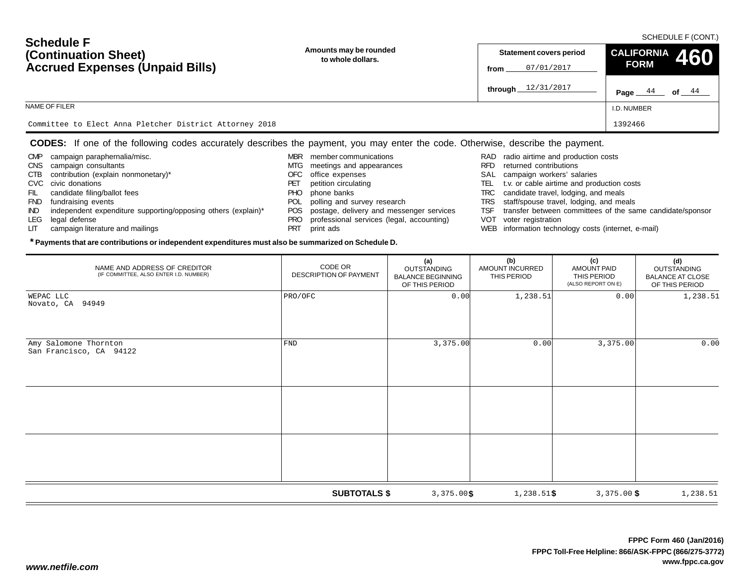SCHEDULE F (CONT.)

# Schedule F (Continuation Sheet) Accrued Expenses (Unpaid Bills)

**Amounts may be rounded to whole dollars.**

**Statement covers period**

from 07/01/2017

through 12/31/2017

**CALIFORNIA FORM 460**

Page 44 of 44

NAME OF FILER: Committee to Elect Anna Pletcher District Attorney 2018

I.D. NUMBER: 1392466

**CODES:** If one of the following codes accurately describes the payment, you may enter the code. Otherwise, describe the payment.

- CMP campaign paraphernalia/misc.
- CNS campaign consultants
- CTB contribution (explain nonmonetary)*
- CVC civic donations
- FIL candidate filing/ballot fees
- FND fundraising events
- IND independent expenditure supporting/opposing others (explain)*
- LEG legal defense
- LIT campaign literature and mailings
- MBR member communications
- MTG meetings and appearances
- OFC office expenses
- PET petition circulating
- PHO phone banks
- POL polling and survey research
- POS postage, delivery and messenger services
- PRO professional services (legal, accounting)
- PRT print ads
- RAD radio airtime and production costs
- RFD returned contributions
- SAL campaign workers' salaries
- TEL t.v. or cable airtime and production costs
- TRC candidate travel, lodging, and meals
- TRS staff/spouse travel, lodging, and meals
- TSF transfer between committees of the same candidate/sponsor
- VOT voter registration
- WEB information technology costs (internet, e-mail)

**\* Payments that are contributions or independent expenditures must also be summarized on Schedule D.**

| NAME AND ADDRESS OF CREDITOR (IF COMMITTEE, ALSO ENTER I.D. NUMBER) | CODE OR DESCRIPTION OF PAYMENT | (a) OUTSTANDING BALANCE BEGINNING OF THIS PERIOD | (b) AMOUNT INCURRED THIS PERIOD | (c) AMOUNT PAID THIS PERIOD (ALSO REPORT ON E) | (d) OUTSTANDING BALANCE AT CLOSE OF THIS PERIOD |
|---|---|---|---|---|---|
| WEPAC LLC<br>Novato, CA 94949 | PRO/OFC | 0.00 | 1,238.51 | 0.00 | 1,238.51 |
| Amy Salomone Thornton<br>San Francisco, CA 94122 | FND | 3,375.00 | 0.00 | 3,375.00 | 0.00 |
| | | | | | |
| | | | | | |
| | **SUBTOTALS $** | 3,375.00 | $ 1,238.51 | $ 3,375.00 | $ 1,238.51 |

FPPC Form 460 (Jan/2016)

FPPC Toll-Free Helpline: 866/ASK-FPPC (866/275-3772)

www.fppc.ca.gov

*www.netfile.com*